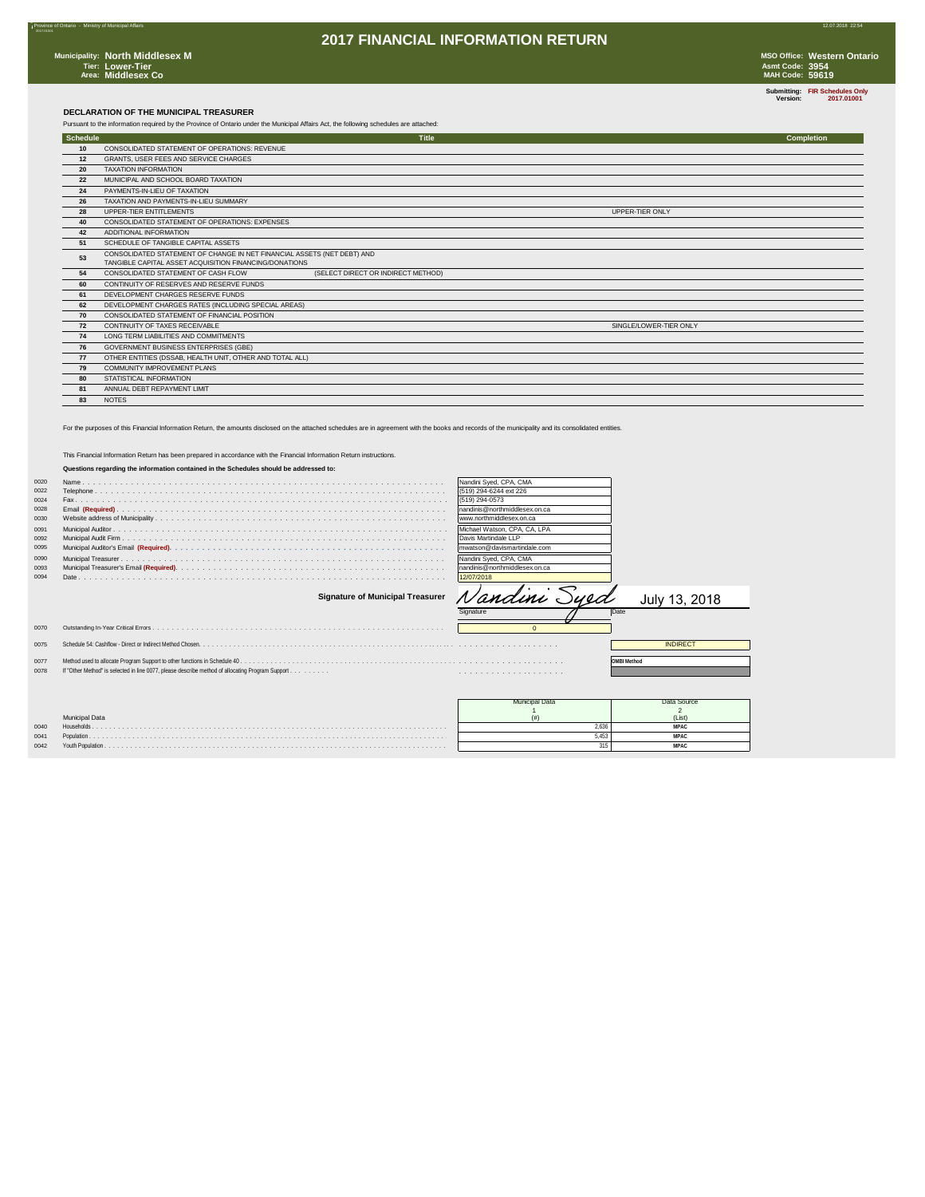Province of Ontario - Ministry of Municipal Affairs

# 2017 FINANCIAL INFORMATION RETURN

**Municipality:** North Middlesex M
**Tier:** Lower-Tier
**Area:** Middlesex Co

**MSO Office:** Western Ontario
**Asmt Code:** 3954
**MAH Code:** 59619

**Submitting:** FIR Schedules Only
**Version:** 2017.01001

## DECLARATION OF THE MUNICIPAL TREASURER

Pursuant to the information required by the Province of Ontario under the Municipal Affairs Act, the following schedules are attached:

| Schedule | Title | | Completion |
|---|---|---|---|
| 10 | CONSOLIDATED STATEMENT OF OPERATIONS: REVENUE | | |
| 12 | GRANTS, USER FEES AND SERVICE CHARGES | | |
| 20 | TAXATION INFORMATION | | |
| 22 | MUNICIPAL AND SCHOOL BOARD TAXATION | | |
| 24 | PAYMENTS-IN-LIEU OF TAXATION | | |
| 26 | TAXATION AND PAYMENTS-IN-LIEU SUMMARY | | |
| 28 | UPPER-TIER ENTITLEMENTS | UPPER-TIER ONLY | |
| 40 | CONSOLIDATED STATEMENT OF OPERATIONS: EXPENSES | | |
| 42 | ADDITIONAL INFORMATION | | |
| 51 | SCHEDULE OF TANGIBLE CAPITAL ASSETS | | |
| 53 | CONSOLIDATED STATEMENT OF CHANGE IN NET FINANCIAL ASSETS (NET DEBT) AND TANGIBLE CAPITAL ASSET ACQUISITION FINANCING/DONATIONS | | |
| 54 | CONSOLIDATED STATEMENT OF CASH FLOW (SELECT DIRECT OR INDIRECT METHOD) | | |
| 60 | CONTINUITY OF RESERVES AND RESERVE FUNDS | | |
| 61 | DEVELOPMENT CHARGES RESERVE FUNDS | | |
| 62 | DEVELOPMENT CHARGES RATES (INCLUDING SPECIAL AREAS) | | |
| 70 | CONSOLIDATED STATEMENT OF FINANCIAL POSITION | | |
| 72 | CONTINUITY OF TAXES RECEIVABLE | SINGLE/LOWER-TIER ONLY | |
| 74 | LONG TERM LIABILITIES AND COMMITMENTS | | |
| 76 | GOVERNMENT BUSINESS ENTERPRISES (GBE) | | |
| 77 | OTHER ENTITIES (DSSAB, HEALTH UNIT, OTHER AND TOTAL ALL) | | |
| 79 | COMMUNITY IMPROVEMENT PLANS | | |
| 80 | STATISTICAL INFORMATION | | |
| 81 | ANNUAL DEBT REPAYMENT LIMIT | | |
| 83 | NOTES | | |

For the purposes of this Financial Information Return, the amounts disclosed on the attached schedules are in agreement with the books and records of the municipality and its consolidated entities.

This Financial Information Return has been prepared in accordance with the Financial Information Return instructions.

**Questions regarding the information contained in the Schedules should be addressed to:**

| Line | Item | Value |
|---|---|---|
| 0020 | Name | Nandini Syed, CPA, CMA |
| 0022 | Telephone | (519) 294-6244 ext 226 |
| 0024 | Fax | (519) 294-0573 |
| 0028 | Email **(Required)** | nandinis@northmiddlesex.on.ca |
| 0030 | Website address of Municipality | www.northmiddlesex.on.ca |
| 0091 | Municipal Auditor | Michael Watson, CPA, CA, LPA |
| 0092 | Municipal Audit Firm | Davis Martindale LLP |
| 0095 | Municipal Auditor's Email **(Required)** | mwatson@davismartindale.com |
| 0090 | Municipal Treasurer | Nandini Syed, CPA, CMA |
| 0093 | Municipal Treasurer's Email **(Required)** | nandinis@northmiddlesex.on.ca |
| 0094 | Date | 12/07/2018 |

**Signature of Municipal Treasurer** Nandini Syed (Signature) July 13, 2018 (Date)

| Line | Item | Value |
|---|---|---|
| 0070 | Outstanding In-Year Critical Errors | 0 |
| 0075 | Schedule 54: Cashflow - Direct or Indirect Method Chosen | INDIRECT |
| 0077 | Method used to allocate Program Support to other functions in Schedule 40 | OMBI Method |
| 0078 | If "Other Method" is selected in line 0077, please describe method of allocating Program Support | |

| Line | Municipal Data | Municipal Data 1 (#) | Data Source 2 (List) |
|---|---|---|---|
| 0040 | Households | 2,636 | MPAC |
| 0041 | Population | 5,453 | MPAC |
| 0042 | Youth Population | 315 | MPAC |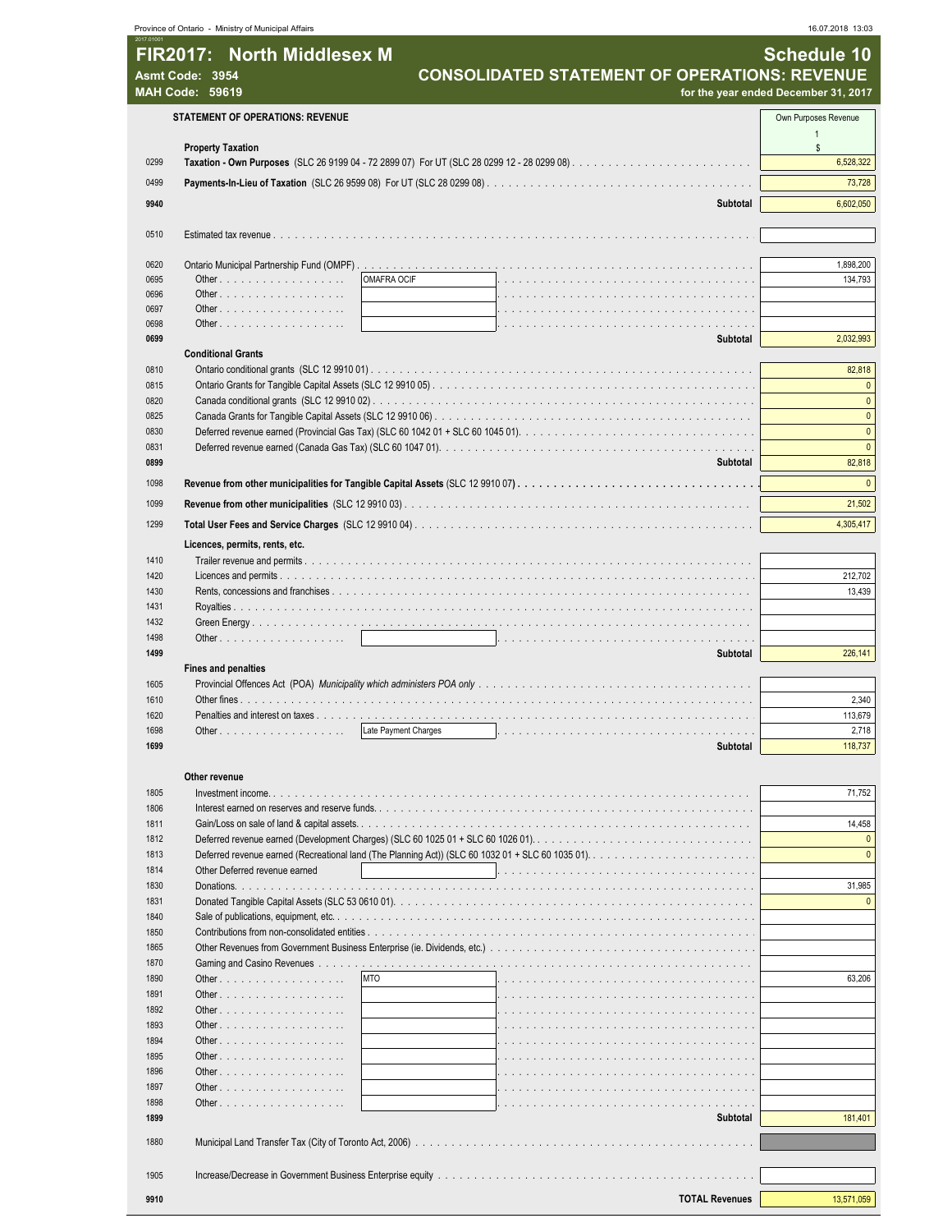Province of Ontario - Ministry of Municipal Affairs

# FIR2017: North Middlesex M

**Asmt Code: 3954**
**MAH Code: 59619**

## Schedule 10
## CONSOLIDATED STATEMENT OF OPERATIONS: REVENUE
**for the year ended December 31, 2017**

**STATEMENT OF OPERATIONS: REVENUE**

| Line | Description | | Own Purposes Revenue 1 $ |
|---|---|---|---|
| | **Property Taxation** | | |
| 0299 | **Taxation - Own Purposes** (SLC 26 9199 04 - 72 2899 07) For UT (SLC 28 0299 12 - 28 0299 08) | | 6,528,322 |
| 0499 | **Payments-In-Lieu of Taxation** (SLC 26 9599 08) For UT (SLC 28 0299 08) | | 73,728 |
| **9940** | **Subtotal** | | 6,602,050 |
| 0510 | Estimated tax revenue | | |
| 0620 | Ontario Municipal Partnership Fund (OMPF) | | 1,898,200 |
| 0695 | Other | OMAFRA OCIF | 134,793 |
| 0696 | Other | | |
| 0697 | Other | | |
| 0698 | Other | | |
| **0699** | **Subtotal** | | 2,032,993 |
| | **Conditional Grants** | | |
| 0810 | Ontario conditional grants (SLC 12 9910 01) | | 82,818 |
| 0815 | Ontario Grants for Tangible Capital Assets (SLC 12 9910 05) | | 0 |
| 0820 | Canada conditional grants (SLC 12 9910 02) | | 0 |
| 0825 | Canada Grants for Tangible Capital Assets (SLC 12 9910 06) | | 0 |
| 0830 | Deferred revenue earned (Provincial Gas Tax) (SLC 60 1042 01 + SLC 60 1045 01) | | 0 |
| 0831 | Deferred revenue earned (Canada Gas Tax) (SLC 60 1047 01) | | 0 |
| **0899** | **Subtotal** | | 82,818 |
| 1098 | **Revenue from other municipalities for Tangible Capital Assets** (SLC 12 9910 07) | | 0 |
| 1099 | **Revenue from other municipalities** (SLC 12 9910 03) | | 21,502 |
| 1299 | **Total User Fees and Service Charges** (SLC 12 9910 04) | | 4,305,417 |
| | **Licences, permits, rents, etc.** | | |
| 1410 | Trailer revenue and permits | | |
| 1420 | Licences and permits | | 212,702 |
| 1430 | Rents, concessions and franchises | | 13,439 |
| 1431 | Royalties | | |
| 1432 | Green Energy | | |
| 1498 | Other | | |
| **1499** | **Subtotal** | | 226,141 |
| | **Fines and penalties** | | |
| 1605 | Provincial Offences Act (POA) *Municipality which administers POA only* | | |
| 1610 | Other fines | | 2,340 |
| 1620 | Penalties and interest on taxes | | 113,679 |
| 1698 | Other | Late Payment Charges | 2,718 |
| **1699** | **Subtotal** | | 118,737 |
| | **Other revenue** | | |
| 1805 | Investment income | | 71,752 |
| 1806 | Interest earned on reserves and reserve funds | | |
| 1811 | Gain/Loss on sale of land & capital assets | | 14,458 |
| 1812 | Deferred revenue earned (Development Charges) (SLC 60 1025 01 + SLC 60 1026 01) | | 0 |
| 1813 | Deferred revenue earned (Recreational land (The Planning Act)) (SLC 60 1032 01 + SLC 60 1035 01) | | 0 |
| 1814 | Other Deferred revenue earned | | |
| 1830 | Donations | | 31,985 |
| 1831 | Donated Tangible Capital Assets (SLC 53 0610 01) | | 0 |
| 1840 | Sale of publications, equipment, etc. | | |
| 1850 | Contributions from non-consolidated entities | | |
| 1865 | Other Revenues from Government Business Enterprise (ie. Dividends, etc.) | | |
| 1870 | Gaming and Casino Revenues | | |
| 1890 | Other | MTO | 63,206 |
| 1891 | Other | | |
| 1892 | Other | | |
| 1893 | Other | | |
| 1894 | Other | | |
| 1895 | Other | | |
| 1896 | Other | | |
| 1897 | Other | | |
| 1898 | Other | | |
| **1899** | **Subtotal** | | 181,401 |
| 1880 | Municipal Land Transfer Tax (City of Toronto Act, 2006) | | |
| 1905 | Increase/Decrease in Government Business Enterprise equity | | |
| **9910** | **TOTAL Revenues** | | 13,571,059 |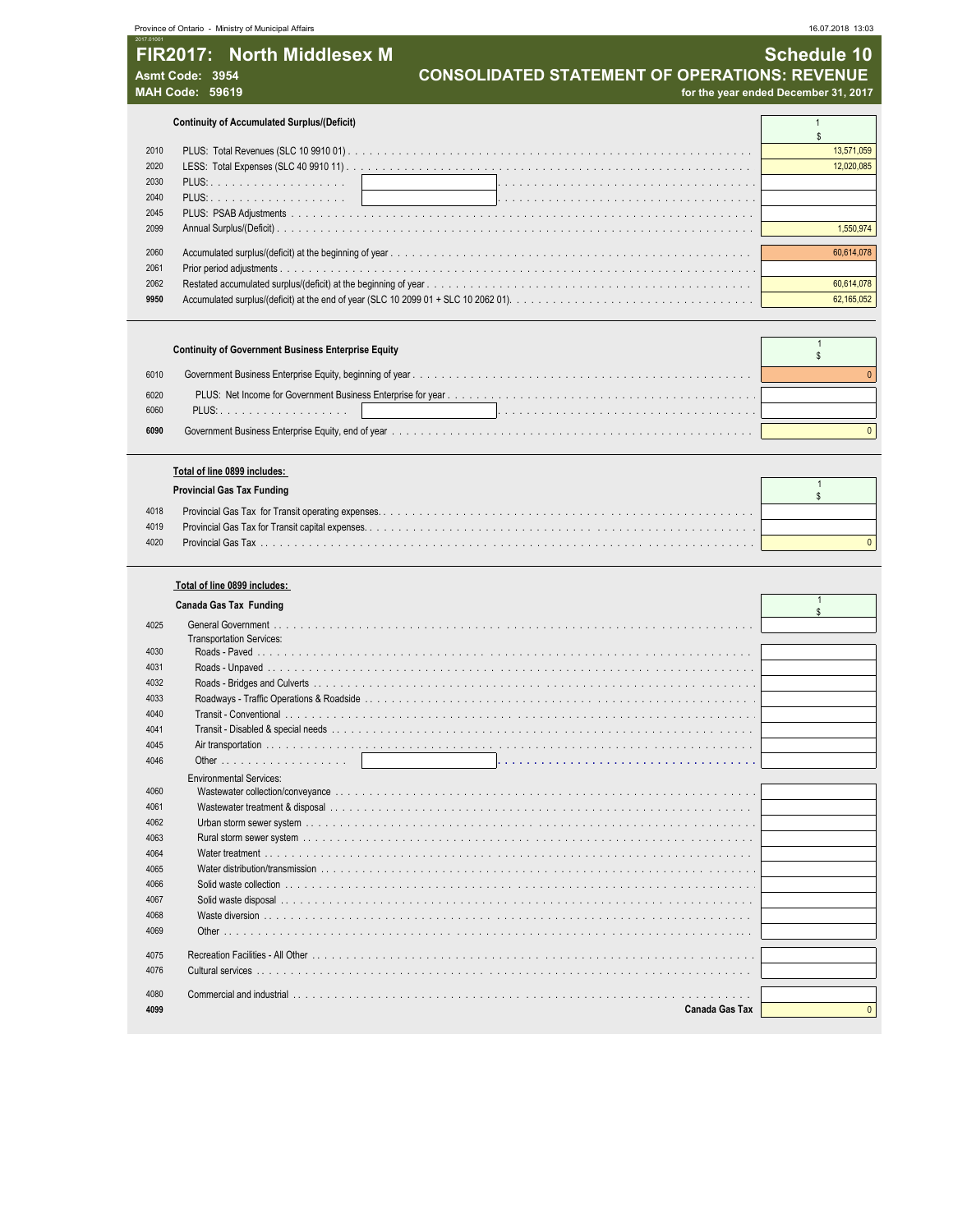# FIR2017: North Middlesex M

**Asmt Code: 3954**
**MAH Code: 59619**

## Schedule 10
## CONSOLIDATED STATEMENT OF OPERATIONS: REVENUE
**for the year ended December 31, 2017**

### Continuity of Accumulated Surplus/(Deficit)

| | | 1 $ |
|---|---|---|
| 2010 | PLUS: Total Revenues (SLC 10 9910 01) | 13,571,059 |
| 2020 | LESS: Total Expenses (SLC 40 9910 11) | 12,020,085 |
| 2030 | PLUS: | |
| 2040 | PLUS: | |
| 2045 | PLUS: PSAB Adjustments | |
| 2099 | Annual Surplus/(Deficit) | 1,550,974 |
| 2060 | Accumulated surplus/(deficit) at the beginning of year | 60,614,078 |
| 2061 | Prior period adjustments | |
| 2062 | Restated accumulated surplus/(deficit) at the beginning of year | 60,614,078 |
| **9950** | Accumulated surplus/(deficit) at the end of year (SLC 10 2099 01 + SLC 10 2062 01) | 62,165,052 |

### Continuity of Government Business Enterprise Equity

| | | 1 $ |
|---|---|---|
| 6010 | Government Business Enterprise Equity, beginning of year | 0 |
| 6020 | PLUS: Net Income for Government Business Enterprise for year | |
| 6060 | PLUS: | |
| **6090** | Government Business Enterprise Equity, end of year | 0 |

**Total of line 0899 includes:**

### Provincial Gas Tax Funding

| | | 1 $ |
|---|---|---|
| 4018 | Provincial Gas Tax for Transit operating expenses | |
| 4019 | Provincial Gas Tax for Transit capital expenses | |
| 4020 | Provincial Gas Tax | 0 |

**Total of line 0899 includes:**

### Canada Gas Tax Funding

| | | 1 $ |
|---|---|---|
| 4025 | General Government | |
| | Transportation Services: | |
| 4030 | Roads - Paved | |
| 4031 | Roads - Unpaved | |
| 4032 | Roads - Bridges and Culverts | |
| 4033 | Roadways - Traffic Operations & Roadside | |
| 4040 | Transit - Conventional | |
| 4041 | Transit - Disabled & special needs | |
| 4045 | Air transportation | |
| 4046 | Other | |
| | Environmental Services: | |
| 4060 | Wastewater collection/conveyance | |
| 4061 | Wastewater treatment & disposal | |
| 4062 | Urban storm sewer system | |
| 4063 | Rural storm sewer system | |
| 4064 | Water treatment | |
| 4065 | Water distribution/transmission | |
| 4066 | Solid waste collection | |
| 4067 | Solid waste disposal | |
| 4068 | Waste diversion | |
| 4069 | Other | |
| 4075 | Recreation Facilities - All Other | |
| 4076 | Cultural services | |
| 4080 | Commercial and industrial | |
| **4099** | **Canada Gas Tax** | 0 |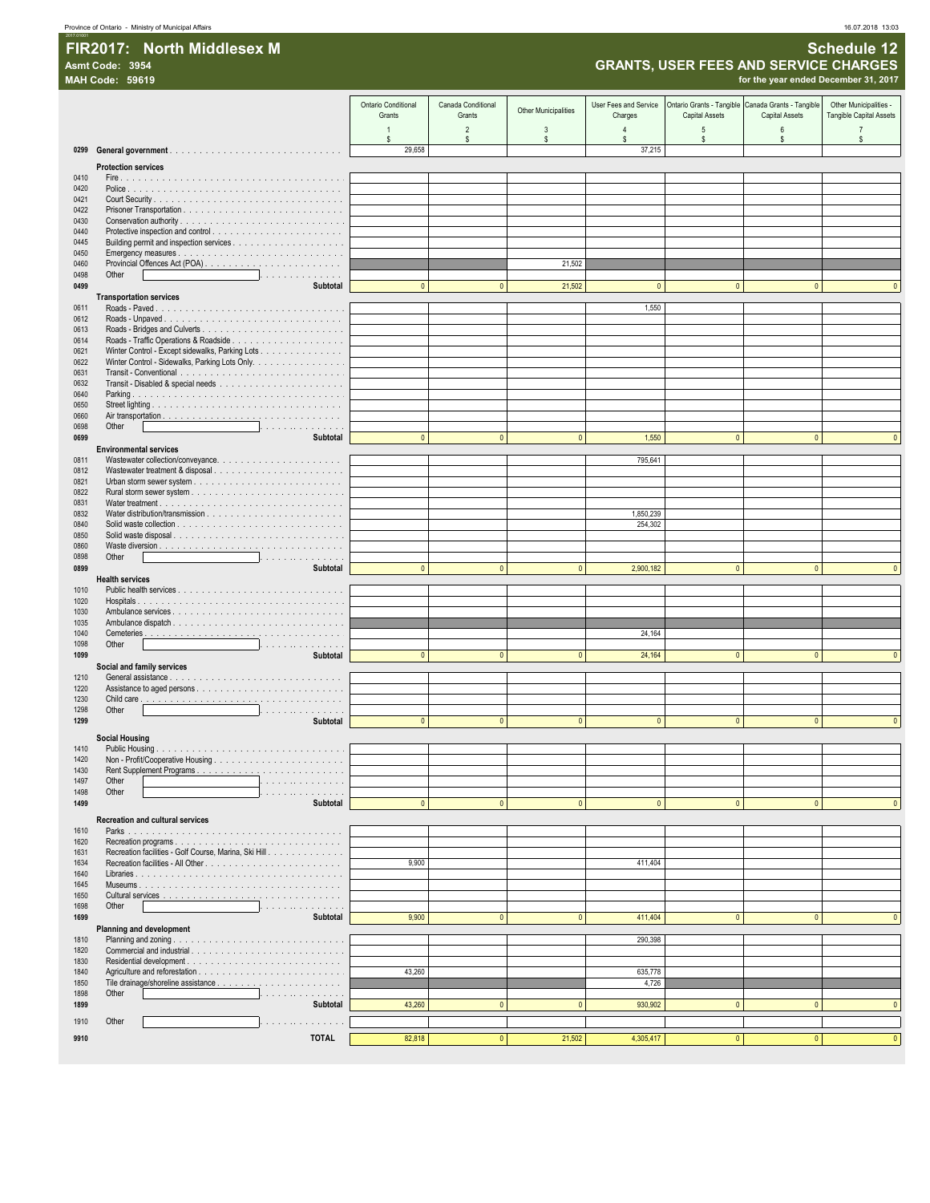# FIR2017: North Middlesex M

**Asmt Code: 3954**
**MAH Code: 59619**

## Schedule 12
### GRANTS, USER FEES AND SERVICE CHARGES
**for the year ended December 31, 2017**

| Code | | Ontario Conditional Grants<br>1<br>$ | Canada Conditional Grants<br>2<br>$ | Other Municipalities<br>3<br>$ | User Fees and Service Charges<br>4<br>$ | Ontario Grants - Tangible Capital Assets<br>5<br>$ | Canada Grants - Tangible Capital Assets<br>6<br>$ | Other Municipalities - Tangible Capital Assets<br>7<br>$ |
|---|---|---|---|---|---|---|---|---|
| 0299 | **General government** | 29,658 | | | 37,215 | | | |
| | **Protection services** | | | | | | | |
| 0410 | Fire | | | | | | | |
| 0420 | Police | | | | | | | |
| 0421 | Court Security | | | | | | | |
| 0422 | Prisoner Transportation | | | | | | | |
| 0430 | Conservation authority | | | | | | | |
| 0440 | Protective inspection and control | | | | | | | |
| 0445 | Building permit and inspection services | | | | | | | |
| 0450 | Emergency measures | | | | | | | |
| 0460 | Provincial Offences Act (POA) | | | 21,502 | | | | |
| 0498 | Other | | | | | | | |
| 0499 | **Subtotal** | 0 | 0 | 21,502 | 0 | 0 | 0 | 0 |
| | **Transportation services** | | | | | | | |
| 0611 | Roads - Paved | | | | 1,550 | | | |
| 0612 | Roads - Unpaved | | | | | | | |
| 0613 | Roads - Bridges and Culverts | | | | | | | |
| 0614 | Roads - Traffic Operations & Roadside | | | | | | | |
| 0621 | Winter Control - Except sidewalks, Parking Lots | | | | | | | |
| 0622 | Winter Control - Sidewalks, Parking Lots Only. | | | | | | | |
| 0631 | Transit - Conventional | | | | | | | |
| 0632 | Transit - Disabled & special needs | | | | | | | |
| 0640 | Parking | | | | | | | |
| 0650 | Street lighting | | | | | | | |
| 0660 | Air transportation | | | | | | | |
| 0698 | Other | | | | | | | |
| 0699 | **Subtotal** | 0 | 0 | 0 | 1,550 | 0 | 0 | 0 |
| | **Environmental services** | | | | | | | |
| 0811 | Wastewater collection/conveyance. | | | | 795,641 | | | |
| 0812 | Wastewater treatment & disposal | | | | | | | |
| 0821 | Urban storm sewer system | | | | | | | |
| 0822 | Rural storm sewer system | | | | | | | |
| 0831 | Water treatment | | | | | | | |
| 0832 | Water distribution/transmission | | | | 1,850,239 | | | |
| 0840 | Solid waste collection | | | | 254,302 | | | |
| 0850 | Solid waste disposal | | | | | | | |
| 0860 | Waste diversion | | | | | | | |
| 0898 | Other | | | | | | | |
| 0899 | **Subtotal** | 0 | 0 | 0 | 2,900,182 | 0 | 0 | 0 |
| | **Health services** | | | | | | | |
| 1010 | Public health services | | | | | | | |
| 1020 | Hospitals | | | | | | | |
| 1030 | Ambulance services | | | | | | | |
| 1035 | Ambulance dispatch | | | | | | | |
| 1040 | Cemeteries | | | | 24,164 | | | |
| 1098 | Other | | | | | | | |
| 1099 | **Subtotal** | 0 | 0 | 0 | 24,164 | 0 | 0 | 0 |
| | **Social and family services** | | | | | | | |
| 1210 | General assistance | | | | | | | |
| 1220 | Assistance to aged persons | | | | | | | |
| 1230 | Child care | | | | | | | |
| 1298 | Other | | | | | | | |
| 1299 | **Subtotal** | 0 | 0 | 0 | 0 | 0 | 0 | 0 |
| | **Social Housing** | | | | | | | |
| 1410 | Public Housing | | | | | | | |
| 1420 | Non - Profit/Cooperative Housing | | | | | | | |
| 1430 | Rent Supplement Programs | | | | | | | |
| 1497 | Other | | | | | | | |
| 1498 | Other | | | | | | | |
| 1499 | **Subtotal** | 0 | 0 | 0 | 0 | 0 | 0 | 0 |
| | **Recreation and cultural services** | | | | | | | |
| 1610 | Parks | | | | | | | |
| 1620 | Recreation programs | | | | | | | |
| 1631 | Recreation facilities - Golf Course, Marina, Ski Hill | | | | | | | |
| 1634 | Recreation facilities - All Other | 9,900 | | | 411,404 | | | |
| 1640 | Libraries | | | | | | | |
| 1645 | Museums | | | | | | | |
| 1650 | Cultural services | | | | | | | |
| 1698 | Other | | | | | | | |
| 1699 | **Subtotal** | 9,900 | 0 | 0 | 411,404 | 0 | 0 | 0 |
| | **Planning and development** | | | | | | | |
| 1810 | Planning and zoning | | | | 290,398 | | | |
| 1820 | Commercial and industrial | | | | | | | |
| 1830 | Residential development | | | | | | | |
| 1840 | Agriculture and reforestation | 43,260 | | | 635,778 | | | |
| 1850 | Tile drainage/shoreline assistance | | | | 4,726 | | | |
| 1898 | Other | | | | | | | |
| 1899 | **Subtotal** | 43,260 | 0 | 0 | 930,902 | 0 | 0 | 0 |
| 1910 | Other | | | | | | | |
| 9910 | **TOTAL** | 82,818 | 0 | 21,502 | 4,305,417 | 0 | 0 | 0 |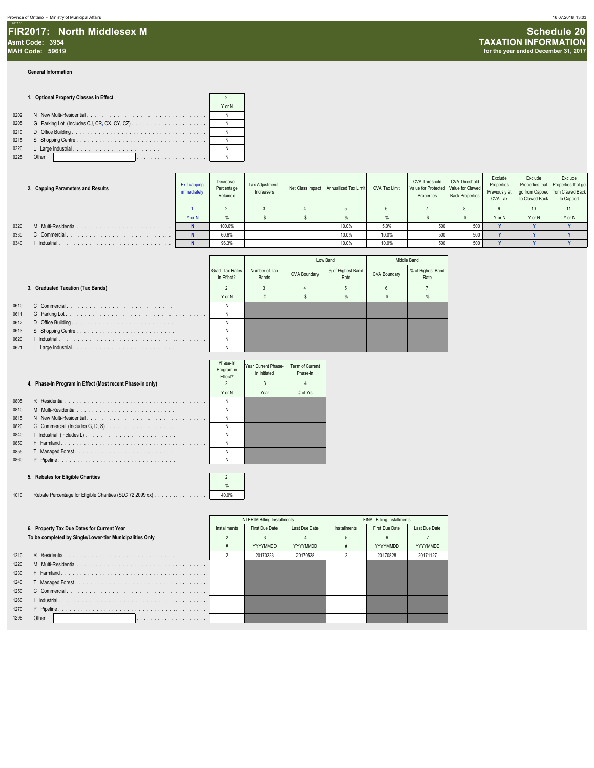# FIR2017: North Middlesex M

**Asmt Code: 3954**
**MAH Code: 59619**

## Schedule 20
## TAXATION INFORMATION
**for the year ended December 31, 2017**

**General Information**

| | 1. Optional Property Classes in Effect | 2 |
|---|---|---|
| | | Y or N |
| 0202 | N New Multi-Residential | N |
| 0205 | G Parking Lot (Includes CJ, CR, CX, CY, CZ) | N |
| 0210 | D Office Building | N |
| 0215 | S Shopping Centre | N |
| 0220 | L Large Industrial | N |
| 0225 | Other | N |

| | 2. Capping Parameters and Results | Exit capping immediately | Decrease - Percentage Retained | Tax Adjustment - Increasers | Net Class Impact | Annualized Tax Limit | CVA Tax Limit | CVA Threshold Value for Protected Properties | CVA Threshold Value for Clawed Back Properties | Exclude Properties Previously at CVA Tax | Exclude Properties that go from Capped to Clawed Back | Exclude Properties that go from Clawed Back to Capped |
|---|---|---|---|---|---|---|---|---|---|---|---|---|
| | | 1 | 2 | 3 | 4 | 5 | 6 | 7 | 8 | 9 | 10 | 11 |
| | | Y or N | % | $ | $ | % | % | $ | $ | Y or N | Y or N | Y or N |
| 0320 | M Multi-Residential | N | 100.0% | | | 10.0% | 5.0% | 500 | 500 | Y | Y | Y |
| 0330 | C Commercial | N | 60.6% | | | 10.0% | 10.0% | 500 | 500 | Y | Y | Y |
| 0340 | I Industrial | N | 96.3% | | | 10.0% | 10.0% | 500 | 500 | Y | Y | Y |

| | 3. Graduated Taxation (Tax Bands) | Grad. Tax Rates in Effect? | Number of Tax Bands | Low Band | | Middle Band | |
|---|---|---|---|---|---|---|---|
| | | | | CVA Boundary | % of Highest Band Rate | CVA Boundary | % of Highest Band Rate |
| | | 2 | 3 | 4 | 5 | 6 | 7 |
| | | Y or N | # | $ | % | $ | % |
| 0610 | C Commercial | N | | | | | |
| 0611 | G Parking Lot | N | | | | | |
| 0612 | D Office Building | N | | | | | |
| 0613 | S Shopping Centre | N | | | | | |
| 0620 | I Industrial | N | | | | | |
| 0621 | L Large Industrial | N | | | | | |

| | 4. Phase-In Program in Effect (Most recent Phase-In only) | Phase-In Program in Effect? | Year Current Phase-In Initiated | Term of Current Phase-In |
|---|---|---|---|---|
| | | 2 | 3 | 4 |
| | | Y or N | Year | # of Yrs |
| 0805 | R Residential | N | | |
| 0810 | M Multi-Residential | N | | |
| 0815 | N New Multi-Residential | N | | |
| 0820 | C Commercial (Includes G, D, S) | N | | |
| 0840 | I Industrial (Includes L) | N | | |
| 0850 | F Farmland | N | | |
| 0855 | T Managed Forest | N | | |
| 0860 | P Pipeline | N | | |

| | 5. Rebates for Eligible Charities | 2 |
|---|---|---|
| | | % |
| 1010 | Rebate Percentage for Eligible Charities (SLC 72 2099 xx) | 40.0% |

| | 6. Property Tax Due Dates for Current Year<br>To be completed by Single/Lower-tier Municipalities Only | INTERIM Billing Installments | | | FINAL Billing Installments | | |
|---|---|---|---|---|---|---|---|
| | | Installments | First Due Date | Last Due Date | Installments | First Due Date | Last Due Date |
| | | 2 | 3 | 4 | 5 | 6 | 7 |
| | | # | YYYYMMDD | YYYYMMDD | # | YYYYMMDD | YYYYMMDD |
| 1210 | R Residential | 2 | 20170223 | 20170528 | 2 | 20170828 | 20171127 |
| 1220 | M Multi-Residential | | | | | | |
| 1230 | F Farmland | | | | | | |
| 1240 | T Managed Forest | | | | | | |
| 1250 | C Commercial | | | | | | |
| 1260 | I Industrial | | | | | | |
| 1270 | P Pipeline | | | | | | |
| 1298 | Other | | | | | | |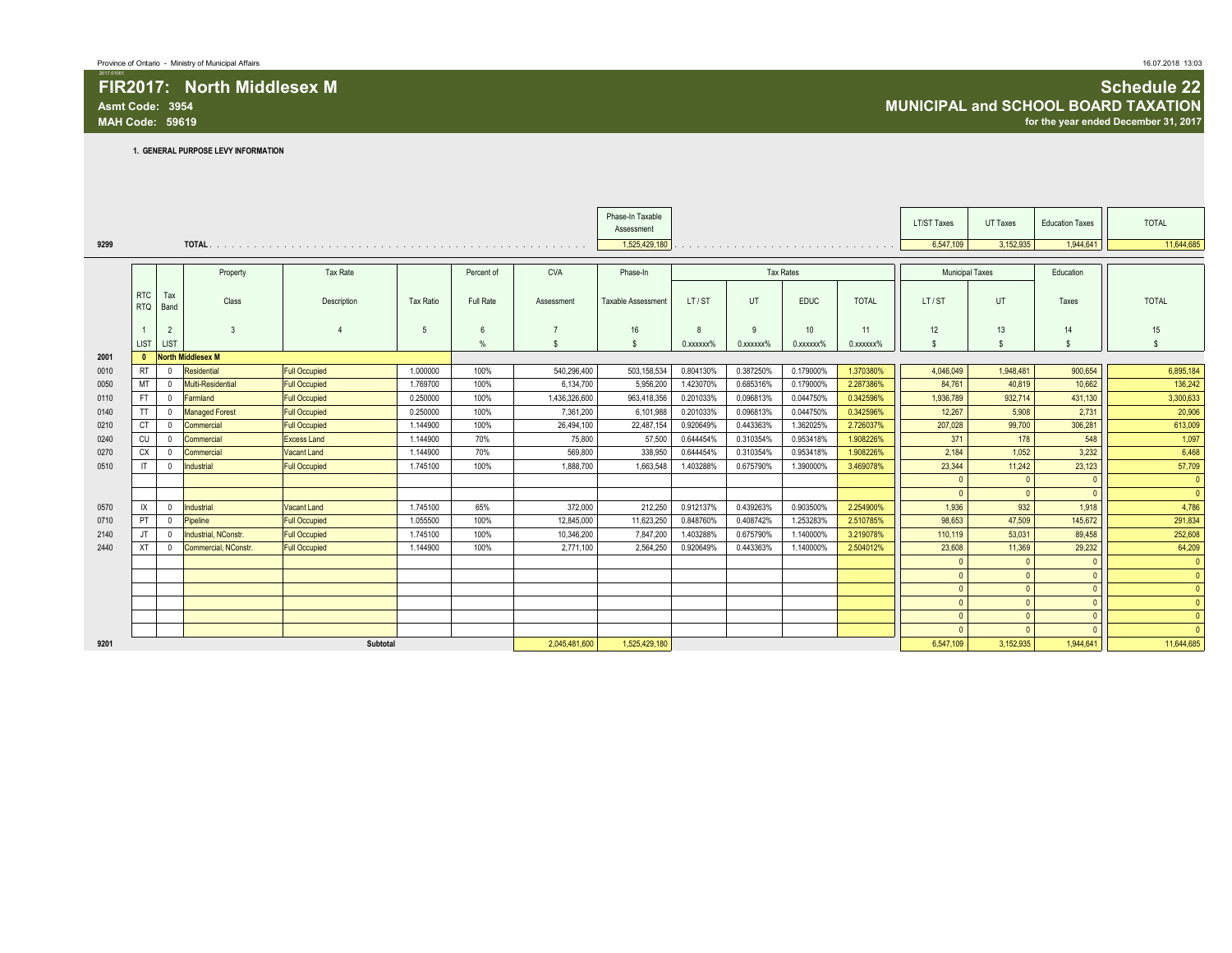# FIR2017: North Middlesex M

**Asmt Code: 3954**
**MAH Code: 59619**

## Schedule 22
## MUNICIPAL and SCHOOL BOARD TAXATION
**for the year ended December 31, 2017**

**1. GENERAL PURPOSE LEVY INFORMATION**

| | | Phase-In Taxable Assessment | LT/ST Taxes | UT Taxes | Education Taxes | TOTAL |
|---|---|---|---|---|---|---|
| 9299 | TOTAL | 1,525,429,180 | 6,547,109 | 3,152,935 | 1,944,641 | 11,644,685 |

| | RTC RTQ | Tax Band | Property Class | Tax Rate Description | Tax Ratio | Percent of Full Rate | CVA Assessment | Phase-In Taxable Assessment | Tax Rates LT / ST | UT | EDUC | TOTAL | Municipal Taxes LT / ST | UT | Education Taxes | TOTAL |
|---|---|---|---|---|---|---|---|---|---|---|---|---|---|---|---|---|
| | 1 | 2 | 3 | 4 | 5 | 6 | 7 | 16 | 8 | 9 | 10 | 11 | 12 | 13 | 14 | 15 |
| | LIST | LIST | | | | % | $ | $ | 0.xxxxxx% | 0.xxxxxx% | 0.xxxxxx% | 0.xxxxxx% | $ | $ | $ | $ |
| 2001 | 0 | North Middlesex M | | | | | | | | | | | | | | |
| 0010 | RT | 0 | Residential | Full Occupied | 1.000000 | 100% | 540,296,400 | 503,158,534 | 0.804130% | 0.387250% | 0.179000% | 1.370380% | 4,046,049 | 1,948,481 | 900,654 | 6,895,184 |
| 0050 | MT | 0 | Multi-Residential | Full Occupied | 1.769700 | 100% | 6,134,700 | 5,956,200 | 1.423070% | 0.685316% | 0.179000% | 2.287386% | 84,761 | 40,819 | 10,662 | 136,242 |
| 0110 | FT | 0 | Farmland | Full Occupied | 0.250000 | 100% | 1,436,326,600 | 963,418,356 | 0.201033% | 0.096813% | 0.044750% | 0.342596% | 1,936,789 | 932,714 | 431,130 | 3,300,633 |
| 0140 | TT | 0 | Managed Forest | Full Occupied | 0.250000 | 100% | 7,361,200 | 6,101,988 | 0.201033% | 0.096813% | 0.044750% | 0.342596% | 12,267 | 5,908 | 2,731 | 20,906 |
| 0210 | CT | 0 | Commercial | Full Occupied | 1.144900 | 100% | 26,494,100 | 22,487,154 | 0.920649% | 0.443363% | 1.362025% | 2.726037% | 207,028 | 99,700 | 306,281 | 613,009 |
| 0240 | CU | 0 | Commercial | Excess Land | 1.144900 | 70% | 75,800 | 57,500 | 0.644454% | 0.310354% | 0.953418% | 1.908226% | 371 | 178 | 548 | 1,097 |
| 0270 | CX | 0 | Commercial | Vacant Land | 1.144900 | 70% | 569,800 | 338,950 | 0.644454% | 0.310354% | 0.953418% | 1.908226% | 2,184 | 1,052 | 3,232 | 6,468 |
| 0510 | IT | 0 | Industrial | Full Occupied | 1.745100 | 100% | 1,888,700 | 1,663,548 | 1.403288% | 0.675790% | 1.390000% | 3.469078% | 23,344 | 11,242 | 23,123 | 57,709 |
| | | | | | | | | | | | | | 0 | 0 | 0 | 0 |
| | | | | | | | | | | | | | 0 | 0 | 0 | 0 |
| 0570 | IX | 0 | Industrial | Vacant Land | 1.745100 | 65% | 372,000 | 212,250 | 0.912137% | 0.439263% | 0.903500% | 2.254900% | 1,936 | 932 | 1,918 | 4,786 |
| 0710 | PT | 0 | Pipeline | Full Occupied | 1.055500 | 100% | 12,845,000 | 11,623,250 | 0.848760% | 0.408742% | 1.253283% | 2.510785% | 98,653 | 47,509 | 145,672 | 291,834 |
| 2140 | JT | 0 | Industrial, NConstr. | Full Occupied | 1.745100 | 100% | 10,346,200 | 7,847,200 | 1.403288% | 0.675790% | 1.140000% | 3.219078% | 110,119 | 53,031 | 89,458 | 252,608 |
| 2440 | XT | 0 | Commercial, NConstr. | Full Occupied | 1.144900 | 100% | 2,771,100 | 2,564,250 | 0.920649% | 0.443363% | 1.140000% | 2.504012% | 23,608 | 11,369 | 29,232 | 64,209 |
| | | | | | | | | | | | | | 0 | 0 | 0 | 0 |
| | | | | | | | | | | | | | 0 | 0 | 0 | 0 |
| | | | | | | | | | | | | | 0 | 0 | 0 | 0 |
| | | | | | | | | | | | | | 0 | 0 | 0 | 0 |
| | | | | | | | | | | | | | 0 | 0 | 0 | 0 |
| | | | | | | | | | | | | | 0 | 0 | 0 | 0 |
| 9201 | | | | Subtotal | | | 2,045,481,600 | 1,525,429,180 | | | | | 6,547,109 | 3,152,935 | 1,944,641 | 11,644,685 |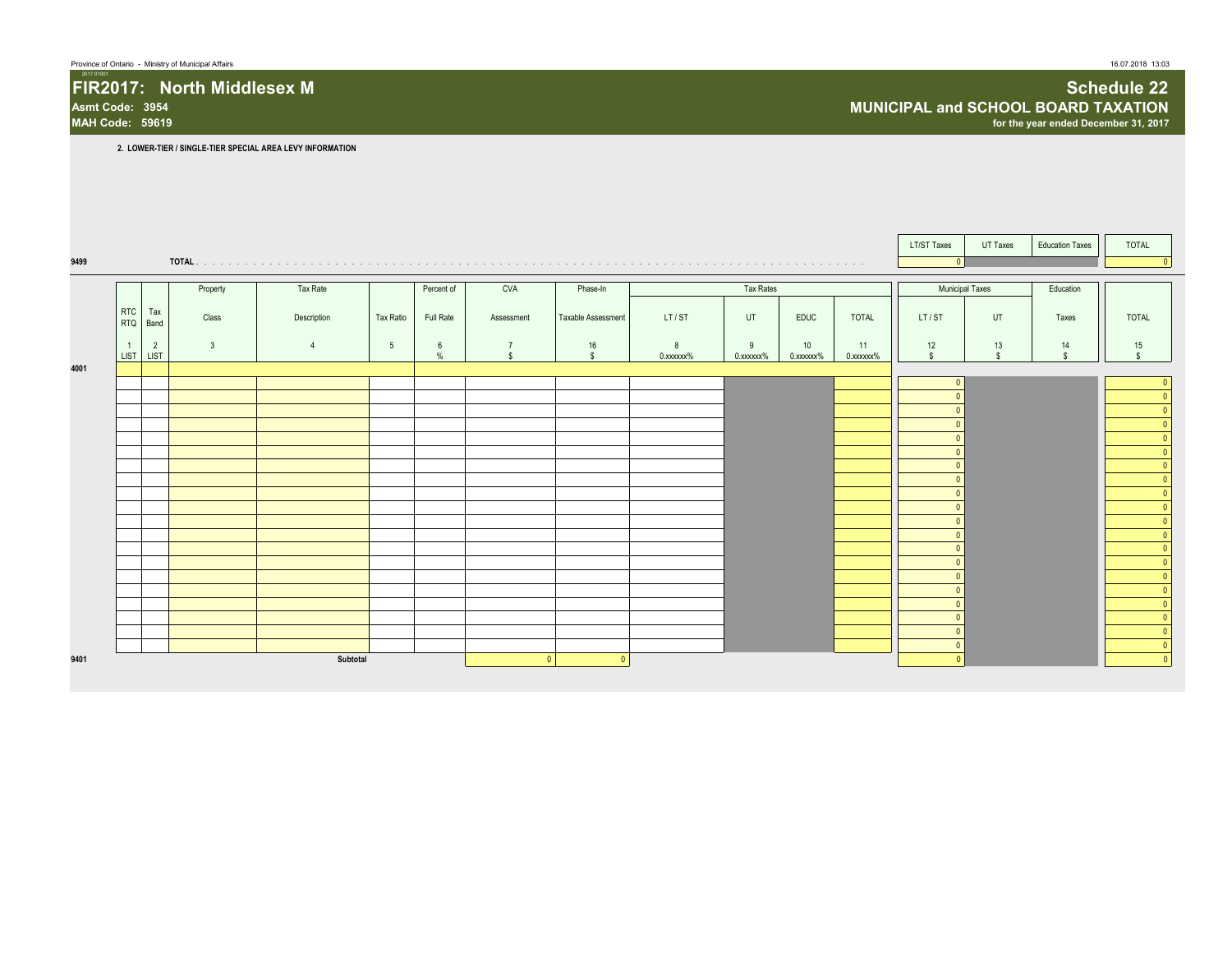Province of Ontario - Ministry of Municipal Affairs

2017.01001

# FIR2017: North Middlesex M

**Asmt Code: 3954**

**MAH Code: 59619**

## Schedule 22

## MUNICIPAL and SCHOOL BOARD TAXATION

**for the year ended December 31, 2017**

**2. LOWER-TIER / SINGLE-TIER SPECIAL AREA LEVY INFORMATION**

| | | LT/ST Taxes | UT Taxes | Education Taxes | TOTAL |
|---|---|---|---|---|---|
| 9499 | TOTAL | 0 | | | 0 |

| | RTC RTQ | Tax Band | Property Class | Tax Rate Description | Tax Ratio | Percent of Full Rate | CVA Assessment | Phase-In Taxable Assessment | Tax Rates LT / ST | UT | EDUC | TOTAL | Municipal Taxes LT / ST | UT | Education Taxes | TOTAL |
|---|---|---|---|---|---|---|---|---|---|---|---|---|---|---|---|---|
| | 1 LIST | 2 LIST | 3 | 4 | 5 | 6 % | 7 $ | 16 $ | 8 0.xxxxxx% | 9 0.xxxxxx% | 10 0.xxxxxx% | 11 0.xxxxxx% | 12 $ | 13 $ | 14 $ | 15 $ |
| 4001 | | | | | | | | | | | | | | | | |
| | | | | | | | | | | | | | 0 | | | 0 |
| | | | | | | | | | | | | | 0 | | | 0 |
| | | | | | | | | | | | | | 0 | | | 0 |
| | | | | | | | | | | | | | 0 | | | 0 |
| | | | | | | | | | | | | | 0 | | | 0 |
| | | | | | | | | | | | | | 0 | | | 0 |
| | | | | | | | | | | | | | 0 | | | 0 |
| | | | | | | | | | | | | | 0 | | | 0 |
| | | | | | | | | | | | | | 0 | | | 0 |
| | | | | | | | | | | | | | 0 | | | 0 |
| | | | | | | | | | | | | | 0 | | | 0 |
| | | | | | | | | | | | | | 0 | | | 0 |
| | | | | | | | | | | | | | 0 | | | 0 |
| | | | | | | | | | | | | | 0 | | | 0 |
| | | | | | | | | | | | | | 0 | | | 0 |
| | | | | | | | | | | | | | 0 | | | 0 |
| | | | | | | | | | | | | | 0 | | | 0 |
| | | | | | | | | | | | | | 0 | | | 0 |
| | | | | | | | | | | | | | 0 | | | 0 |
| | | | | | | | | | | | | | 0 | | | 0 |
| 9401 | | | | Subtotal | | | 0 | 0 | | | | | 0 | | | 0 |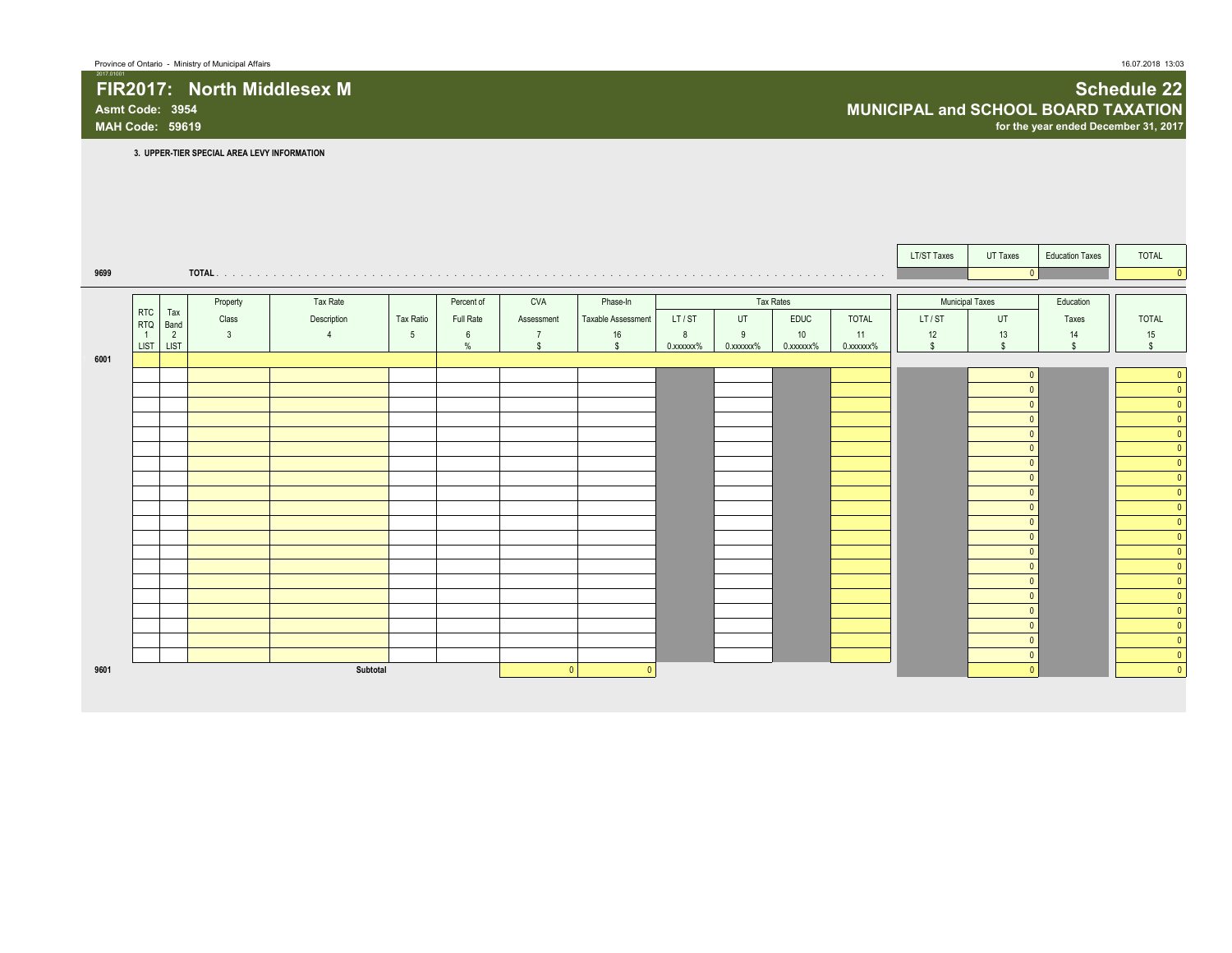Province of Ontario - Ministry of Municipal Affairs

# FIR2017: North Middlesex M

**Asmt Code: 3954**
**MAH Code: 59619**

## Schedule 22
## MUNICIPAL and SCHOOL BOARD TAXATION
**for the year ended December 31, 2017**

### 3. UPPER-TIER SPECIAL AREA LEVY INFORMATION

| | | LT/ST Taxes | UT Taxes | Education Taxes | TOTAL |
|---|---|---|---|---|---|
| 9699 | TOTAL | | 0 | | 0 |

| | RTC RTQ 1 LIST | Tax Band 2 LIST | Property Class 3 | Tax Rate Description 4 | Tax Ratio 5 | Percent of Full Rate 6 % | CVA Assessment 7 $ | Phase-In Taxable Assessment 16 $ | Tax Rates LT / ST 8 0.xxxxxx% | Tax Rates UT 9 0.xxxxxx% | Tax Rates EDUC 10 0.xxxxxx% | Tax Rates TOTAL 11 0.xxxxxx% | Municipal Taxes LT / ST 12 $ | Municipal Taxes UT 13 $ | Education Taxes 14 $ | TOTAL 15 $ |
|---|---|---|---|---|---|---|---|---|---|---|---|---|---|---|---|---|
| 6001 | | | | | | | | | | | | | | | | |
| | | | | | | | | | | | | | | 0 | | 0 |
| | | | | | | | | | | | | | | 0 | | 0 |
| | | | | | | | | | | | | | | 0 | | 0 |
| | | | | | | | | | | | | | | 0 | | 0 |
| | | | | | | | | | | | | | | 0 | | 0 |
| | | | | | | | | | | | | | | 0 | | 0 |
| | | | | | | | | | | | | | | 0 | | 0 |
| | | | | | | | | | | | | | | 0 | | 0 |
| | | | | | | | | | | | | | | 0 | | 0 |
| | | | | | | | | | | | | | | 0 | | 0 |
| | | | | | | | | | | | | | | 0 | | 0 |
| | | | | | | | | | | | | | | 0 | | 0 |
| | | | | | | | | | | | | | | 0 | | 0 |
| | | | | | | | | | | | | | | 0 | | 0 |
| | | | | | | | | | | | | | | 0 | | 0 |
| | | | | | | | | | | | | | | 0 | | 0 |
| | | | | | | | | | | | | | | 0 | | 0 |
| | | | | | | | | | | | | | | 0 | | 0 |
| | | | | | | | | | | | | | | 0 | | 0 |
| | | | | | | | | | | | | | | 0 | | 0 |
| 9601 | | | | Subtotal | | | 0 | 0 | | | | | | 0 | | 0 |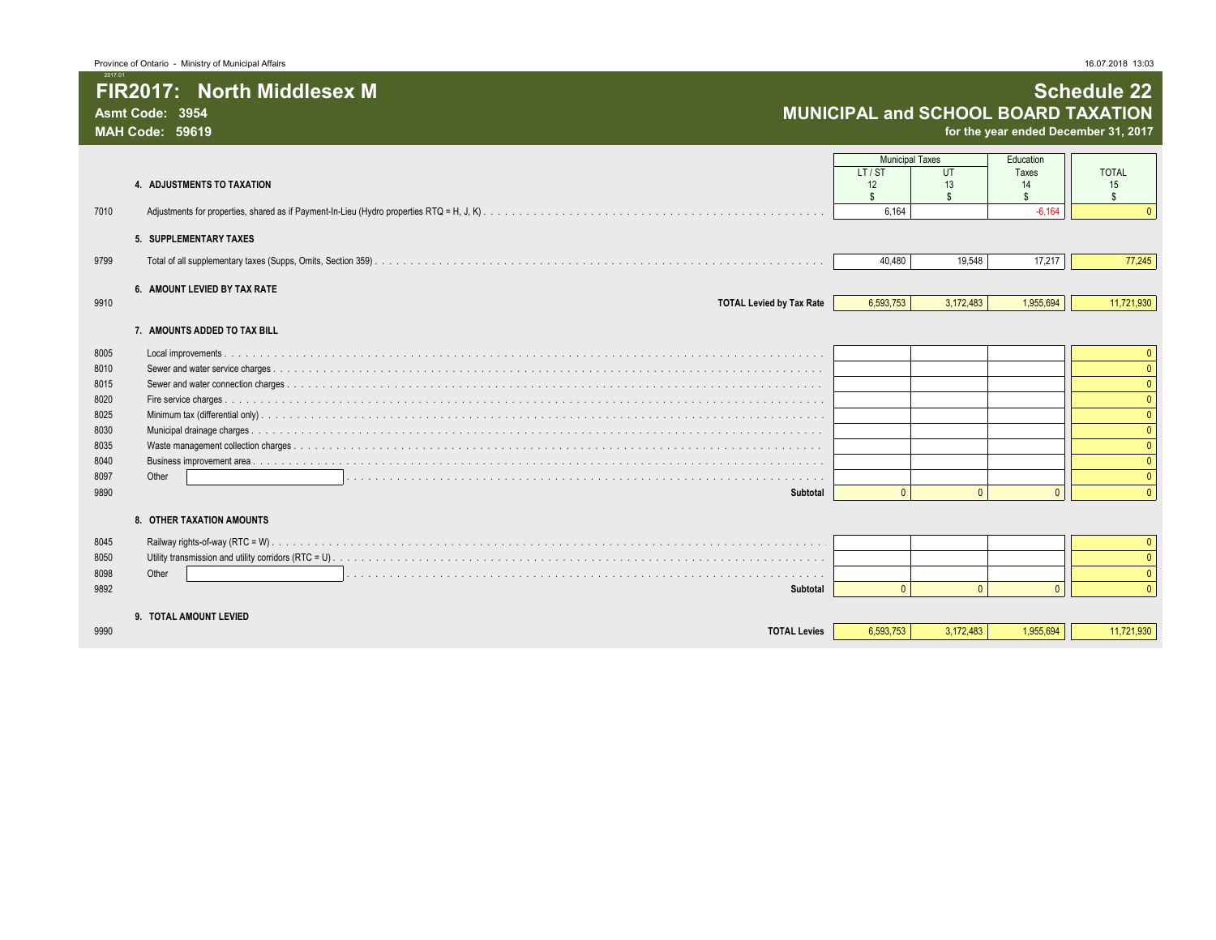Province of Ontario - Ministry of Municipal Affairs

# FIR2017: North Middlesex M

**Asmt Code: 3954**
**MAH Code: 59619**

## Schedule 22
## MUNICIPAL and SCHOOL BOARD TAXATION
**for the year ended December 31, 2017**

| | | Municipal Taxes | | Education | |
|---|---|---|---|---|---|
| | | LT / ST | UT | Taxes | TOTAL |
| | | 12 | 13 | 14 | 15 |
| | **4. ADJUSTMENTS TO TAXATION** | $ | $ | $ | $ |
| 7010 | Adjustments for properties, shared as if Payment-In-Lieu (Hydro properties RTQ = H, J, K) | 6,164 | | -6,164 | 0 |
| | **5. SUPPLEMENTARY TAXES** | | | | |
| 9799 | Total of all supplementary taxes (Supps, Omits, Section 359) | 40,480 | 19,548 | 17,217 | 77,245 |
| | **6. AMOUNT LEVIED BY TAX RATE** | | | | |
| 9910 | **TOTAL Levied by Tax Rate** | 6,593,753 | 3,172,483 | 1,955,694 | 11,721,930 |
| | **7. AMOUNTS ADDED TO TAX BILL** | | | | |
| 8005 | Local improvements | | | | 0 |
| 8010 | Sewer and water service charges | | | | 0 |
| 8015 | Sewer and water connection charges | | | | 0 |
| 8020 | Fire service charges | | | | 0 |
| 8025 | Minimum tax (differential only) | | | | 0 |
| 8030 | Municipal drainage charges | | | | 0 |
| 8035 | Waste management collection charges | | | | 0 |
| 8040 | Business improvement area | | | | 0 |
| 8097 | Other | | | | 0 |
| 9890 | **Subtotal** | 0 | 0 | 0 | 0 |
| | **8. OTHER TAXATION AMOUNTS** | | | | |
| 8045 | Railway rights-of-way (RTC = W) | | | | 0 |
| 8050 | Utility transmission and utility corridors (RTC = U) | | | | 0 |
| 8098 | Other | | | | 0 |
| 9892 | **Subtotal** | 0 | 0 | 0 | 0 |
| | **9. TOTAL AMOUNT LEVIED** | | | | |
| 9990 | **TOTAL Levies** | 6,593,753 | 3,172,483 | 1,955,694 | 11,721,930 |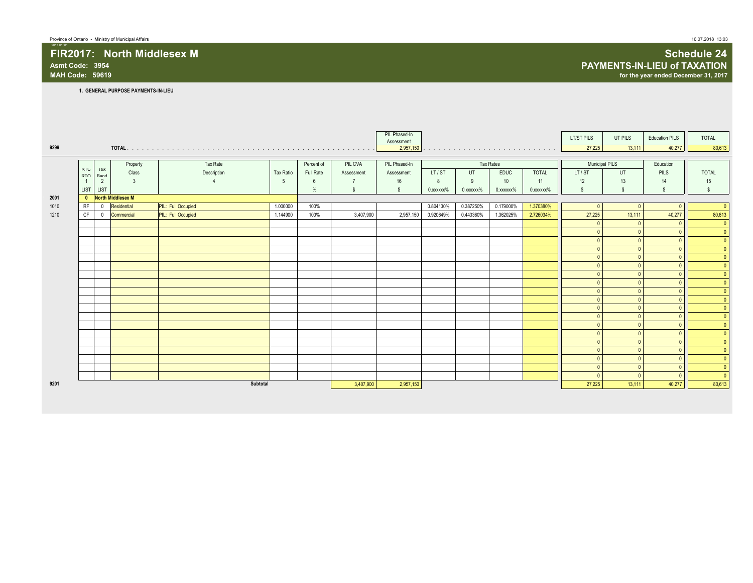Province of Ontario - Ministry of Municipal Affairs

# FIR2017: North Middlesex M

**Asmt Code: 3954**
**MAH Code: 59619**

## Schedule 24
## PAYMENTS-IN-LIEU of TAXATION
**for the year ended December 31, 2017**

### 1. GENERAL PURPOSE PAYMENTS-IN-LIEU

| | | PIL Phased-In Assessment | | LT/ST PILS | UT PILS | Education PILS | TOTAL |
|---|---|---|---|---|---|---|---|
| 9299 | TOTAL | 2,957,150 | | 27,225 | 13,111 | 40,277 | 80,613 |

| | RTC RTQ | Tax Band | Property Class | Tax Rate Description | Tax Ratio | Percent of Full Rate | PIL CVA Assessment | PIL Phased-In Assessment | Tax Rates LT / ST | UT | EDUC | TOTAL | Municipal PILS LT / ST | UT | Education PILS | TOTAL |
|---|---|---|---|---|---|---|---|---|---|---|---|---|---|---|---|---|
| | 1 | 2 | 3 | 4 | 5 | 6 | 7 | 16 | 8 | 9 | 10 | 11 | 12 | 13 | 14 | 15 |
| | LIST | LIST | | | | % | $ | $ | 0.xxxxxx% | 0.xxxxxx% | 0.xxxxxx% | 0.xxxxxx% | $ | $ | $ | $ |
| 2001 | 0 | | North Middlesex M | | | | | | | | | | | | | |
| 1010 | RF | 0 | Residential | PIL: Full Occupied | 1.000000 | 100% | | | 0.804130% | 0.387250% | 0.179000% | 1.370380% | 0 | 0 | 0 | 0 |
| 1210 | CF | 0 | Commercial | PIL: Full Occupied | 1.144900 | 100% | 3,407,900 | 2,957,150 | 0.920649% | 0.443360% | 1.362025% | 2.726034% | 27,225 | 13,111 | 40,277 | 80,613 |
| | | | | | | | | | | | | | 0 | 0 | 0 | 0 |
| | | | | | | | | | | | | | 0 | 0 | 0 | 0 |
| | | | | | | | | | | | | | 0 | 0 | 0 | 0 |
| | | | | | | | | | | | | | 0 | 0 | 0 | 0 |
| | | | | | | | | | | | | | 0 | 0 | 0 | 0 |
| | | | | | | | | | | | | | 0 | 0 | 0 | 0 |
| | | | | | | | | | | | | | 0 | 0 | 0 | 0 |
| | | | | | | | | | | | | | 0 | 0 | 0 | 0 |
| | | | | | | | | | | | | | 0 | 0 | 0 | 0 |
| | | | | | | | | | | | | | 0 | 0 | 0 | 0 |
| | | | | | | | | | | | | | 0 | 0 | 0 | 0 |
| | | | | | | | | | | | | | 0 | 0 | 0 | 0 |
| | | | | | | | | | | | | | 0 | 0 | 0 | 0 |
| | | | | | | | | | | | | | 0 | 0 | 0 | 0 |
| | | | | | | | | | | | | | 0 | 0 | 0 | 0 |
| | | | | | | | | | | | | | 0 | 0 | 0 | 0 |
| | | | | | | | | | | | | | 0 | 0 | 0 | 0 |
| | | | | | | | | | | | | | 0 | 0 | 0 | 0 |
| | | | | | | | | | | | | | 0 | 0 | 0 | 0 |
| 9201 | | | | Subtotal | | | 3,407,900 | 2,957,150 | | | | | 27,225 | 13,111 | 40,277 | 80,613 |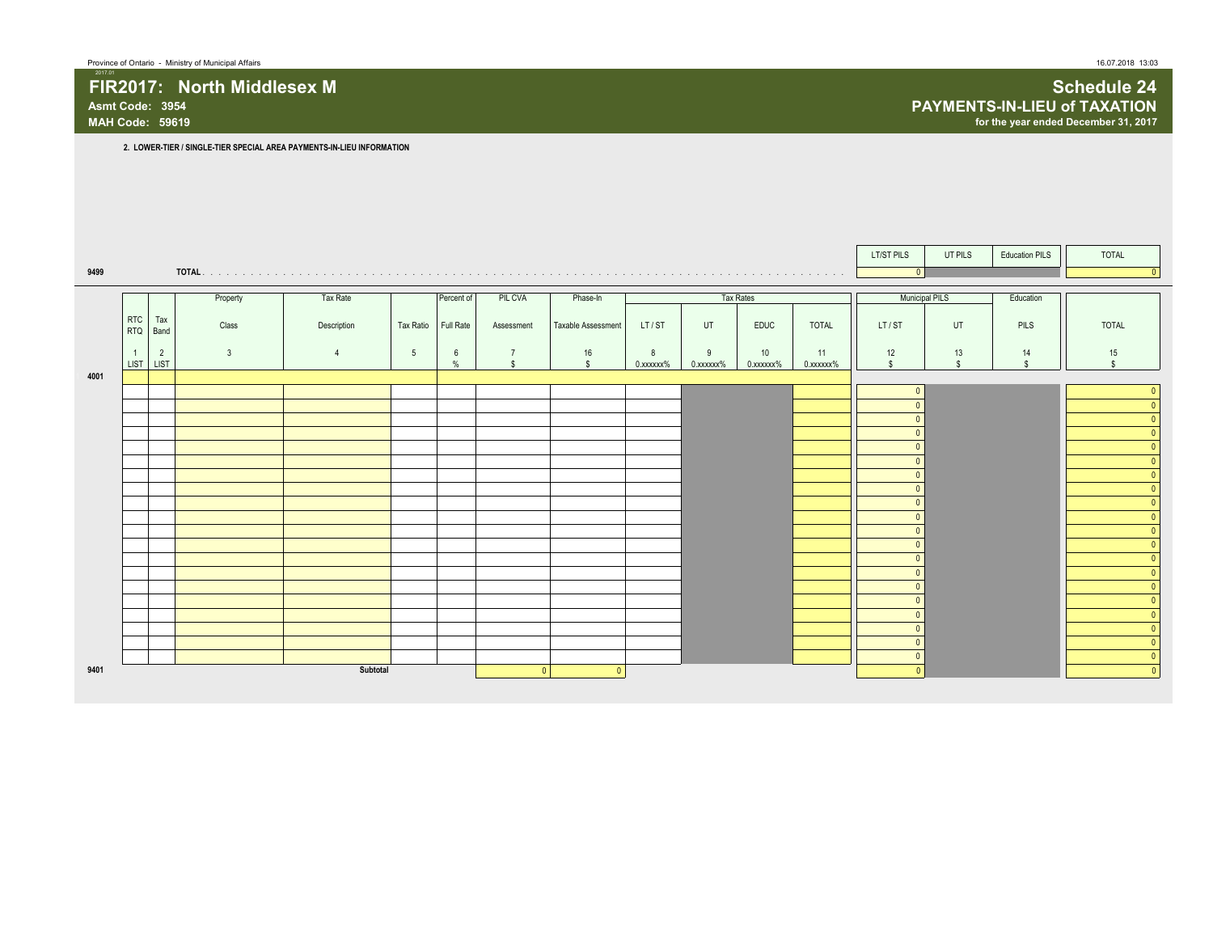Province of Ontario - Ministry of Municipal Affairs

# FIR2017: North Middlesex M

**Asmt Code: 3954**
**MAH Code: 59619**

## Schedule 24
## PAYMENTS-IN-LIEU of TAXATION
**for the year ended December 31, 2017**

**2. LOWER-TIER / SINGLE-TIER SPECIAL AREA PAYMENTS-IN-LIEU INFORMATION**

| | | LT/ST PILS | UT PILS | Education PILS | TOTAL |
|---|---|---|---|---|---|
| 9499 | TOTAL | 0 | | | 0 |

| | RTC RTQ | Tax Band | Property Class | Tax Rate Description | Tax Ratio | Percent of Full Rate | PIL CVA Assessment | Phase-In Taxable Assessment | Tax Rates LT / ST | UT | EDUC | TOTAL | Municipal PILS LT / ST | UT | Education PILS | TOTAL |
|---|---|---|---|---|---|---|---|---|---|---|---|---|---|---|---|---|
| | 1 | 2 | 3 | 4 | 5 | 6 | 7 | 16 | 8 | 9 | 10 | 11 | 12 | 13 | 14 | 15 |
| | LIST | LIST | | | | % | $ | $ | 0.xxxxxx% | 0.xxxxxx% | 0.xxxxxx% | 0.xxxxxx% | $ | $ | $ | $ |
| 4001 | | | | | | | | | | | | | | | | |
| | | | | | | | | | | | | | 0 | | | 0 |
| | | | | | | | | | | | | | 0 | | | 0 |
| | | | | | | | | | | | | | 0 | | | 0 |
| | | | | | | | | | | | | | 0 | | | 0 |
| | | | | | | | | | | | | | 0 | | | 0 |
| | | | | | | | | | | | | | 0 | | | 0 |
| | | | | | | | | | | | | | 0 | | | 0 |
| | | | | | | | | | | | | | 0 | | | 0 |
| | | | | | | | | | | | | | 0 | | | 0 |
| | | | | | | | | | | | | | 0 | | | 0 |
| | | | | | | | | | | | | | 0 | | | 0 |
| | | | | | | | | | | | | | 0 | | | 0 |
| | | | | | | | | | | | | | 0 | | | 0 |
| | | | | | | | | | | | | | 0 | | | 0 |
| | | | | | | | | | | | | | 0 | | | 0 |
| | | | | | | | | | | | | | 0 | | | 0 |
| | | | | | | | | | | | | | 0 | | | 0 |
| | | | | | | | | | | | | | 0 | | | 0 |
| | | | | | | | | | | | | | 0 | | | 0 |
| | | | | | | | | | | | | | 0 | | | 0 |
| 9401 | | | | Subtotal | | | 0 | 0 | | | | | 0 | | | 0 |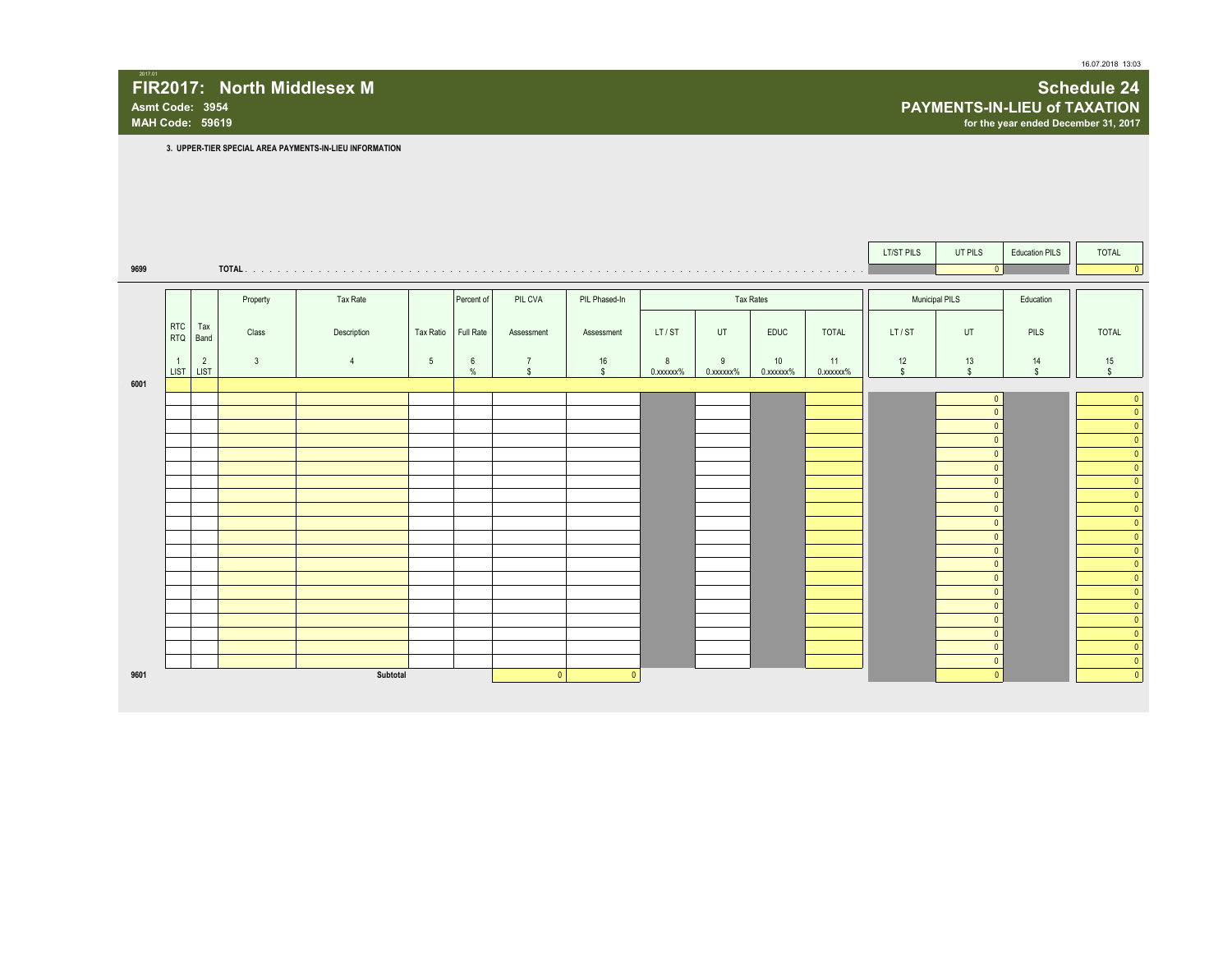# FIR2017: North Middlesex M

**Asmt Code: 3954**
**MAH Code: 59619**

## Schedule 24
## PAYMENTS-IN-LIEU of TAXATION
**for the year ended December 31, 2017**

**3. UPPER-TIER SPECIAL AREA PAYMENTS-IN-LIEU INFORMATION**

| | | LT/ST PILS | UT PILS | Education PILS | TOTAL |
|---|---|---|---|---|---|
| 9699 | TOTAL | | 0 | | 0 |

| | RTC RTQ | Tax Band | Property Class | Tax Rate Description | Tax Ratio | Percent of Full Rate | PIL CVA Assessment | PIL Phased-In Assessment | Tax Rates LT / ST | Tax Rates UT | Tax Rates EDUC | Tax Rates TOTAL | Municipal PILS LT / ST | Municipal PILS UT | Education PILS | TOTAL |
|---|---|---|---|---|---|---|---|---|---|---|---|---|---|---|---|---|
| | 1 LIST | 2 LIST | 3 | 4 | 5 | 6 % | 7 $ | 16 $ | 8 0.xxxxxx% | 9 0.xxxxxx% | 10 0.xxxxxx% | 11 0.xxxxxx% | 12 $ | 13 $ | 14 $ | 15 $ |
| 6001 | | | | | | | | | | | | | | | | |
| | | | | | | | | | | | | | | 0 | | 0 |
| | | | | | | | | | | | | | | 0 | | 0 |
| | | | | | | | | | | | | | | 0 | | 0 |
| | | | | | | | | | | | | | | 0 | | 0 |
| | | | | | | | | | | | | | | 0 | | 0 |
| | | | | | | | | | | | | | | 0 | | 0 |
| | | | | | | | | | | | | | | 0 | | 0 |
| | | | | | | | | | | | | | | 0 | | 0 |
| | | | | | | | | | | | | | | 0 | | 0 |
| | | | | | | | | | | | | | | 0 | | 0 |
| | | | | | | | | | | | | | | 0 | | 0 |
| | | | | | | | | | | | | | | 0 | | 0 |
| | | | | | | | | | | | | | | 0 | | 0 |
| | | | | | | | | | | | | | | 0 | | 0 |
| | | | | | | | | | | | | | | 0 | | 0 |
| | | | | | | | | | | | | | | 0 | | 0 |
| | | | | | | | | | | | | | | 0 | | 0 |
| | | | | | | | | | | | | | | 0 | | 0 |
| | | | | | | | | | | | | | | 0 | | 0 |
| | | | | | | | | | | | | | | 0 | | 0 |
| 9601 | | | | Subtotal | | | 0 | 0 | | | | | | 0 | | 0 |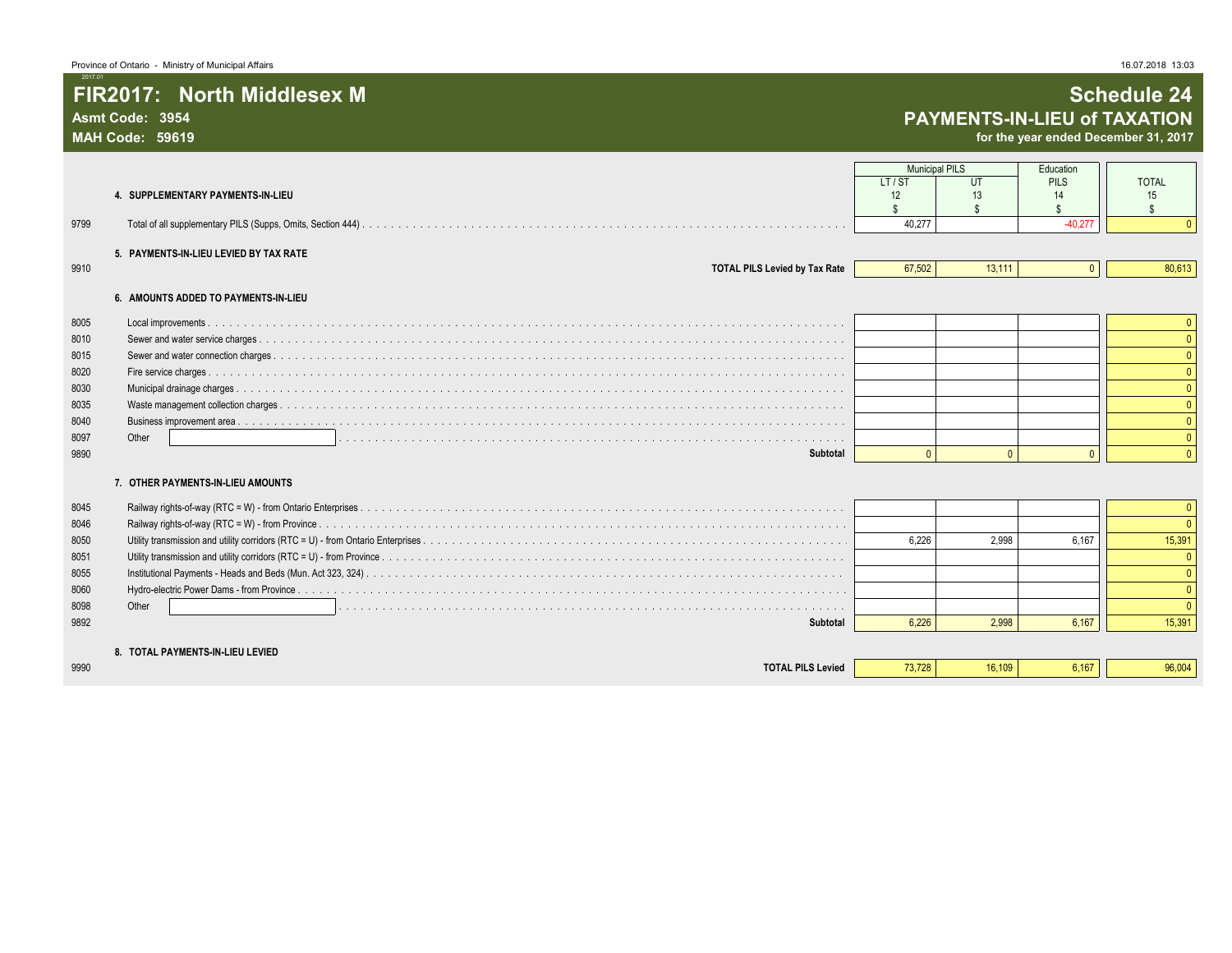Province of Ontario - Ministry of Municipal Affairs

2017.01

# FIR2017: North Middlesex M

**Asmt Code: 3954**

**MAH Code: 59619**

# Schedule 24
## PAYMENTS-IN-LIEU of TAXATION
**for the year ended December 31, 2017**

| | | Municipal PILS | | Education | |
|---|---|---|---|---|---|
| | | LT / ST | UT | PILS | TOTAL |
| | | 12 | 13 | 14 | 15 |
| | | $ | $ | $ | $ |
| | **4. SUPPLEMENTARY PAYMENTS-IN-LIEU** | | | | |
| 9799 | Total of all supplementary PILS (Supps, Omits, Section 444) | 40,277 | | -40,277 | 0 |
| | **5. PAYMENTS-IN-LIEU LEVIED BY TAX RATE** | | | | |
| 9910 | **TOTAL PILS Levied by Tax Rate** | 67,502 | 13,111 | 0 | 80,613 |
| | **6. AMOUNTS ADDED TO PAYMENTS-IN-LIEU** | | | | |
| 8005 | Local improvements | | | | 0 |
| 8010 | Sewer and water service charges | | | | 0 |
| 8015 | Sewer and water connection charges | | | | 0 |
| 8020 | Fire service charges | | | | 0 |
| 8030 | Municipal drainage charges | | | | 0 |
| 8035 | Waste management collection charges | | | | 0 |
| 8040 | Business improvement area | | | | 0 |
| 8097 | Other | | | | 0 |
| 9890 | **Subtotal** | 0 | 0 | 0 | 0 |
| | **7. OTHER PAYMENTS-IN-LIEU AMOUNTS** | | | | |
| 8045 | Railway rights-of-way (RTC = W) - from Ontario Enterprises | | | | 0 |
| 8046 | Railway rights-of-way (RTC = W) - from Province | | | | 0 |
| 8050 | Utility transmission and utility corridors (RTC = U) - from Ontario Enterprises | 6,226 | 2,998 | 6,167 | 15,391 |
| 8051 | Utility transmission and utility corridors (RTC = U) - from Province | | | | 0 |
| 8055 | Institutional Payments - Heads and Beds (Mun. Act 323, 324) | | | | 0 |
| 8060 | Hydro-electric Power Dams - from Province | | | | 0 |
| 8098 | Other | | | | 0 |
| 9892 | **Subtotal** | 6,226 | 2,998 | 6,167 | 15,391 |
| | **8. TOTAL PAYMENTS-IN-LIEU LEVIED** | | | | |
| 9990 | **TOTAL PILS Levied** | 73,728 | 16,109 | 6,167 | 96,004 |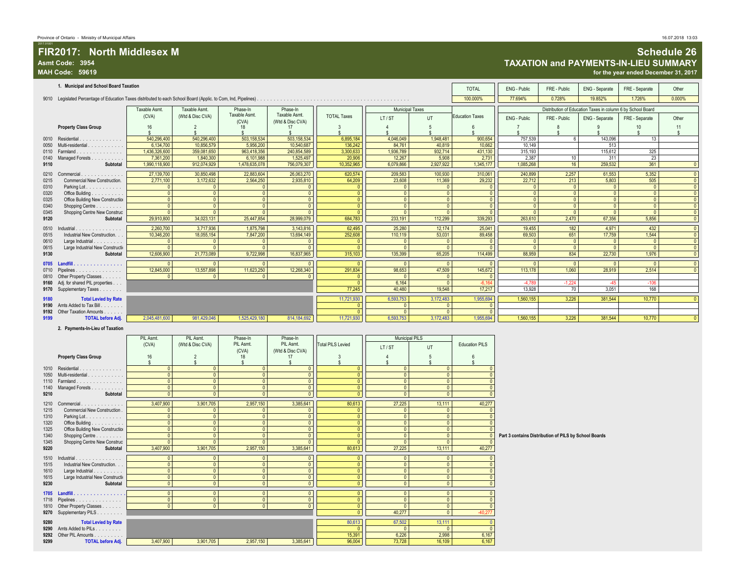# FIR2017: North Middlesex M

**Asmt Code: 3954**
**MAH Code: 59619**

## Schedule 26
## TAXATION and PAYMENTS-IN-LIEU SUMMARY
**for the year ended December 31, 2017**

### 1. Municipal and School Board Taxation

| | | TOTAL | ENG - Public | FRE - Public | ENG - Separate | FRE - Separate | Other |
|---|---|---|---|---|---|---|---|
| 9010 | Legislated Percentage of Education Taxes distributed to each School Board (Applic. to Com, Ind, Pipelines) | 100.000% | 77.694% | 0.728% | 19.852% | 1.726% | 0.000% |

| | Property Class Group | Taxable Asmt. (CVA) 16 $ | Taxable Asmt. (Wtd & Disc CVA) 2 $ | Phase-In Taxable Asmt. (CVA) 18 $ | Phase-In Taxable Asmt. (Wtd & Disc CVA) 17 $ | TOTAL Taxes 3 $ | Municipal Taxes LT / ST 4 $ | Municipal Taxes UT 5 $ | Education Taxes 6 $ | ENG - Public 7 $ | FRE - Public 8 $ | ENG - Separate 9 $ | FRE - Separate 10 $ | Other 11 $ |
|---|---|---|---|---|---|---|---|---|---|---|---|---|---|---|
| 0010 | Residential | 540,296,400 | 540,296,400 | 503,158,534 | 503,158,534 | 6,895,184 | 4,046,049 | 1,948,481 | 900,654 | 757,539 | 6 | 143,096 | 13 | |
| 0050 | Multi-residential | 6,134,700 | 10,856,579 | 5,956,200 | 10,540,687 | 136,242 | 84,761 | 40,819 | 10,662 | 10,149 | | 513 | | |
| 0110 | Farmland | 1,436,326,600 | 359,081,650 | 963,418,356 | 240,854,589 | 3,300,633 | 1,936,789 | 932,714 | 431,130 | 315,193 | | 115,612 | 325 | |
| 0140 | Managed Forests | 7,361,200 | 1,840,300 | 6,101,988 | 1,525,497 | 20,906 | 12,267 | 5,908 | 2,731 | 2,387 | 10 | 311 | 23 | |
| 9110 | Subtotal | 1,990,118,900 | 912,074,929 | 1,478,635,078 | 756,079,307 | 10,352,965 | 6,079,866 | 2,927,922 | 1,345,177 | 1,085,268 | 16 | 259,532 | 361 | 0 |
| 0210 | Commercial | 27,139,700 | 30,850,498 | 22,883,604 | 26,063,270 | 620,574 | 209,583 | 100,930 | 310,061 | 240,899 | 2,257 | 61,553 | 5,352 | 0 |
| 0215 | Commercial New Construction. | 2,771,100 | 3,172,632 | 2,564,250 | 2,935,810 | 64,209 | 23,608 | 11,369 | 29,232 | 22,712 | 213 | 5,803 | 505 | 0 |
| 0310 | Parking Lot | 0 | 0 | 0 | 0 | 0 | 0 | 0 | 0 | 0 | 0 | 0 | 0 | 0 |
| 0320 | Office Building | 0 | 0 | 0 | 0 | 0 | 0 | 0 | 0 | 0 | 0 | 0 | 0 | 0 |
| 0325 | Office Building New Construction | 0 | 0 | 0 | 0 | 0 | 0 | 0 | 0 | 0 | 0 | 0 | 0 | 0 |
| 0340 | Shopping Centre | 0 | 0 | 0 | 0 | 0 | 0 | 0 | 0 | 0 | 0 | 0 | 0 | 0 |
| 0345 | Shopping Centre New Construc | 0 | 0 | 0 | 0 | 0 | 0 | 0 | 0 | 0 | 0 | 0 | 0 | 0 |
| 9120 | Subtotal | 29,910,800 | 34,023,131 | 25,447,854 | 28,999,079 | 684,783 | 233,191 | 112,299 | 339,293 | 263,610 | 2,470 | 67,356 | 5,856 | 0 |
| 0510 | Industrial | 2,260,700 | 3,717,936 | 1,875,798 | 3,143,816 | 62,495 | 25,280 | 12,174 | 25,041 | 19,455 | 182 | 4,971 | 432 | 0 |
| 0515 | Industrial New Construction. | 10,346,200 | 18,055,154 | 7,847,200 | 13,694,149 | 252,608 | 110,119 | 53,031 | 89,458 | 69,503 | 651 | 17,759 | 1,544 | 0 |
| 0610 | Large Industrial | 0 | 0 | 0 | 0 | 0 | 0 | 0 | 0 | 0 | 0 | 0 | 0 | 0 |
| 0615 | Large Industrial New Constructi | 0 | 0 | 0 | 0 | 0 | 0 | 0 | 0 | 0 | 0 | 0 | 0 | 0 |
| 9130 | Subtotal | 12,606,900 | 21,773,089 | 9,722,998 | 16,837,965 | 315,103 | 135,399 | 65,205 | 114,499 | 88,959 | 834 | 22,730 | 1,976 | 0 |
| 0705 | Landfill | 0 | 0 | 0 | 0 | 0 | 0 | 0 | 0 | 0 | 0 | 0 | 0 | 0 |
| 0710 | Pipelines | 12,845,000 | 13,557,898 | 11,623,250 | 12,268,340 | 291,834 | 98,653 | 47,509 | 145,672 | 113,178 | 1,060 | 28,919 | 2,514 | 0 |
| 0810 | Other Property Classes | 0 | 0 | 0 | 0 | 0 | 0 | 0 | 0 | | | | | |
| 9160 | Adj. for shared PIL properties | | | | | 0 | 6,164 | 0 | -6,164 | -4,769 | -1,224 | -45 | -106 | |
| 9170 | Supplementary Taxes | | | | | 77,245 | 40,480 | 19,548 | 17,217 | 13,928 | 70 | 3,051 | 168 | |
| 9180 | Total Levied by Rate | | | | | 11,721,930 | 6,593,753 | 3,172,483 | 1,955,694 | 1,560,155 | 3,226 | 381,544 | 10,770 | 0 |
| 9190 | Amts Added to Tax Bill | | | | | 0 | 0 | 0 | 0 | | | | | |
| 9192 | Other Taxation Amounts | | | | | 0 | 0 | 0 | 0 | | | | | |
| 9199 | TOTAL before Adj. | 2,045,481,600 | 981,429,046 | 1,525,429,180 | 814,184,692 | 11,721,930 | 6,593,753 | 3,172,483 | 1,955,694 | 1,560,155 | 3,226 | 381,544 | 10,770 | 0 |

### 2. Payments-In-Lieu of Taxation

| | Property Class Group | PIL Asmt. (CVA) 16 $ | PIL Asmt. (Wtd & Disc CVA) 2 $ | Phase-In PIL Asmt. (CVA) 18 $ | Phase-In PIL Asmt. (Wtd & Disc CVA) 17 $ | Total PILS Levied 3 $ | Municipal PILS LT / ST 4 $ | Municipal PILS UT 5 $ | Education PILS 6 $ |
|---|---|---|---|---|---|---|---|---|---|
| 1010 | Residential | 0 | 0 | 0 | 0 | 0 | 0 | 0 | 0 |
| 1050 | Multi-residential | 0 | 0 | 0 | 0 | 0 | 0 | 0 | 0 |
| 1110 | Farmland | 0 | 0 | 0 | 0 | 0 | 0 | 0 | 0 |
| 1140 | Managed Forests | 0 | 0 | 0 | 0 | 0 | 0 | 0 | 0 |
| 9210 | Subtotal | 0 | 0 | 0 | 0 | 0 | 0 | 0 | 0 |
| 1210 | Commercial | 3,407,900 | 3,901,705 | 2,957,150 | 3,385,641 | 80,613 | 27,225 | 13,111 | 40,277 |
| 1215 | Commercial New Construction | 0 | 0 | 0 | 0 | 0 | 0 | 0 | 0 |
| 1310 | Parking Lot | 0 | 0 | 0 | 0 | 0 | 0 | 0 | 0 |
| 1320 | Office Building | 0 | 0 | 0 | 0 | 0 | 0 | 0 | 0 |
| 1325 | Office Building New Construction | 0 | 0 | 0 | 0 | 0 | 0 | 0 | 0 |
| 1340 | Shopping Centre | 0 | 0 | 0 | 0 | 0 | 0 | 0 | 0 |
| 1345 | Shopping Centre New Construc | 0 | 0 | 0 | 0 | 0 | 0 | 0 | 0 |
| 9220 | Subtotal | 3,407,900 | 3,901,705 | 2,957,150 | 3,385,641 | 80,613 | 27,225 | 13,111 | 40,277 |
| 1510 | Industrial | 0 | 0 | 0 | 0 | 0 | 0 | 0 | 0 |
| 1515 | Industrial New Construction. | 0 | 0 | 0 | 0 | 0 | 0 | 0 | 0 |
| 1610 | Large Industrial | 0 | 0 | 0 | 0 | 0 | 0 | 0 | 0 |
| 1615 | Large Industrial New Constructi | 0 | 0 | 0 | 0 | 0 | 0 | 0 | 0 |
| 9230 | Subtotal | 0 | 0 | 0 | 0 | 0 | 0 | 0 | 0 |
| 1705 | Landfill | 0 | 0 | 0 | 0 | 0 | 0 | 0 | 0 |
| 1718 | Pipelines | 0 | 0 | 0 | 0 | 0 | 0 | 0 | 0 |
| 1810 | Other Property Classes | 0 | 0 | 0 | 0 | 0 | 0 | 0 | 0 |
| 9270 | Supplementary PILS | | | | | 0 | 40,277 | 0 | -40,277 |
| 9280 | Total Levied by Rate | | | | | 80,613 | 67,502 | 13,111 | 0 |
| 9290 | Amts Added to PILs | | | | | 0 | 0 | 0 | 0 |
| 9292 | Other PIL Amounts | | | | | 15,391 | 6,226 | 2,998 | 6,167 |
| 9299 | TOTAL before Adj. | 3,407,900 | 3,901,705 | 2,957,150 | 3,385,641 | 96,004 | 73,728 | 16,109 | 6,167 |

**Part 3 contains Distribution of PILS by School Boards**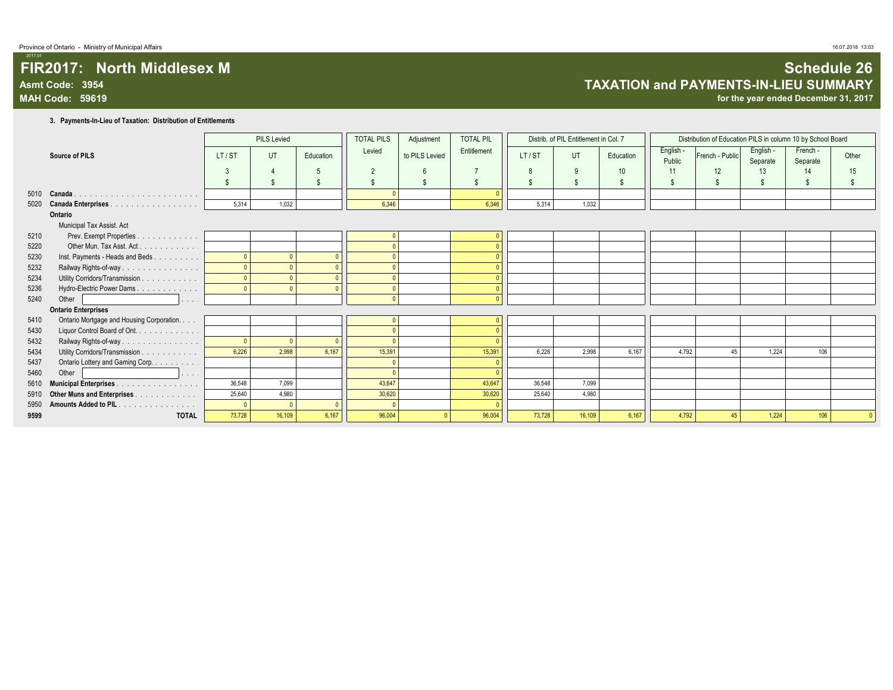Province of Ontario - Ministry of Municipal Affairs

# FIR2017: North Middlesex M

**Asmt Code: 3954**
**MAH Code: 59619**

# Schedule 26
## TAXATION and PAYMENTS-IN-LIEU SUMMARY
**for the year ended December 31, 2017**

### 3. Payments-In-Lieu of Taxation: Distribution of Entitlements

| | Source of PILS | PILS Levied | | | TOTAL PILS Levied | Adjustment to PILS Levied | TOTAL PIL Entitlement | Distrib. of PIL Entitlement in Col. 7 | | | Distribution of Education PILS in column 10 by School Board | | | | |
|---|---|---|---|---|---|---|---|---|---|---|---|---|---|---|---|
| | | LT / ST | UT | Education | | | | LT / ST | UT | Education | English - Public | French - Public | English - Separate | French - Separate | Other |
| | | 3 | 4 | 5 | 2 | 6 | 7 | 8 | 9 | 10 | 11 | 12 | 13 | 14 | 15 |
| | | $ | $ | $ | $ | $ | $ | $ | $ | $ | $ | $ | $ | $ | $ |
| 5010 | **Canada** | | | | 0 | | 0 | | | | | | | | |
| 5020 | **Canada Enterprises** | 5,314 | 1,032 | | 6,346 | | 6,346 | 5,314 | 1,032 | | | | | | |
| | **Ontario** | | | | | | | | | | | | | | |
| | Municipal Tax Assist. Act | | | | | | | | | | | | | | |
| 5210 | Prev. Exempt Properties | | | | 0 | | 0 | | | | | | | | |
| 5220 | Other Mun. Tax Asst. Act | | | | 0 | | 0 | | | | | | | | |
| 5230 | Inst. Payments - Heads and Beds | 0 | 0 | 0 | 0 | | 0 | | | | | | | | |
| 5232 | Railway Rights-of-way | 0 | 0 | 0 | 0 | | 0 | | | | | | | | |
| 5234 | Utility Corridors/Transmission | 0 | 0 | 0 | 0 | | 0 | | | | | | | | |
| 5236 | Hydro-Electric Power Dams | 0 | 0 | 0 | 0 | | 0 | | | | | | | | |
| 5240 | Other | | | | 0 | | 0 | | | | | | | | |
| | **Ontario Enterprises** | | | | | | | | | | | | | | |
| 5410 | Ontario Mortgage and Housing Corporation | | | | 0 | | 0 | | | | | | | | |
| 5430 | Liquor Control Board of Ont. | | | | 0 | | 0 | | | | | | | | |
| 5432 | Railway Rights-of-way | 0 | 0 | 0 | 0 | | 0 | | | | | | | | |
| 5434 | Utility Corridors/Transmission | 6,226 | 2,998 | 6,167 | 15,391 | | 15,391 | 6,226 | 2,998 | 6,167 | 4,792 | 45 | 1,224 | 106 | |
| 5437 | Ontario Lottery and Gaming Corp. | | | | 0 | | 0 | | | | | | | | |
| 5460 | Other | | | | 0 | | 0 | | | | | | | | |
| 5610 | **Municipal Enterprises** | 36,548 | 7,099 | | 43,647 | | 43,647 | 36,548 | 7,099 | | | | | | |
| 5910 | **Other Muns and Enterprises** | 25,640 | 4,980 | | 30,620 | | 30,620 | 25,640 | 4,980 | | | | | | |
| 5950 | **Amounts Added to PIL** | 0 | 0 | 0 | 0 | | 0 | | | | | | | | |
| 9599 | **TOTAL** | 73,728 | 16,109 | 6,167 | 96,004 | 0 | 96,004 | 73,728 | 16,109 | 6,167 | 4,792 | 45 | 1,224 | 106 | 0 |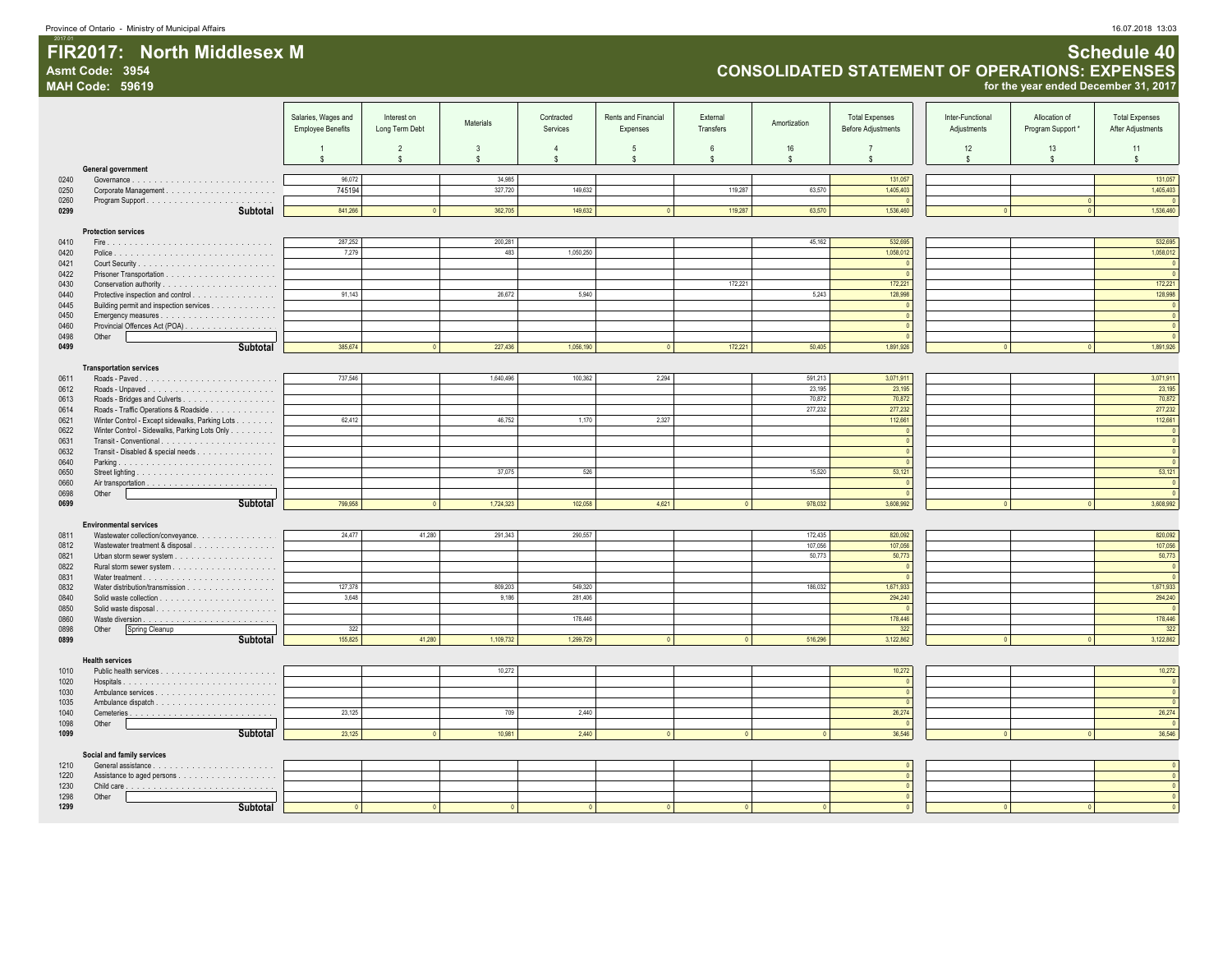Province of Ontario - Ministry of Municipal Affairs

# FIR2017: North Middlesex M
**Asmt Code: 3954**
**MAH Code: 59619**

## Schedule 40
### CONSOLIDATED STATEMENT OF OPERATIONS: EXPENSES
for the year ended December 31, 2017

| | | Salaries, Wages and Employee Benefits | Interest on Long Term Debt | Materials | Contracted Services | Rents and Financial Expenses | External Transfers | Amortization | Total Expenses Before Adjustments | Inter-Functional Adjustments | Allocation of Program Support * | Total Expenses After Adjustments |
|---|---|---|---|---|---|---|---|---|---|---|---|---|
| | | 1 | 2 | 3 | 4 | 5 | 6 | 16 | 7 | 12 | 13 | 11 |
| | | $ | $ | $ | $ | $ | $ | $ | $ | $ | $ | $ |
| | **General government** | | | | | | | | | | | |
| 0240 | Governance | 96,072 | | 34,985 | | | | | 131,057 | | | 131,057 |
| 0250 | Corporate Management | 745194 | | 327,720 | 149,632 | | 119,287 | 63,570 | 1,405,403 | | | 1,405,403 |
| 0260 | Program Support | | | | | | | | 0 | | 0 | 0 |
| 0299 | **Subtotal** | 841,266 | 0 | 362,705 | 149,632 | 0 | 119,287 | 63,570 | 1,536,460 | 0 | 0 | 1,536,460 |
| | **Protection services** | | | | | | | | | | | |
| 0410 | Fire | 287,252 | | 200,281 | | | | 45,162 | 532,695 | | | 532,695 |
| 0420 | Police | 7,279 | | 483 | 1,050,250 | | | | 1,058,012 | | | 1,058,012 |
| 0421 | Court Security | | | | | | | | 0 | | | 0 |
| 0422 | Prisoner Transportation | | | | | | | | 0 | | | 0 |
| 0430 | Conservation authority | | | | | | 172,221 | | 172,221 | | | 172,221 |
| 0440 | Protective inspection and control | 91,143 | | 26,672 | 5,940 | | | 5,243 | 128,998 | | | 128,998 |
| 0445 | Building permit and inspection services | | | | | | | | 0 | | | 0 |
| 0450 | Emergency measures | | | | | | | | 0 | | | 0 |
| 0460 | Provincial Offences Act (POA) | | | | | | | | 0 | | | 0 |
| 0498 | Other | | | | | | | | 0 | | | 0 |
| 0499 | **Subtotal** | 385,674 | 0 | 227,436 | 1,056,190 | 0 | 172,221 | 50,405 | 1,891,926 | 0 | 0 | 1,891,926 |
| | **Transportation services** | | | | | | | | | | | |
| 0611 | Roads - Paved | 737,546 | | 1,640,496 | 100,362 | 2,294 | | 591,213 | 3,071,911 | | | 3,071,911 |
| 0612 | Roads - Unpaved | | | | | | | 23,195 | 23,195 | | | 23,195 |
| 0613 | Roads - Bridges and Culverts | | | | | | | 70,872 | 70,872 | | | 70,872 |
| 0614 | Roads - Traffic Operations & Roadside | | | | | | | 277,232 | 277,232 | | | 277,232 |
| 0621 | Winter Control - Except sidewalks, Parking Lots | 62,412 | | 46,752 | 1,170 | 2,327 | | | 112,661 | | | 112,661 |
| 0622 | Winter Control - Sidewalks, Parking Lots Only | | | | | | | | 0 | | | 0 |
| 0631 | Transit - Conventional | | | | | | | | 0 | | | 0 |
| 0632 | Transit - Disabled & special needs | | | | | | | | 0 | | | 0 |
| 0640 | Parking | | | | | | | | 0 | | | 0 |
| 0650 | Street lighting | | | 37,075 | 526 | | | 15,520 | 53,121 | | | 53,121 |
| 0660 | Air transportation | | | | | | | | 0 | | | 0 |
| 0698 | Other | | | | | | | | 0 | | | 0 |
| 0699 | **Subtotal** | 799,958 | 0 | 1,724,323 | 102,058 | 4,621 | 0 | 978,032 | 3,608,992 | 0 | 0 | 3,608,992 |
| | **Environmental services** | | | | | | | | | | | |
| 0811 | Wastewater collection/conveyance | 24,477 | 41,280 | 291,343 | 290,557 | | | 172,435 | 820,092 | | | 820,092 |
| 0812 | Wastewater treatment & disposal | | | | | | | 107,056 | 107,056 | | | 107,056 |
| 0821 | Urban storm sewer system | | | | | | | 50,773 | 50,773 | | | 50,773 |
| 0822 | Rural storm sewer system | | | | | | | | 0 | | | 0 |
| 0831 | Water treatment | | | | | | | | 0 | | | 0 |
| 0832 | Water distribution/transmission | 127,378 | | 809,203 | 549,320 | | | 186,032 | 1,671,933 | | | 1,671,933 |
| 0840 | Solid waste collection | 3,648 | | 9,186 | 281,406 | | | | 294,240 | | | 294,240 |
| 0850 | Solid waste disposal | | | | | | | | 0 | | | 0 |
| 0860 | Waste diversion | | | | 178,446 | | | | 178,446 | | | 178,446 |
| 0898 | Other Spring Cleanup | 322 | | | | | | | 322 | | | 322 |
| 0899 | **Subtotal** | 155,825 | 41,280 | 1,109,732 | 1,299,729 | 0 | 0 | 516,296 | 3,122,862 | 0 | 0 | 3,122,862 |
| | **Health services** | | | | | | | | | | | |
| 1010 | Public health services | | | 10,272 | | | | | 10,272 | | | 10,272 |
| 1020 | Hospitals | | | | | | | | 0 | | | 0 |
| 1030 | Ambulance services | | | | | | | | 0 | | | 0 |
| 1035 | Ambulance dispatch | | | | | | | | 0 | | | 0 |
| 1040 | Cemeteries | 23,125 | | 709 | 2,440 | | | | 26,274 | | | 26,274 |
| 1098 | Other | | | | | | | | 0 | | | 0 |
| 1099 | **Subtotal** | 23,125 | 0 | 10,981 | 2,440 | 0 | 0 | 0 | 36,546 | 0 | 0 | 36,546 |
| | **Social and family services** | | | | | | | | | | | |
| 1210 | General assistance | | | | | | | | 0 | | | 0 |
| 1220 | Assistance to aged persons | | | | | | | | 0 | | | 0 |
| 1230 | Child care | | | | | | | | 0 | | | 0 |
| 1298 | Other | | | | | | | | 0 | | | 0 |
| 1299 | **Subtotal** | 0 | 0 | 0 | 0 | 0 | 0 | 0 | 0 | 0 | 0 | 0 |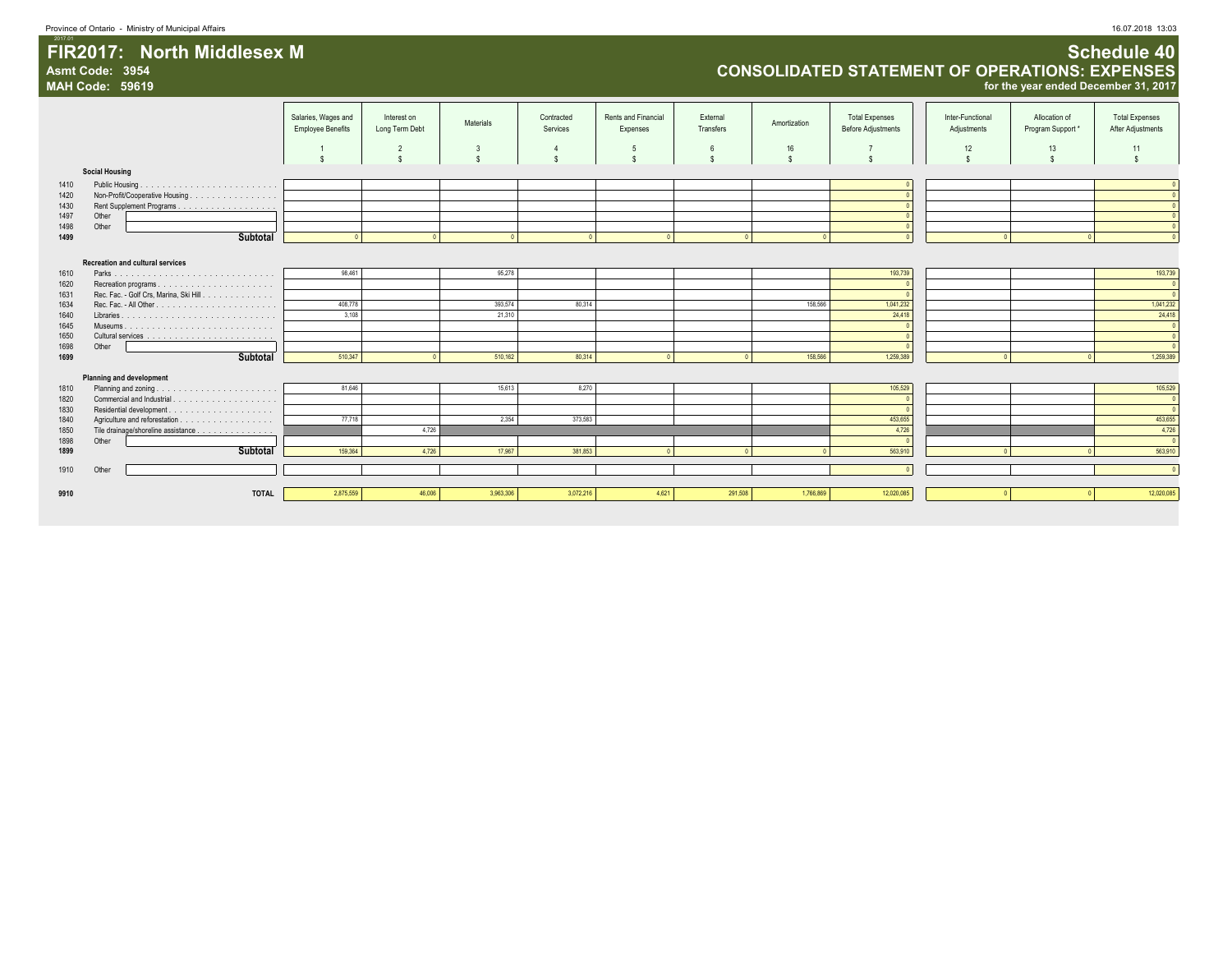Province of Ontario - Ministry of Municipal Affairs

# FIR2017: North Middlesex M
**Asmt Code: 3954**
**MAH Code: 59619**

## Schedule 40
### CONSOLIDATED STATEMENT OF OPERATIONS: EXPENSES
**for the year ended December 31, 2017**

| | | Salaries, Wages and Employee Benefits | Interest on Long Term Debt | Materials | Contracted Services | Rents and Financial Expenses | External Transfers | Amortization | Total Expenses Before Adjustments | Inter-Functional Adjustments | Allocation of Program Support * | Total Expenses After Adjustments |
|---|---|---|---|---|---|---|---|---|---|---|---|---|
| | | 1 | 2 | 3 | 4 | 5 | 6 | 16 | 7 | 12 | 13 | 11 |
| | | $ | $ | $ | $ | $ | $ | $ | $ | $ | $ | $ |
| | **Social Housing** | | | | | | | | | | | |
| 1410 | Public Housing | | | | | | | | 0 | | | 0 |
| 1420 | Non-Profit/Cooperative Housing | | | | | | | | 0 | | | 0 |
| 1430 | Rent Supplement Programs | | | | | | | | 0 | | | 0 |
| 1497 | Other | | | | | | | | 0 | | | 0 |
| 1498 | Other | | | | | | | | 0 | | | 0 |
| **1499** | **Subtotal** | 0 | 0 | 0 | 0 | 0 | 0 | 0 | 0 | 0 | 0 | 0 |
| | **Recreation and cultural services** | | | | | | | | | | | |
| 1610 | Parks | 98,461 | | 95,278 | | | | | 193,739 | | | 193,739 |
| 1620 | Recreation programs | | | | | | | | 0 | | | 0 |
| 1631 | Rec. Fac. - Golf Crs, Marina, Ski Hill | | | | | | | | 0 | | | 0 |
| 1634 | Rec. Fac. - All Other | 408,778 | | 393,574 | 80,314 | | | 158,566 | 1,041,232 | | | 1,041,232 |
| 1640 | Libraries | 3,108 | | 21,310 | | | | | 24,418 | | | 24,418 |
| 1645 | Museums | | | | | | | | 0 | | | 0 |
| 1650 | Cultural services | | | | | | | | 0 | | | 0 |
| 1698 | Other | | | | | | | | 0 | | | 0 |
| **1699** | **Subtotal** | 510,347 | 0 | 510,162 | 80,314 | 0 | 0 | 158,566 | 1,259,389 | 0 | 0 | 1,259,389 |
| | **Planning and development** | | | | | | | | | | | |
| 1810 | Planning and zoning | 81,646 | | 15,613 | 8,270 | | | | 105,529 | | | 105,529 |
| 1820 | Commercial and Industrial | | | | | | | | 0 | | | 0 |
| 1830 | Residential development | | | | | | | | 0 | | | 0 |
| 1840 | Agriculture and reforestation | 77,718 | | 2,354 | 373,583 | | | | 453,655 | | | 453,655 |
| 1850 | Tile drainage/shoreline assistance | | 4,726 | | | | | | 4,726 | | | 4,726 |
| 1898 | Other | | | | | | | | 0 | | | 0 |
| **1899** | **Subtotal** | 159,364 | 4,726 | 17,967 | 381,853 | 0 | 0 | 0 | 563,910 | 0 | 0 | 563,910 |
| 1910 | Other | | | | | | | | 0 | | | 0 |
| **9910** | **TOTAL** | 2,875,559 | 46,006 | 3,963,306 | 3,072,216 | 4,621 | 291,508 | 1,766,869 | 12,020,085 | 0 | 0 | 12,020,085 |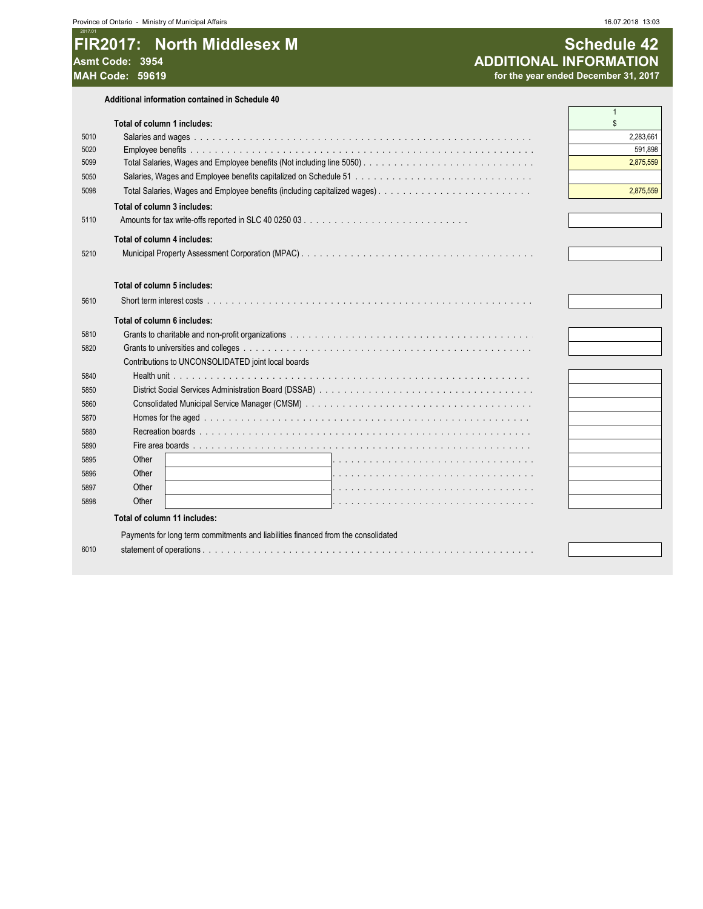# FIR2017: North Middlesex M

**Asmt Code: 3954**
**MAH Code: 59619**

## Schedule 42
## ADDITIONAL INFORMATION
**for the year ended December 31, 2017**

**Additional information contained in Schedule 40**

| Line | Description | 1 <br> $ |
|---|---|---|
| | **Total of column 1 includes:** | |
| 5010 | Salaries and wages | 2,283,661 |
| 5020 | Employee benefits | 591,898 |
| 5099 | Total Salaries, Wages and Employee benefits (Not including line 5050) | 2,875,559 |
| 5050 | Salaries, Wages and Employee benefits capitalized on Schedule 51 | |
| 5098 | Total Salaries, Wages and Employee benefits (including capitalized wages) | 2,875,559 |
| | **Total of column 3 includes:** | |
| 5110 | Amounts for tax write-offs reported in SLC 40 0250 03 | |
| | **Total of column 4 includes:** | |
| 5210 | Municipal Property Assessment Corporation (MPAC) | |
| | **Total of column 5 includes:** | |
| 5610 | Short term interest costs | |
| | **Total of column 6 includes:** | |
| 5810 | Grants to charitable and non-profit organizations | |
| 5820 | Grants to universities and colleges | |
| | Contributions to UNCONSOLIDATED joint local boards | |
| 5840 | Health unit | |
| 5850 | District Social Services Administration Board (DSSAB) | |
| 5860 | Consolidated Municipal Service Manager (CMSM) | |
| 5870 | Homes for the aged | |
| 5880 | Recreation boards | |
| 5890 | Fire area boards | |
| 5895 | Other | |
| 5896 | Other | |
| 5897 | Other | |
| 5898 | Other | |
| | **Total of column 11 includes:** | |
| 6010 | Payments for long term commitments and liabilities financed from the consolidated statement of operations | |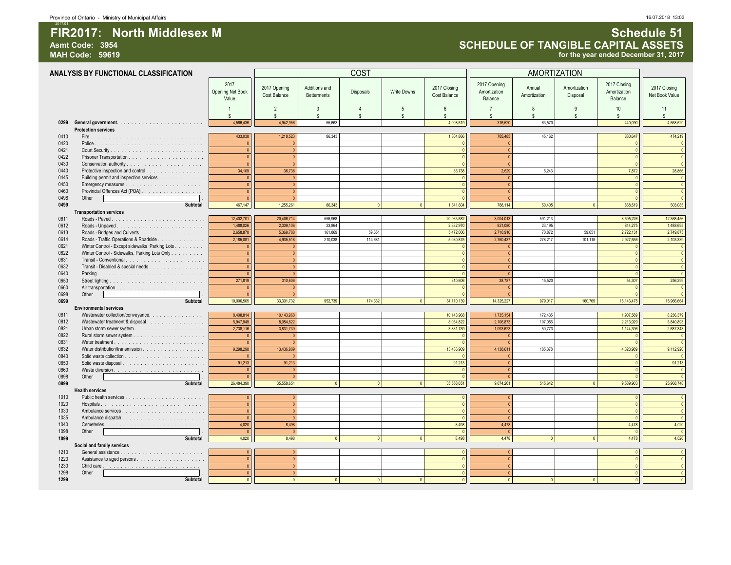Province of Ontario - Ministry of Municipal Affairs

# FIR2017: North Middlesex M

**Asmt Code: 3954**
**MAH Code: 59619**

## Schedule 51
## SCHEDULE OF TANGIBLE CAPITAL ASSETS
**for the year ended December 31, 2017**

### ANALYSIS BY FUNCTIONAL CLASSIFICATION

| | | | COST | | | | | AMORTIZATION | | | | |
|---|---|---|---|---|---|---|---|---|---|---|---|---|
| | | 2017 Opening Net Book Value | 2017 Opening Cost Balance | Additions and Betterments | Disposals | Write Downs | 2017 Closing Cost Balance | 2017 Opening Amortization Balance | Annual Amortization | Amortization Disposal | 2017 Closing Amortization Balance | 2017 Closing Net Book Value |
| | | 1 | 2 | 3 | 4 | 5 | 6 | 7 | 8 | 9 | 10 | 11 |
| | | $ | $ | $ | $ | $ | $ | $ | $ | $ | $ | $ |
| **0299** | **General government** | 4,566,436 | 4,942,956 | 55,663 | | | 4,998,619 | 376,520 | 63,570 | | 440,090 | 4,558,529 |
| | **Protection services** | | | | | | | | | | | |
| 0410 | Fire | 433,038 | 1,218,523 | 86,343 | | | 1,304,866 | 785,485 | 45,162 | | 830,647 | 474,219 |
| 0420 | Police | 0 | 0 | | | | 0 | 0 | | | 0 | 0 |
| 0421 | Court Security | 0 | 0 | | | | 0 | 0 | | | 0 | 0 |
| 0422 | Prisoner Transportation | 0 | 0 | | | | 0 | 0 | | | 0 | 0 |
| 0430 | Conservation authority | 0 | 0 | | | | 0 | 0 | | | 0 | 0 |
| 0440 | Protective inspection and control | 34,109 | 36,738 | | | | 36,738 | 2,629 | 5,243 | | 7,872 | 28,866 |
| 0445 | Building permit and inspection services | 0 | 0 | | | | 0 | 0 | | | 0 | 0 |
| 0450 | Emergency measures | 0 | 0 | | | | 0 | 0 | | | 0 | 0 |
| 0460 | Provincial Offences Act (POA) | 0 | 0 | | | | 0 | 0 | | | 0 | 0 |
| 0498 | Other | 0 | 0 | | | | 0 | 0 | | | 0 | 0 |
| **0499** | **Subtotal** | 467,147 | 1,255,261 | 86,343 | 0 | 0 | 1,341,604 | 788,114 | 50,405 | 0 | 838,519 | 503,085 |
| | **Transportation services** | | | | | | | | | | | |
| 0611 | Roads - Paved | 12,402,701 | 20,406,714 | 556,968 | | | 20,963,682 | 8,004,013 | 591,213 | | 8,595,226 | 12,368,456 |
| 0612 | Roads - Unpaved | 1,488,026 | 2,309,106 | 23,864 | | | 2,332,970 | 821,080 | 23,195 | | 844,275 | 1,488,695 |
| 0613 | Roads - Bridges and Culverts | 2,658,878 | 5,369,788 | 161,869 | 59,651 | | 5,472,006 | 2,710,910 | 70,872 | 59,651 | 2,722,131 | 2,749,875 |
| 0614 | Roads - Traffic Operations & Roadside | 2,185,081 | 4,935,518 | 210,038 | 114,681 | | 5,030,875 | 2,750,437 | 278,217 | 101,118 | 2,927,536 | 2,103,339 |
| 0621 | Winter Control - Except sidewalks, Parking Lots | 0 | 0 | | | | 0 | 0 | | | 0 | 0 |
| 0622 | Winter Control - Sidewalks, Parking Lots Only | 0 | 0 | | | | 0 | 0 | | | 0 | 0 |
| 0631 | Transit - Conventional | 0 | 0 | | | | 0 | 0 | | | 0 | 0 |
| 0632 | Transit - Disabled & special needs | 0 | 0 | | | | 0 | 0 | | | 0 | 0 |
| 0640 | Parking | 0 | 0 | | | | 0 | 0 | | | 0 | 0 |
| 0650 | Street lighting | 271,819 | 310,606 | | | | 310,606 | 38,787 | 15,520 | | 54,307 | 256,299 |
| 0660 | Air transportation | 0 | 0 | | | | 0 | 0 | | | 0 | 0 |
| 0698 | Other | 0 | 0 | | | | 0 | 0 | | | 0 | 0 |
| **0699** | **Subtotal** | 19,006,505 | 33,331,732 | 952,739 | 174,332 | 0 | 34,110,139 | 14,325,227 | 979,017 | 160,769 | 15,143,475 | 18,966,664 |
| | **Environmental services** | | | | | | | | | | | |
| 0811 | Wastewater collection/conveyance | 8,408,814 | 10,143,968 | | | | 10,143,968 | 1,735,154 | 172,435 | | 1,907,589 | 8,236,379 |
| 0812 | Wastewater treatment & disposal | 5,947,949 | 8,054,822 | | | | 8,054,822 | 2,106,873 | 107,056 | | 2,213,929 | 5,840,893 |
| 0821 | Urban storm sewer system | 2,738,116 | 3,831,739 | | | | 3,831,739 | 1,093,623 | 50,773 | | 1,144,396 | 2,687,343 |
| 0822 | Rural storm sewer system | 0 | 0 | | | | 0 | 0 | | | 0 | 0 |
| 0831 | Water treatment | 0 | 0 | | | | 0 | 0 | | | 0 | 0 |
| 0832 | Water distribution/transmission | 9,298,298 | 13,436,909 | | | | 13,436,909 | 4,138,611 | 185,378 | | 4,323,989 | 9,112,920 |
| 0840 | Solid waste collection | 0 | 0 | | | | 0 | 0 | | | 0 | 0 |
| 0850 | Solid waste disposal | 91,213 | 91,213 | | | | 91,213 | 0 | | | 0 | 91,213 |
| 0860 | Waste diversion | 0 | 0 | | | | 0 | 0 | | | 0 | 0 |
| 0898 | Other | 0 | 0 | | | | 0 | 0 | | | 0 | 0 |
| **0899** | **Subtotal** | 26,484,390 | 35,558,651 | 0 | 0 | 0 | 35,558,651 | 9,074,261 | 515,642 | 0 | 9,589,903 | 25,968,748 |
| | **Health services** | | | | | | | | | | | |
| 1010 | Public health services | 0 | 0 | | | | 0 | 0 | | | 0 | 0 |
| 1020 | Hospitals | 0 | 0 | | | | 0 | 0 | | | 0 | 0 |
| 1030 | Ambulance services | 0 | 0 | | | | 0 | 0 | | | 0 | 0 |
| 1035 | Ambulance dispatch | 0 | 0 | | | | 0 | 0 | | | 0 | 0 |
| 1040 | Cemeteries | 4,020 | 8,498 | | | | 8,498 | 4,478 | | | 4,478 | 4,020 |
| 1098 | Other | 0 | 0 | | | | 0 | 0 | | | 0 | 0 |
| **1099** | **Subtotal** | 4,020 | 8,498 | 0 | 0 | 0 | 8,498 | 4,478 | 0 | 0 | 4,478 | 4,020 |
| | **Social and family services** | | | | | | | | | | | |
| 1210 | General assistance | 0 | 0 | | | | 0 | 0 | | | 0 | 0 |
| 1220 | Assistance to aged persons | 0 | 0 | | | | 0 | 0 | | | 0 | 0 |
| 1230 | Child care | 0 | 0 | | | | 0 | 0 | | | 0 | 0 |
| 1298 | Other | 0 | 0 | | | | 0 | 0 | | | 0 | 0 |
| **1299** | **Subtotal** | 0 | 0 | 0 | 0 | 0 | 0 | 0 | 0 | 0 | 0 | 0 |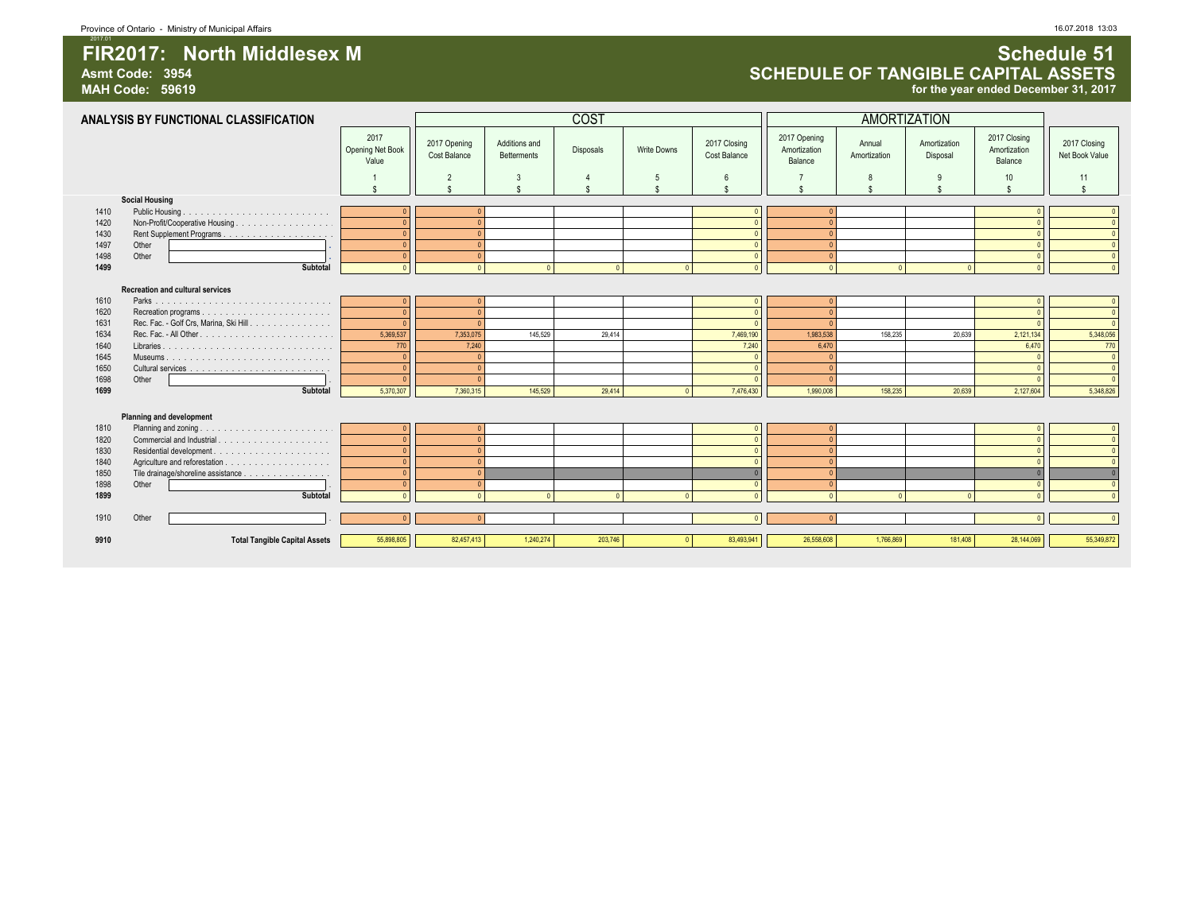# FIR2017: North Middlesex M

**Asmt Code: 3954**

**MAH Code: 59619**

## Schedule 51

## SCHEDULE OF TANGIBLE CAPITAL ASSETS

**for the year ended December 31, 2017**

### ANALYSIS BY FUNCTIONAL CLASSIFICATION

| | | | COST | | | | | AMORTIZATION | | | | |
|---|---|---|---|---|---|---|---|---|---|---|---|---|
| | | 2017 Opening Net Book Value | 2017 Opening Cost Balance | Additions and Betterments | Disposals | Write Downs | 2017 Closing Cost Balance | 2017 Opening Amortization Balance | Annual Amortization | Amortization Disposal | 2017 Closing Amortization Balance | 2017 Closing Net Book Value |
| | | 1 | 2 | 3 | 4 | 5 | 6 | 7 | 8 | 9 | 10 | 11 |
| | | $ | $ | $ | $ | $ | $ | $ | $ | $ | $ | $ |
| | **Social Housing** | | | | | | | | | | | |
| 1410 | Public Housing | 0 | 0 | | | | 0 | 0 | | | 0 | 0 |
| 1420 | Non-Profit/Cooperative Housing | 0 | 0 | | | | 0 | 0 | | | 0 | 0 |
| 1430 | Rent Supplement Programs | 0 | 0 | | | | 0 | 0 | | | 0 | 0 |
| 1497 | Other | 0 | 0 | | | | 0 | 0 | | | 0 | 0 |
| 1498 | Other | 0 | 0 | | | | 0 | 0 | | | 0 | 0 |
| **1499** | **Subtotal** | 0 | 0 | 0 | 0 | 0 | 0 | 0 | 0 | 0 | 0 | 0 |
| | **Recreation and cultural services** | | | | | | | | | | | |
| 1610 | Parks | 0 | 0 | | | | 0 | 0 | | | 0 | 0 |
| 1620 | Recreation programs | 0 | 0 | | | | 0 | 0 | | | 0 | 0 |
| 1631 | Rec. Fac. - Golf Crs, Marina, Ski Hill | 0 | 0 | | | | 0 | 0 | | | 0 | 0 |
| 1634 | Rec. Fac. - All Other | 5,369,537 | 7,353,075 | 145,529 | 29,414 | | 7,469,190 | 1,983,538 | 158,235 | 20,639 | 2,121,134 | 5,348,056 |
| 1640 | Libraries | 770 | 7,240 | | | | 7,240 | 6,470 | | | 6,470 | 770 |
| 1645 | Museums | 0 | 0 | | | | 0 | 0 | | | 0 | 0 |
| 1650 | Cultural services | 0 | 0 | | | | 0 | 0 | | | 0 | 0 |
| 1698 | Other | 0 | 0 | | | | 0 | 0 | | | 0 | 0 |
| **1699** | **Subtotal** | 5,370,307 | 7,360,315 | 145,529 | 29,414 | 0 | 7,476,430 | 1,990,008 | 158,235 | 20,639 | 2,127,604 | 5,348,826 |
| | **Planning and development** | | | | | | | | | | | |
| 1810 | Planning and zoning | 0 | 0 | | | | 0 | 0 | | | 0 | 0 |
| 1820 | Commercial and Industrial | 0 | 0 | | | | 0 | 0 | | | 0 | 0 |
| 1830 | Residential development | 0 | 0 | | | | 0 | 0 | | | 0 | 0 |
| 1840 | Agriculture and reforestation | 0 | 0 | | | | 0 | 0 | | | 0 | 0 |
| 1850 | Tile drainage/shoreline assistance | 0 | 0 | | | | 0 | 0 | | | 0 | 0 |
| 1898 | Other | 0 | 0 | | | | 0 | 0 | | | 0 | 0 |
| **1899** | **Subtotal** | 0 | 0 | 0 | 0 | 0 | 0 | 0 | 0 | 0 | 0 | 0 |
| 1910 | Other | 0 | 0 | | | | 0 | 0 | | | 0 | 0 |
| **9910** | **Total Tangible Capital Assets** | 55,898,805 | 82,457,413 | 1,240,274 | 203,746 | 0 | 83,493,941 | 26,558,608 | 1,766,869 | 181,408 | 28,144,069 | 55,349,872 |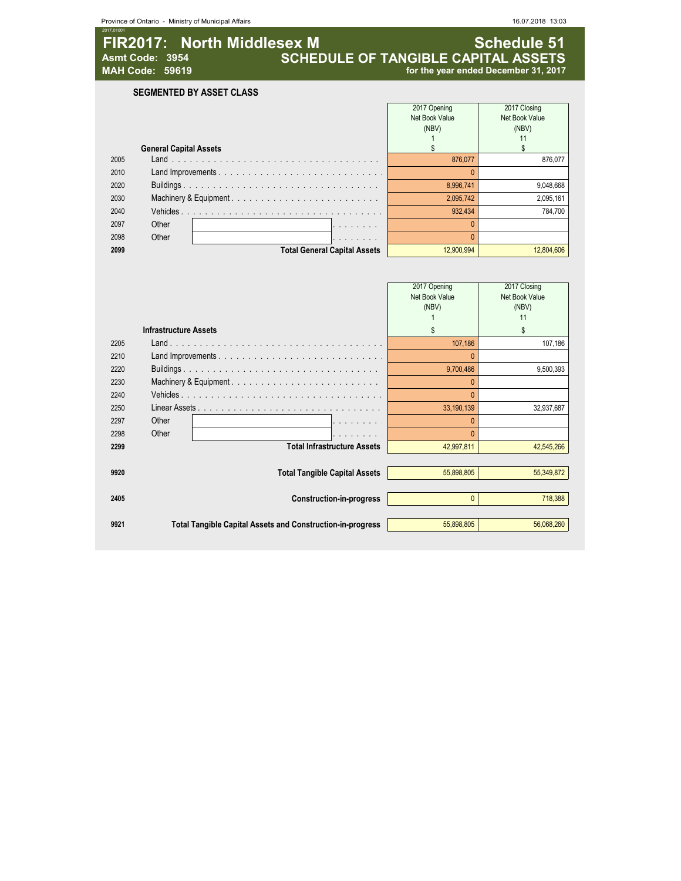# FIR2017: North Middlesex M

**Asmt Code: 3954**
**MAH Code: 59619**

## Schedule 51
## SCHEDULE OF TANGIBLE CAPITAL ASSETS
**for the year ended December 31, 2017**

### SEGMENTED BY ASSET CLASS

| | General Capital Assets | 2017 Opening Net Book Value (NBV) 1 $ | 2017 Closing Net Book Value (NBV) 11 $ |
|---|---|---|---|
| 2005 | Land | 876,077 | 876,077 |
| 2010 | Land Improvements | 0 | |
| 2020 | Buildings | 8,996,741 | 9,048,668 |
| 2030 | Machinery & Equipment | 2,095,742 | 2,095,161 |
| 2040 | Vehicles | 932,434 | 784,700 |
| 2097 | Other | 0 | |
| 2098 | Other | 0 | |
| **2099** | **Total General Capital Assets** | 12,900,994 | 12,804,606 |

| | Infrastructure Assets | 2017 Opening Net Book Value (NBV) 1 $ | 2017 Closing Net Book Value (NBV) 11 $ |
|---|---|---|---|
| 2205 | Land | 107,186 | 107,186 |
| 2210 | Land Improvements | 0 | |
| 2220 | Buildings | 9,700,486 | 9,500,393 |
| 2230 | Machinery & Equipment | 0 | |
| 2240 | Vehicles | 0 | |
| 2250 | Linear Assets | 33,190,139 | 32,937,687 |
| 2297 | Other | 0 | |
| 2298 | Other | 0 | |
| **2299** | **Total Infrastructure Assets** | 42,997,811 | 42,545,266 |
| **9920** | **Total Tangible Capital Assets** | 55,898,805 | 55,349,872 |
| **2405** | **Construction-in-progress** | 0 | 718,388 |
| **9921** | **Total Tangible Capital Assets and Construction-in-progress** | 55,898,805 | 56,068,260 |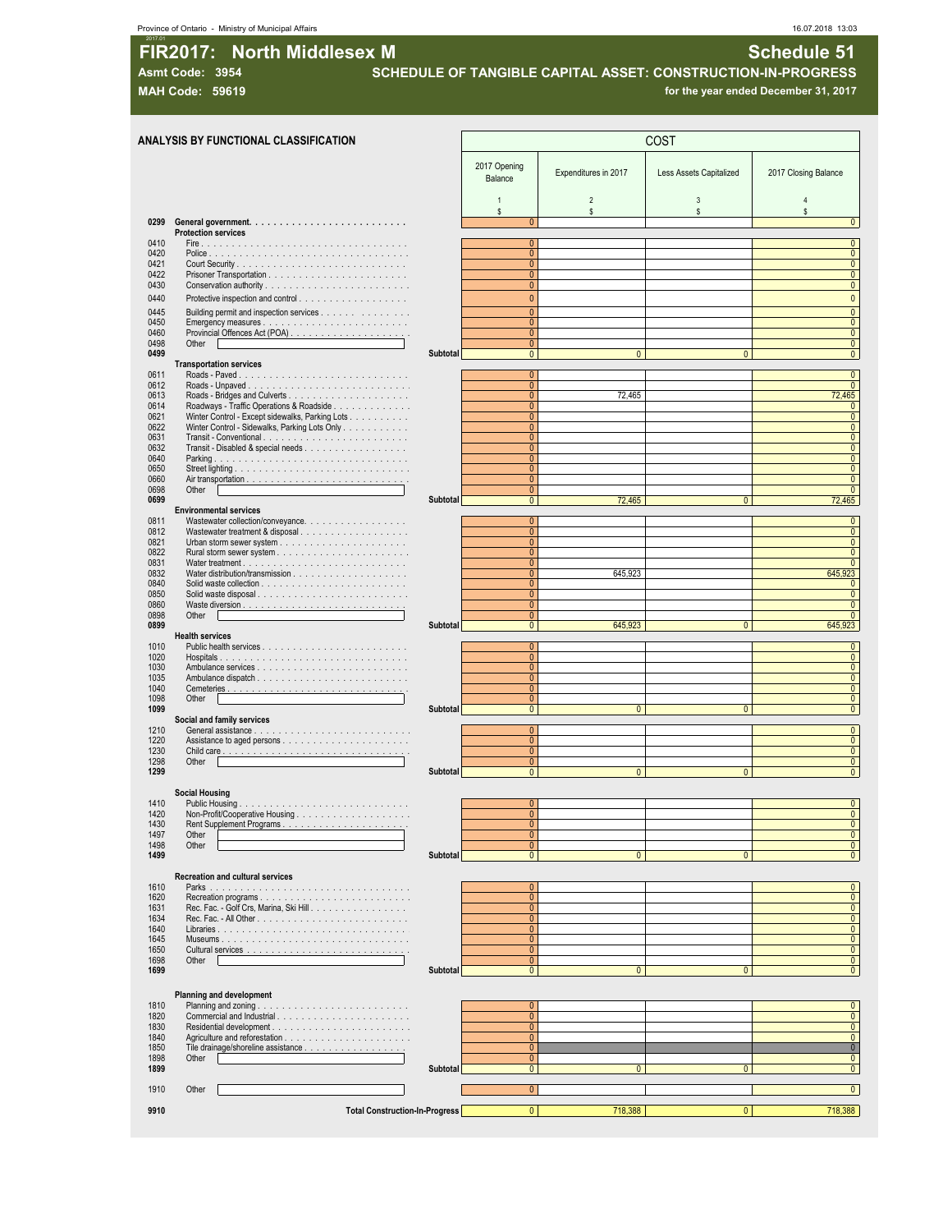Province of Ontario - Ministry of Municipal Affairs 16.07.2018 13:03

# FIR2017: North Middlesex M

**Schedule 51**

**Asmt Code: 3954**

**SCHEDULE OF TANGIBLE CAPITAL ASSET: CONSTRUCTION-IN-PROGRESS**

**MAH Code: 59619**

**for the year ended December 31, 2017**

## ANALYSIS BY FUNCTIONAL CLASSIFICATION

| | | COST | | | |
|---|---|---|---|---|---|
| | | 2017 Opening Balance | Expenditures in 2017 | Less Assets Capitalized | 2017 Closing Balance |
| | | 1 | 2 | 3 | 4 |
| | | $ | $ | $ | $ |
| 0299 | **General government** | 0 | | | 0 |
| | **Protection services** | | | | |
| 0410 | Fire | 0 | | | 0 |
| 0420 | Police | 0 | | | 0 |
| 0421 | Court Security | 0 | | | 0 |
| 0422 | Prisoner Transportation | 0 | | | 0 |
| 0430 | Conservation authority | 0 | | | 0 |
| 0440 | Protective inspection and control | 0 | | | 0 |
| 0445 | Building permit and inspection services | 0 | | | 0 |
| 0450 | Emergency measures | 0 | | | 0 |
| 0460 | Provincial Offences Act (POA) | 0 | | | 0 |
| 0498 | Other | 0 | | | 0 |
| 0499 | Subtotal | 0 | 0 | 0 | 0 |
| | **Transportation services** | | | | |
| 0611 | Roads - Paved | 0 | | | 0 |
| 0612 | Roads - Unpaved | 0 | | | 0 |
| 0613 | Roads - Bridges and Culverts | 0 | 72,465 | | 72,465 |
| 0614 | Roadways - Traffic Operations & Roadside | 0 | | | 0 |
| 0621 | Winter Control - Except sidewalks, Parking Lots | 0 | | | 0 |
| 0622 | Winter Control - Sidewalks, Parking Lots Only | 0 | | | 0 |
| 0631 | Transit - Conventional | 0 | | | 0 |
| 0632 | Transit - Disabled & special needs | 0 | | | 0 |
| 0640 | Parking | 0 | | | 0 |
| 0650 | Street lighting | 0 | | | 0 |
| 0660 | Air transportation | 0 | | | 0 |
| 0698 | Other | 0 | | | 0 |
| 0699 | Subtotal | 0 | 72,465 | 0 | 72,465 |
| | **Environmental services** | | | | |
| 0811 | Wastewater collection/conveyance | 0 | | | 0 |
| 0812 | Wastewater treatment & disposal | 0 | | | 0 |
| 0821 | Urban storm sewer system | 0 | | | 0 |
| 0822 | Rural storm sewer system | 0 | | | 0 |
| 0831 | Water treatment | 0 | | | 0 |
| 0832 | Water distribution/transmission | 0 | 645,923 | | 645,923 |
| 0840 | Solid waste collection | 0 | | | 0 |
| 0850 | Solid waste disposal | 0 | | | 0 |
| 0860 | Waste diversion | 0 | | | 0 |
| 0898 | Other | 0 | | | 0 |
| 0899 | Subtotal | 0 | 645,923 | 0 | 645,923 |
| | **Health services** | | | | |
| 1010 | Public health services | 0 | | | 0 |
| 1020 | Hospitals | 0 | | | 0 |
| 1030 | Ambulance services | 0 | | | 0 |
| 1035 | Ambulance dispatch | 0 | | | 0 |
| 1040 | Cemeteries | 0 | | | 0 |
| 1098 | Other | 0 | | | 0 |
| 1099 | Subtotal | 0 | 0 | 0 | 0 |
| | **Social and family services** | | | | |
| 1210 | General assistance | 0 | | | 0 |
| 1220 | Assistance to aged persons | 0 | | | 0 |
| 1230 | Child care | 0 | | | 0 |
| 1298 | Other | 0 | | | 0 |
| 1299 | Subtotal | 0 | 0 | 0 | 0 |
| | **Social Housing** | | | | |
| 1410 | Public Housing | 0 | | | 0 |
| 1420 | Non-Profit/Cooperative Housing | 0 | | | 0 |
| 1430 | Rent Supplement Programs | 0 | | | 0 |
| 1497 | Other | 0 | | | 0 |
| 1498 | Other | 0 | | | 0 |
| 1499 | Subtotal | 0 | 0 | 0 | 0 |
| | **Recreation and cultural services** | | | | |
| 1610 | Parks | 0 | | | 0 |
| 1620 | Recreation programs | 0 | | | 0 |
| 1631 | Rec. Fac. - Golf Crs, Marina, Ski Hill | 0 | | | 0 |
| 1634 | Rec. Fac. - All Other | 0 | | | 0 |
| 1640 | Libraries | 0 | | | 0 |
| 1645 | Museums | 0 | | | 0 |
| 1650 | Cultural services | 0 | | | 0 |
| 1698 | Other | 0 | | | 0 |
| 1699 | Subtotal | 0 | 0 | 0 | 0 |
| | **Planning and development** | | | | |
| 1810 | Planning and zoning | 0 | | | 0 |
| 1820 | Commercial and Industrial | 0 | | | 0 |
| 1830 | Residential development | 0 | | | 0 |
| 1840 | Agriculture and reforestation | 0 | | | 0 |
| 1850 | Tile drainage/shoreline assistance | 0 | | | 0 |
| 1898 | Other | 0 | | | 0 |
| 1899 | Subtotal | 0 | 0 | 0 | 0 |
| 1910 | Other | 0 | | | 0 |
| 9910 | **Total Construction-In-Progress** | 0 | 718,388 | 0 | 718,388 |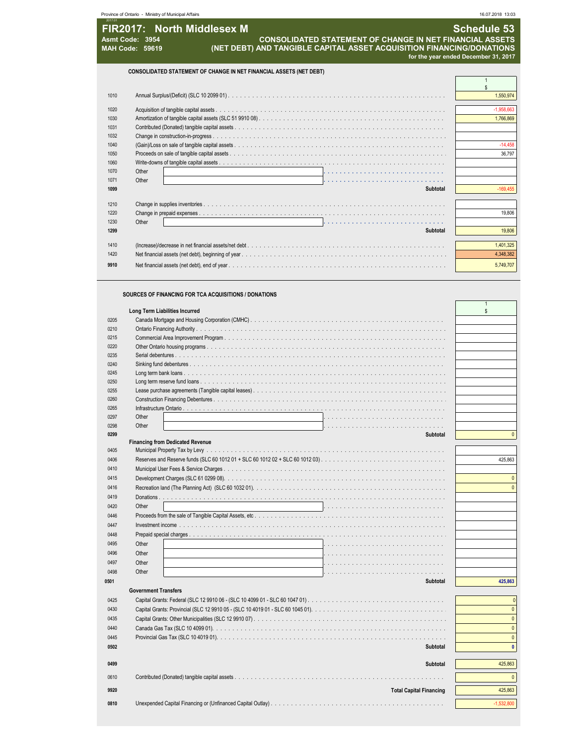# FIR2017: North Middlesex M

**Asmt Code: 3954**
**MAH Code: 59619**

## Schedule 53

**CONSOLIDATED STATEMENT OF CHANGE IN NET FINANCIAL ASSETS (NET DEBT) AND TANGIBLE CAPITAL ASSET ACQUISITION FINANCING/DONATIONS**

**for the year ended December 31, 2017**

### CONSOLIDATED STATEMENT OF CHANGE IN NET FINANCIAL ASSETS (NET DEBT)

| | | 1 $ |
|---|---|---|
| 1010 | Annual Surplus/(Deficit) (SLC 10 2099 01) | 1,550,974 |
| 1020 | Acquisition of tangible capital assets | -1,958,663 |
| 1030 | Amortization of tangible capital assets (SLC 51 9910 08) | 1,766,869 |
| 1031 | Contributed (Donated) tangible capital assets | |
| 1032 | Change in construction-in-progress | |
| 1040 | (Gain)/Loss on sale of tangible capital assets | -14,458 |
| 1050 | Proceeds on sale of tangible capital assets | 36,797 |
| 1060 | Write-downs of tangible capital assets | |
| 1070 | Other | |
| 1071 | Other | |
| **1099** | **Subtotal** | -169,455 |
| 1210 | Change in supplies inventories | |
| 1220 | Change in prepaid expenses | 19,806 |
| 1230 | Other | |
| **1299** | **Subtotal** | 19,806 |
| 1410 | (Increase)/decrease in net financial assets/net debt | 1,401,325 |
| 1420 | Net financial assets (net debt), beginning of year | 4,348,382 |
| **9910** | Net financial assets (net debt), end of year | 5,749,707 |

### SOURCES OF FINANCING FOR TCA ACQUISITIONS / DONATIONS

| | | 1 $ |
|---|---|---|
| | **Long Term Liabilities Incurred** | |
| 0205 | Canada Mortgage and Housing Corporation (CMHC) | |
| 0210 | Ontario Financing Authority | |
| 0215 | Commercial Area Improvement Program | |
| 0220 | Other Ontario housing programs | |
| 0235 | Serial debentures | |
| 0240 | Sinking fund debentures | |
| 0245 | Long term bank loans | |
| 0250 | Long term reserve fund loans | |
| 0255 | Lease purchase agreements (Tangible capital leases) | |
| 0260 | Construction Financing Debentures | |
| 0265 | Infrastructure Ontario | |
| 0297 | Other | |
| 0298 | Other | |
| **0299** | **Subtotal** | 0 |
| | **Financing from Dedicated Revenue** | |
| 0405 | Municipal Property Tax by Levy | |
| 0406 | Reserves and Reserve funds (SLC 60 1012 01 + SLC 60 1012 02 + SLC 60 1012 03) | 425,863 |
| 0410 | Municipal User Fees & Service Charges | |
| 0415 | Development Charges (SLC 61 0299 08) | 0 |
| 0416 | Recreation land (The Planning Act) (SLC 60 1032 01) | 0 |
| 0419 | Donations | |
| 0420 | Other | |
| 0446 | Proceeds from the sale of Tangible Capital Assets, etc | |
| 0447 | Investment income | |
| 0448 | Prepaid special charges | |
| 0495 | Other | |
| 0496 | Other | |
| 0497 | Other | |
| 0498 | Other | |
| **0501** | **Subtotal** | **425,863** |
| | **Government Transfers** | |
| 0425 | Capital Grants: Federal (SLC 12 9910 06 - (SLC 10 4099 01 - SLC 60 1047 01) | 0 |
| 0430 | Capital Grants: Provincial (SLC 12 9910 05 - (SLC 10 4019 01 - SLC 60 1045 01) | 0 |
| 0435 | Capital Grants: Other Municipalities (SLC 12 9910 07) | 0 |
| 0440 | Canada Gas Tax (SLC 10 4099 01) | 0 |
| 0445 | Provincial Gas Tax (SLC 10 4019 01) | 0 |
| **0502** | **Subtotal** | **0** |
| **0499** | **Subtotal** | 425,863 |
| 0610 | Contributed (Donated) tangible capital assets | 0 |
| **9920** | **Total Capital Financing** | 425,863 |
| **0810** | Unexpended Capital Financing or (Unfinanced Capital Outlay) | -1,532,800 |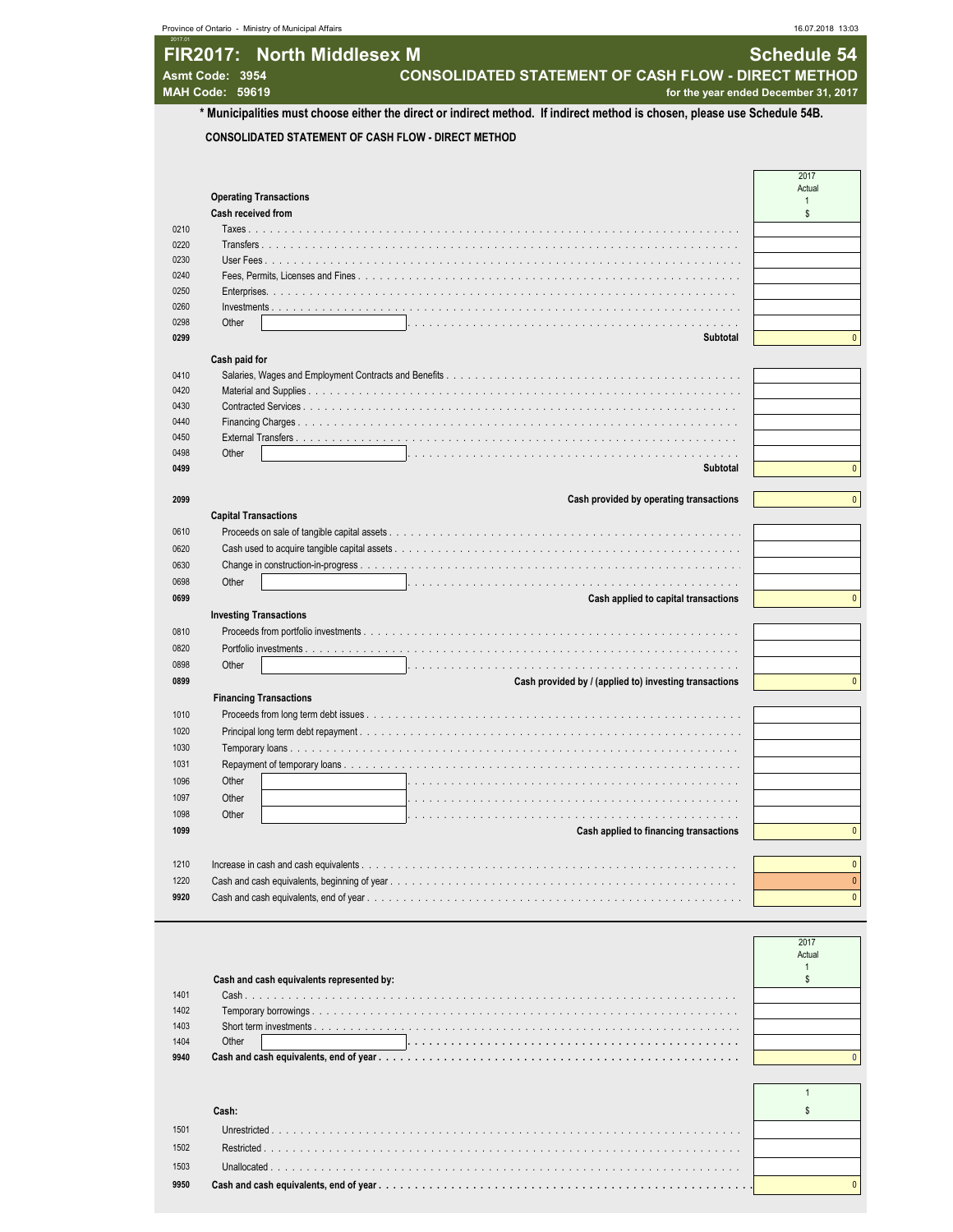Province of Ontario - Ministry of Municipal Affairs

# FIR2017: North Middlesex M — Schedule 54

**Asmt Code: 3954**
**MAH Code: 59619**

## CONSOLIDATED STATEMENT OF CASH FLOW - DIRECT METHOD

for the year ended December 31, 2017

**\* Municipalities must choose either the direct or indirect method. If indirect method is chosen, please use Schedule 54B.**

**CONSOLIDATED STATEMENT OF CASH FLOW - DIRECT METHOD**

| | | 2017 Actual 1 $ |
|---|---|---|
| | **Operating Transactions** | |
| | **Cash received from** | |
| 0210 | Taxes | |
| 0220 | Transfers | |
| 0230 | User Fees | |
| 0240 | Fees, Permits, Licenses and Fines | |
| 0250 | Enterprises. | |
| 0260 | Investments | |
| 0298 | Other | |
| **0299** | **Subtotal** | 0 |
| | **Cash paid for** | |
| 0410 | Salaries, Wages and Employment Contracts and Benefits | |
| 0420 | Material and Supplies | |
| 0430 | Contracted Services | |
| 0440 | Financing Charges | |
| 0450 | External Transfers | |
| 0498 | Other | |
| **0499** | **Subtotal** | 0 |
| **2099** | **Cash provided by operating transactions** | 0 |
| | **Capital Transactions** | |
| 0610 | Proceeds on sale of tangible capital assets | |
| 0620 | Cash used to acquire tangible capital assets | |
| 0630 | Change in construction-in-progress | |
| 0698 | Other | |
| **0699** | **Cash applied to capital transactions** | 0 |
| | **Investing Transactions** | |
| 0810 | Proceeds from portfolio investments | |
| 0820 | Portfolio investments | |
| 0898 | Other | |
| **0899** | **Cash provided by / (applied to) investing transactions** | 0 |
| | **Financing Transactions** | |
| 1010 | Proceeds from long term debt issues | |
| 1020 | Principal long term debt repayment | |
| 1030 | Temporary loans | |
| 1031 | Repayment of temporary loans | |
| 1096 | Other | |
| 1097 | Other | |
| 1098 | Other | |
| **1099** | **Cash applied to financing transactions** | 0 |
| 1210 | Increase in cash and cash equivalents | 0 |
| 1220 | Cash and cash equivalents, beginning of year | 0 |
| 9920 | Cash and cash equivalents, end of year | 0 |

| | | 2017 Actual 1 $ |
|---|---|---|
| | **Cash and cash equivalents represented by:** | |
| 1401 | Cash | |
| 1402 | Temporary borrowings | |
| 1403 | Short term investments | |
| 1404 | Other | |
| **9940** | **Cash and cash equivalents, end of year** | 0 |

| | | 1 $ |
|---|---|---|
| | **Cash:** | |
| 1501 | Unrestricted | |
| 1502 | Restricted | |
| 1503 | Unallocated | |
| **9950** | **Cash and cash equivalents, end of year** | 0 |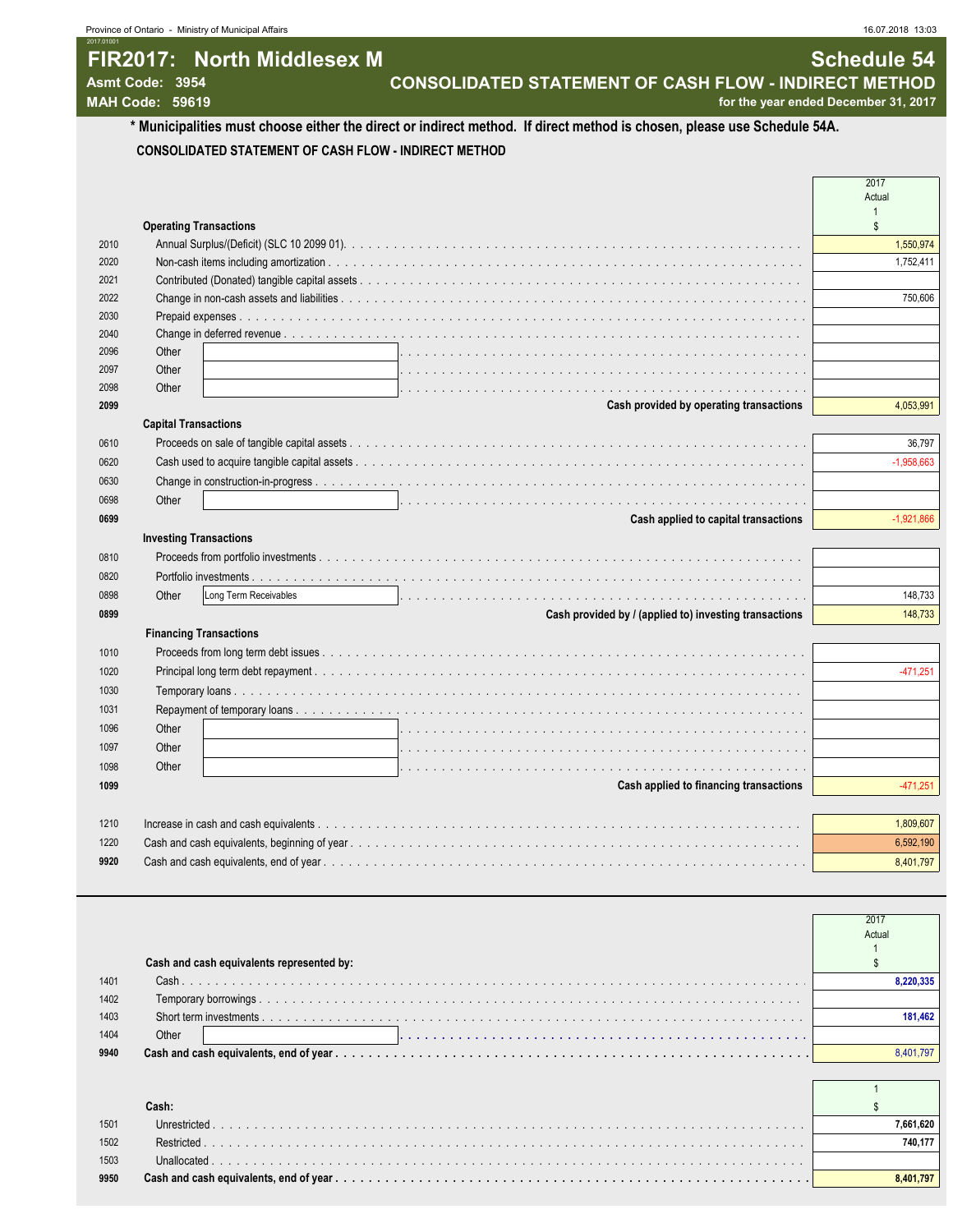# FIR2017: North Middlesex M

**Asmt Code: 3954**
**MAH Code: 59619**

## Schedule 54
## CONSOLIDATED STATEMENT OF CASH FLOW - INDIRECT METHOD
**for the year ended December 31, 2017**

**\* Municipalities must choose either the direct or indirect method. If direct method is chosen, please use Schedule 54A.**

**CONSOLIDATED STATEMENT OF CASH FLOW - INDIRECT METHOD**

| | | 2017 Actual 1 $ |
|---|---|---|
| | **Operating Transactions** | |
| 2010 | Annual Surplus/(Deficit) (SLC 10 2099 01) | 1,550,974 |
| 2020 | Non-cash items including amortization | 1,752,411 |
| 2021 | Contributed (Donated) tangible capital assets | |
| 2022 | Change in non-cash assets and liabilities | 750,606 |
| 2030 | Prepaid expenses | |
| 2040 | Change in deferred revenue | |
| 2096 | Other | |
| 2097 | Other | |
| 2098 | Other | |
| **2099** | **Cash provided by operating transactions** | 4,053,991 |
| | **Capital Transactions** | |
| 0610 | Proceeds on sale of tangible capital assets | 36,797 |
| 0620 | Cash used to acquire tangible capital assets | -1,958,663 |
| 0630 | Change in construction-in-progress | |
| 0698 | Other | |
| **0699** | **Cash applied to capital transactions** | -1,921,866 |
| | **Investing Transactions** | |
| 0810 | Proceeds from portfolio investments | |
| 0820 | Portfolio investments | |
| 0898 | Other: Long Term Receivables | 148,733 |
| **0899** | **Cash provided by / (applied to) investing transactions** | 148,733 |
| | **Financing Transactions** | |
| 1010 | Proceeds from long term debt issues | |
| 1020 | Principal long term debt repayment | -471,251 |
| 1030 | Temporary loans | |
| 1031 | Repayment of temporary loans | |
| 1096 | Other | |
| 1097 | Other | |
| 1098 | Other | |
| **1099** | **Cash applied to financing transactions** | -471,251 |
| 1210 | Increase in cash and cash equivalents | 1,809,607 |
| 1220 | Cash and cash equivalents, beginning of year | 6,592,190 |
| **9920** | Cash and cash equivalents, end of year | 8,401,797 |

| | | 2017 Actual 1 $ |
|---|---|---|
| | **Cash and cash equivalents represented by:** | |
| 1401 | Cash | **8,220,335** |
| 1402 | Temporary borrowings | |
| 1403 | Short term investments | **181,462** |
| 1404 | Other | |
| **9940** | **Cash and cash equivalents, end of year** | 8,401,797 |

| | | 1 $ |
|---|---|---|
| | **Cash:** | |
| 1501 | Unrestricted | **7,661,620** |
| 1502 | Restricted | **740,177** |
| 1503 | Unallocated | |
| **9950** | **Cash and cash equivalents, end of year** | **8,401,797** |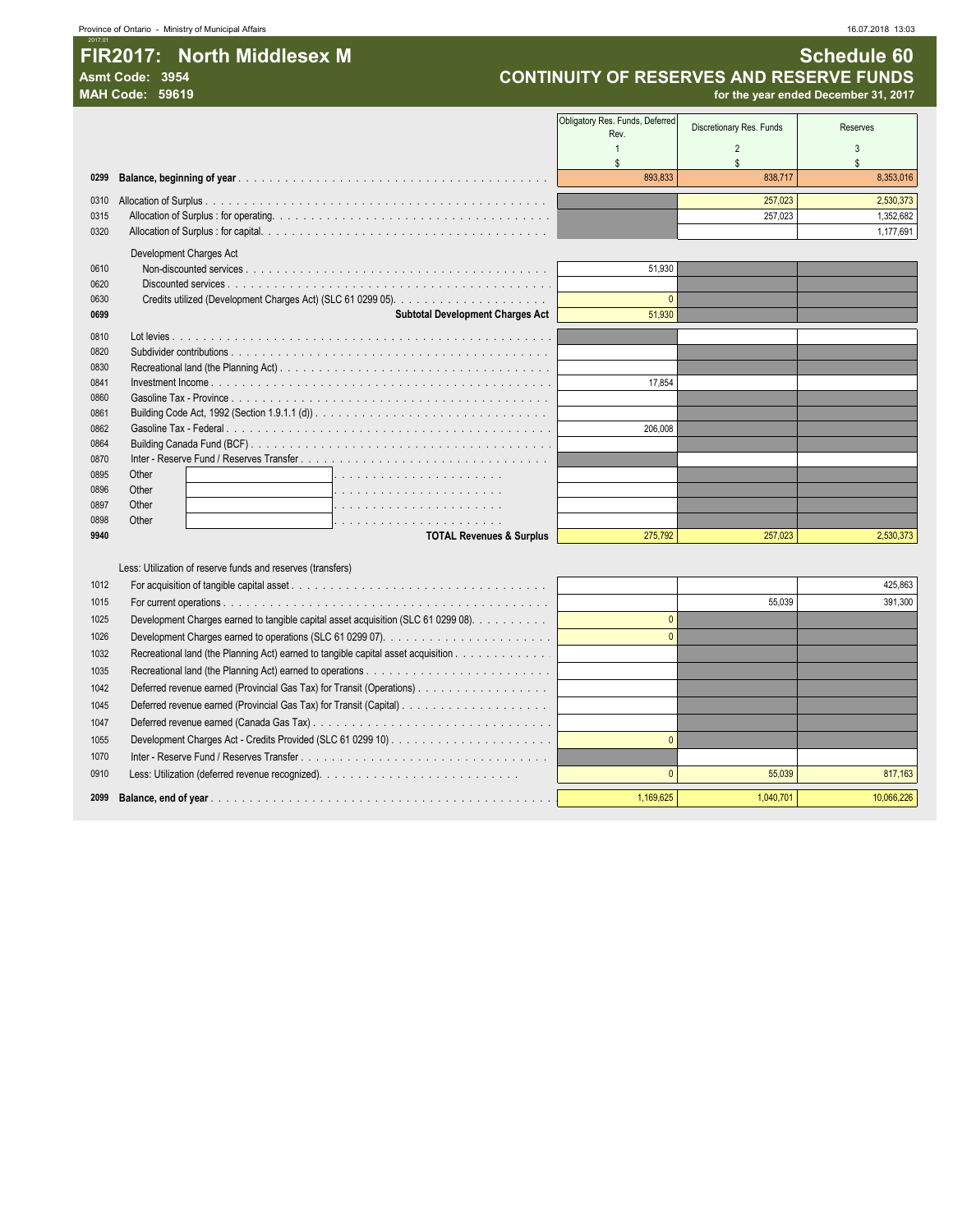Province of Ontario - Ministry of Municipal Affairs

# FIR2017: North Middlesex M

**Asmt Code: 3954**
**MAH Code: 59619**

## Schedule 60
## CONTINUITY OF RESERVES AND RESERVE FUNDS
**for the year ended December 31, 2017**

| | | Obligatory Res. Funds, Deferred Rev. | Discretionary Res. Funds | Reserves |
|---|---|---|---|---|
| | | 1 | 2 | 3 |
| | | $ | $ | $ |
| **0299** | **Balance, beginning of year** | 893,833 | 838,717 | 8,353,016 |
| 0310 | Allocation of Surplus | | 257,023 | 2,530,373 |
| 0315 | Allocation of Surplus : for operating. | | 257,023 | 1,352,682 |
| 0320 | Allocation of Surplus : for capital. | | | 1,177,691 |
| | Development Charges Act | | | |
| 0610 | Non-discounted services | 51,930 | | |
| 0620 | Discounted services | | | |
| 0630 | Credits utilized (Development Charges Act) (SLC 61 0299 05). | 0 | | |
| **0699** | **Subtotal Development Charges Act** | 51,930 | | |
| 0810 | Lot levies | | | |
| 0820 | Subdivider contributions | | | |
| 0830 | Recreational land (the Planning Act) | | | |
| 0841 | Investment Income | 17,854 | | |
| 0860 | Gasoline Tax - Province | | | |
| 0861 | Building Code Act, 1992 (Section 1.9.1.1 (d)) | | | |
| 0862 | Gasoline Tax - Federal | 206,008 | | |
| 0864 | Building Canada Fund (BCF) | | | |
| 0870 | Inter - Reserve Fund / Reserves Transfer | | | |
| 0895 | Other | | | |
| 0896 | Other | | | |
| 0897 | Other | | | |
| 0898 | Other | | | |
| **9940** | **TOTAL Revenues & Surplus** | 275,792 | 257,023 | 2,530,373 |
| | Less: Utilization of reserve funds and reserves (transfers) | | | |
| 1012 | For acquisition of tangible capital asset | | | 425,863 |
| 1015 | For current operations | | 55,039 | 391,300 |
| 1025 | Development Charges earned to tangible capital asset acquisition (SLC 61 0299 08). | 0 | | |
| 1026 | Development Charges earned to operations (SLC 61 0299 07). | 0 | | |
| 1032 | Recreational land (the Planning Act) earned to tangible capital asset acquisition | | | |
| 1035 | Recreational land (the Planning Act) earned to operations | | | |
| 1042 | Deferred revenue earned (Provincial Gas Tax) for Transit (Operations) | | | |
| 1045 | Deferred revenue earned (Provincial Gas Tax) for Transit (Capital) | | | |
| 1047 | Deferred revenue earned (Canada Gas Tax) | | | |
| 1055 | Development Charges Act - Credits Provided (SLC 61 0299 10) | 0 | | |
| 1070 | Inter - Reserve Fund / Reserves Transfer | | | |
| 0910 | Less: Utilization (deferred revenue recognized). | 0 | 55,039 | 817,163 |
| **2099** | **Balance, end of year** | 1,169,625 | 1,040,701 | 10,066,226 |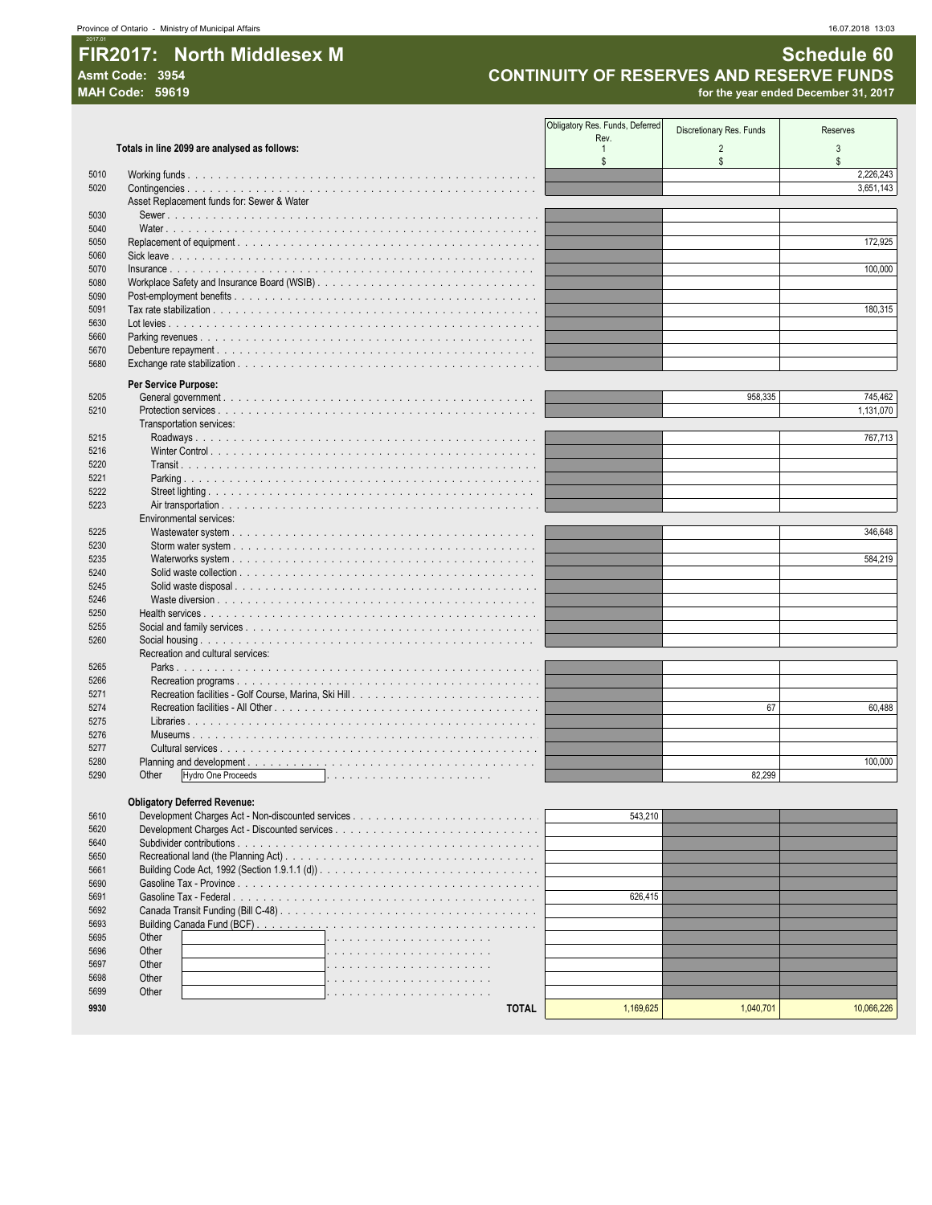Province of Ontario - Ministry of Municipal Affairs

# FIR2017: North Middlesex M

**Asmt Code: 3954**
**MAH Code: 59619**

## Schedule 60
## CONTINUITY OF RESERVES AND RESERVE FUNDS
**for the year ended December 31, 2017**

| | Totals in line 2099 are analysed as follows: | Obligatory Res. Funds, Deferred Rev. 1 $ | Discretionary Res. Funds 2 $ | Reserves 3 $ |
|---|---|---|---|---|
| 5010 | Working funds | | | 2,226,243 |
| 5020 | Contingencies | | | 3,651,143 |
| | Asset Replacement funds for: Sewer & Water | | | |
| 5030 | Sewer | | | |
| 5040 | Water | | | |
| 5050 | Replacement of equipment | | | 172,925 |
| 5060 | Sick leave | | | |
| 5070 | Insurance | | | 100,000 |
| 5080 | Workplace Safety and Insurance Board (WSIB) | | | |
| 5090 | Post-employment benefits | | | |
| 5091 | Tax rate stabilization | | | 180,315 |
| 5630 | Lot levies | | | |
| 5660 | Parking revenues | | | |
| 5670 | Debenture repayment | | | |
| 5680 | Exchange rate stabilization | | | |
| | **Per Service Purpose:** | | | |
| 5205 | General government | | 958,335 | 745,462 |
| 5210 | Protection services | | | 1,131,070 |
| | Transportation services: | | | |
| 5215 | Roadways | | | 767,713 |
| 5216 | Winter Control | | | |
| 5220 | Transit | | | |
| 5221 | Parking | | | |
| 5222 | Street lighting | | | |
| 5223 | Air transportation | | | |
| | Environmental services: | | | |
| 5225 | Wastewater system | | | 346,648 |
| 5230 | Storm water system | | | |
| 5235 | Waterworks system | | | 584,219 |
| 5240 | Solid waste collection | | | |
| 5245 | Solid waste disposal | | | |
| 5246 | Waste diversion | | | |
| 5250 | Health services | | | |
| 5255 | Social and family services | | | |
| 5260 | Social housing | | | |
| | Recreation and cultural services: | | | |
| 5265 | Parks | | | |
| 5266 | Recreation programs | | | |
| 5271 | Recreation facilities - Golf Course, Marina, Ski Hill | | | |
| 5274 | Recreation facilities - All Other | | 67 | 60,488 |
| 5275 | Libraries | | | |
| 5276 | Museums | | | |
| 5277 | Cultural services | | | |
| 5280 | Planning and development | | | 100,000 |
| 5290 | Other Hydro One Proceeds | | 82,299 | |
| | **Obligatory Deferred Revenue:** | | | |
| 5610 | Development Charges Act - Non-discounted services | 543,210 | | |
| 5620 | Development Charges Act - Discounted services | | | |
| 5640 | Subdivider contributions | | | |
| 5650 | Recreational land (the Planning Act) | | | |
| 5661 | Building Code Act, 1992 (Section 1.9.1.1 (d)) | | | |
| 5690 | Gasoline Tax - Province | | | |
| 5691 | Gasoline Tax - Federal | 626,415 | | |
| 5692 | Canada Transit Funding (Bill C-48) | | | |
| 5693 | Building Canada Fund (BCF) | | | |
| 5695 | Other | | | |
| 5696 | Other | | | |
| 5697 | Other | | | |
| 5698 | Other | | | |
| 5699 | Other | | | |
| **9930** | **TOTAL** | 1,169,625 | 1,040,701 | 10,066,226 |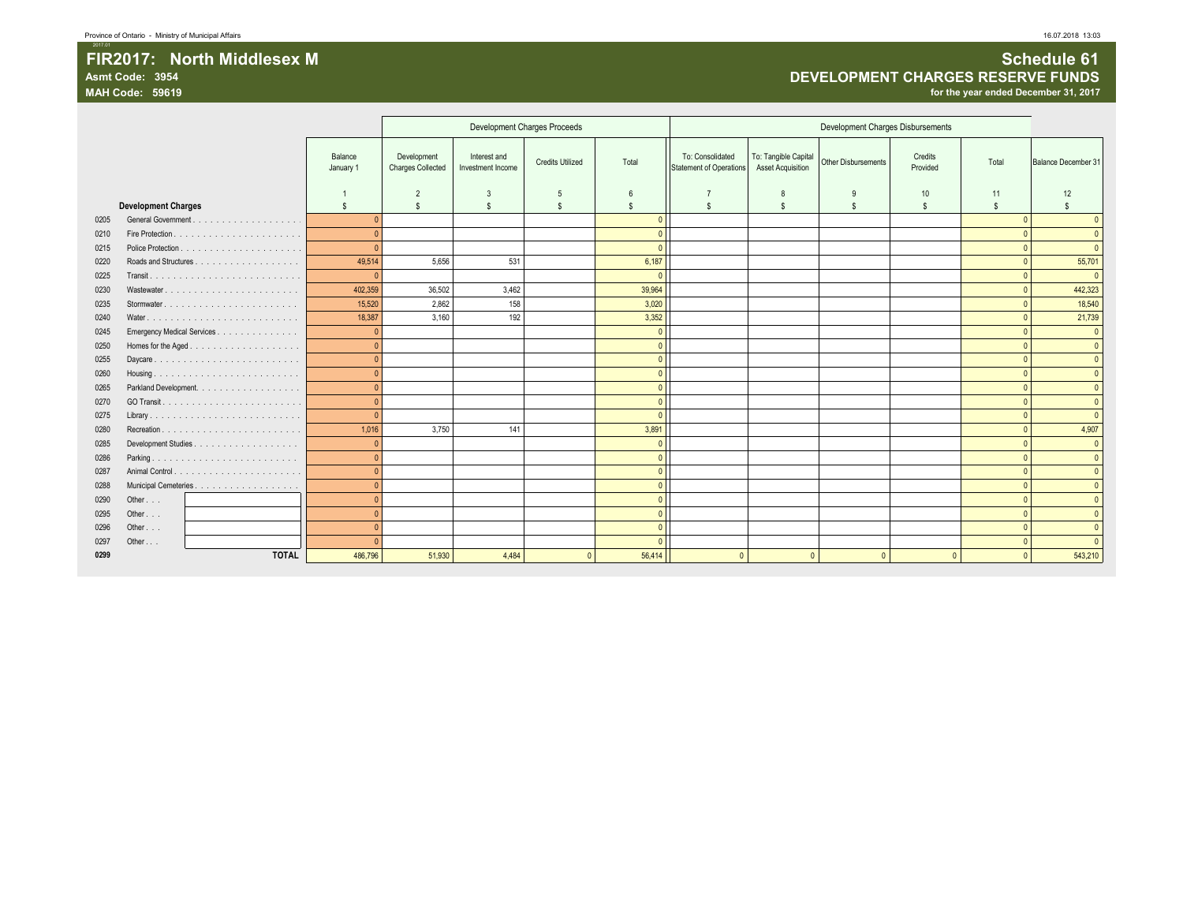Province of Ontario - Ministry of Municipal Affairs

# FIR2017: North Middlesex M

**Asmt Code: 3954**
**MAH Code: 59619**

## Schedule 61
## DEVELOPMENT CHARGES RESERVE FUNDS
**for the year ended December 31, 2017**

| | | | Development Charges Proceeds | | | | Development Charges Disbursements | | | | | |
|---|---|---|---|---|---|---|---|---|---|---|---|---|
| | | Balance January 1 | Development Charges Collected | Interest and Investment Income | Credits Utilized | Total | To: Consolidated Statement of Operations | To: Tangible Capital Asset Acquisition | Other Disbursements | Credits Provided | Total | Balance December 31 |
| | **Development Charges** | 1<br>$ | 2<br>$ | 3<br>$ | 5<br>$ | 6<br>$ | 7<br>$ | 8<br>$ | 9<br>$ | 10<br>$ | 11<br>$ | 12<br>$ |
| 0205 | General Government | 0 | | | | 0 | | | | | 0 | 0 |
| 0210 | Fire Protection | 0 | | | | 0 | | | | | 0 | 0 |
| 0215 | Police Protection | 0 | | | | 0 | | | | | 0 | 0 |
| 0220 | Roads and Structures | 49,514 | 5,656 | 531 | | 6,187 | | | | | 0 | 55,701 |
| 0225 | Transit | 0 | | | | 0 | | | | | 0 | 0 |
| 0230 | Wastewater | 402,359 | 36,502 | 3,462 | | 39,964 | | | | | 0 | 442,323 |
| 0235 | Stormwater | 15,520 | 2,862 | 158 | | 3,020 | | | | | 0 | 18,540 |
| 0240 | Water | 18,387 | 3,160 | 192 | | 3,352 | | | | | 0 | 21,739 |
| 0245 | Emergency Medical Services | 0 | | | | 0 | | | | | 0 | 0 |
| 0250 | Homes for the Aged | 0 | | | | 0 | | | | | 0 | 0 |
| 0255 | Daycare | 0 | | | | 0 | | | | | 0 | 0 |
| 0260 | Housing | 0 | | | | 0 | | | | | 0 | 0 |
| 0265 | Parkland Development | 0 | | | | 0 | | | | | 0 | 0 |
| 0270 | GO Transit | 0 | | | | 0 | | | | | 0 | 0 |
| 0275 | Library | 0 | | | | 0 | | | | | 0 | 0 |
| 0280 | Recreation | 1,016 | 3,750 | 141 | | 3,891 | | | | | 0 | 4,907 |
| 0285 | Development Studies | 0 | | | | 0 | | | | | 0 | 0 |
| 0286 | Parking | 0 | | | | 0 | | | | | 0 | 0 |
| 0287 | Animal Control | 0 | | | | 0 | | | | | 0 | 0 |
| 0288 | Municipal Cemeteries | 0 | | | | 0 | | | | | 0 | 0 |
| 0290 | Other . . . | 0 | | | | 0 | | | | | 0 | 0 |
| 0295 | Other . . . | 0 | | | | 0 | | | | | 0 | 0 |
| 0296 | Other . . . | 0 | | | | 0 | | | | | 0 | 0 |
| 0297 | Other . . . | 0 | | | | 0 | | | | | 0 | 0 |
| **0299** | **TOTAL** | 486,796 | 51,930 | 4,484 | 0 | 56,414 | 0 | 0 | 0 | 0 | 0 | 543,210 |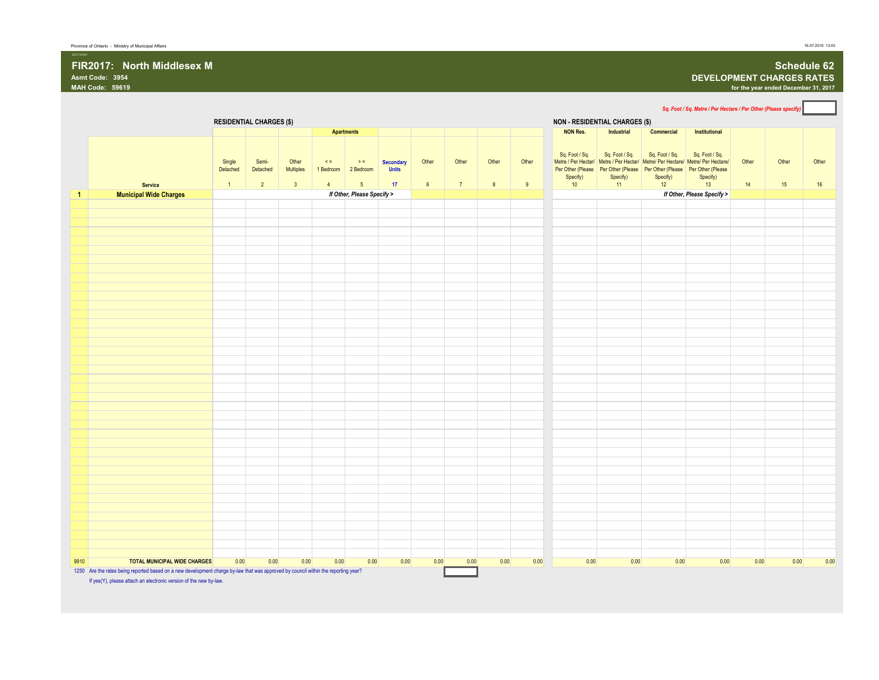Province of Ontario - Ministry of Municipal Affairs

# FIR2017: North Middlesex M

**Asmt Code: 3954**

**MAH Code: 59619**

## Schedule 62
### DEVELOPMENT CHARGES RATES
**for the year ended December 31, 2017**

*Sq. Foot / Sq. Metre / Per Hectare / Per Other (Please specify)*

| | | RESIDENTIAL CHARGES ($) | | | | | | | | | | NON - RESIDENTIAL CHARGES ($) | | | | | | |
|---|---|---|---|---|---|---|---|---|---|---|---|---|---|---|---|---|---|---|
| | | | | | Apartments | | | | | | | NON Res. | Industrial | Commercial | Institutional | | | |
| | Service | Single Detached | Semi-Detached | Other Multiples | <= 1 Bedroom | >= 2 Bedroom | Secondary Units | Other | Other | Other | Other | Sq. Foot / Sq. Metre / Per Hectar/ Per Other (Please Specify) | Sq. Foot / Sq. Metre / Per Hectar/ Per Other (Please Specify) | Sq. Foot / Sq. Metre/ Per Hectare/ Per Other (Please Specify) | Sq. Foot / Sq. Metre/ Per Hectare/ Per Other (Please Specify) | Other | Other | Other |
| | | 1 | 2 | 3 | 4 | 5 | 17 | 6 | 7 | 8 | 9 | 10 | 11 | 12 | 13 | 14 | 15 | 16 |
| 1 | **Municipal Wide Charges** | | | | *If Other, Please Specify >* | | | | | | | | | *If Other, Please Specify >* | | | | |
| 9910 | **TOTAL MUNICIPAL WIDE CHARGES** | 0.00 | 0.00 | 0.00 | 0.00 | 0.00 | 0.00 | 0.00 | 0.00 | 0.00 | 0.00 | 0.00 | 0.00 | 0.00 | 0.00 | 0.00 | 0.00 | 0.00 |

1250 Are the rates being reported based on a new development charge by-law that was approved by council within the reporting year?

If yes(Y), please attach an electronic version of the new by-law.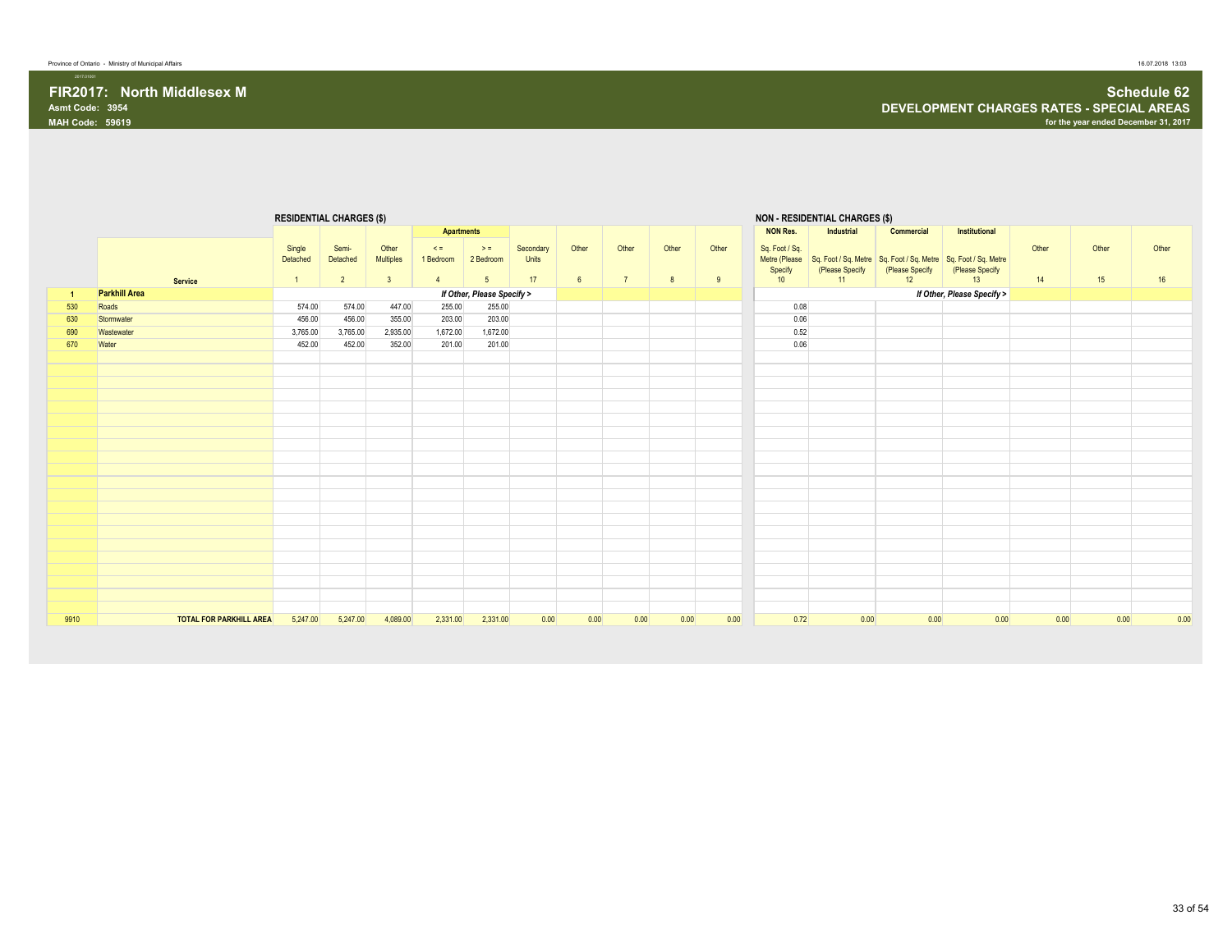Province of Ontario - Ministry of Municipal Affairs

# FIR2017: North Middlesex M

**Asmt Code: 3954**

**MAH Code: 59619**

## Schedule 62

## DEVELOPMENT CHARGES RATES - SPECIAL AREAS

**for the year ended December 31, 2017**

| | | RESIDENTIAL CHARGES ($) | | | | | | | | | | NON - RESIDENTIAL CHARGES ($) | | | | | | |
|---|---|---|---|---|---|---|---|---|---|---|---|---|---|---|---|---|---|---|
| | | | | | Apartments | | | | | | | NON Res. | Industrial | Commercial | Institutional | | | |
| | Service | Single Detached | Semi-Detached | Other Multiples | <= 1 Bedroom | >= 2 Bedroom | Secondary Units | Other | Other | Other | Other | Sq. Foot / Sq. Metre (Please Specify | Sq. Foot / Sq. Metre (Please Specify | Sq. Foot / Sq. Metre (Please Specify | Sq. Foot / Sq. Metre (Please Specify | Other | Other | Other |
| | | 1 | 2 | 3 | 4 | 5 | 17 | 6 | 7 | 8 | 9 | 10 | 11 | 12 | 13 | 14 | 15 | 16 |
| 1 | **Parkhill Area** | | | | *If Other, Please Specify >* | | | | | | | | | | *If Other, Please Specify >* | | | |
| 530 | Roads | 574.00 | 574.00 | 447.00 | 255.00 | 255.00 | | | | | | 0.08 | | | | | | |
| 630 | Stormwater | 456.00 | 456.00 | 355.00 | 203.00 | 203.00 | | | | | | 0.06 | | | | | | |
| 690 | Wastewater | 3,765.00 | 3,765.00 | 2,935.00 | 1,672.00 | 1,672.00 | | | | | | 0.52 | | | | | | |
| 670 | Water | 452.00 | 452.00 | 352.00 | 201.00 | 201.00 | | | | | | 0.06 | | | | | | |
| 9910 | **TOTAL FOR PARKHILL AREA** | 5,247.00 | 5,247.00 | 4,089.00 | 2,331.00 | 2,331.00 | 0.00 | 0.00 | 0.00 | 0.00 | 0.00 | 0.72 | 0.00 | 0.00 | 0.00 | 0.00 | 0.00 | 0.00 |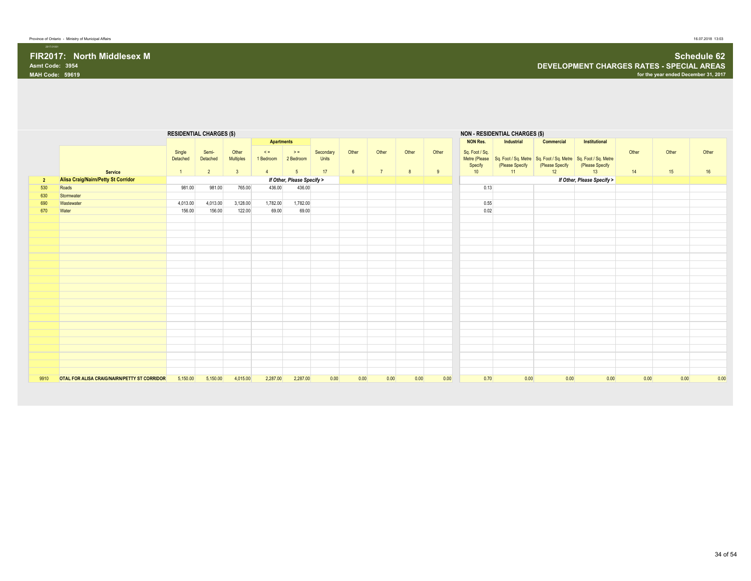Province of Ontario - Ministry of Municipal Affairs

# FIR2017: North Middlesex M

**Asmt Code: 3954**
**MAH Code: 59619**

## Schedule 62
### DEVELOPMENT CHARGES RATES - SPECIAL AREAS
**for the year ended December 31, 2017**

| | | RESIDENTIAL CHARGES ($) | | | | | | | | | | NON - RESIDENTIAL CHARGES ($) | | | | | | |
|---|---|---|---|---|---|---|---|---|---|---|---|---|---|---|---|---|---|---|
| | | | | | Apartments | | | | | | | NON Res. | Industrial | Commercial | Institutional | | | |
| | Service | Single Detached | Semi-Detached | Other Multiples | < = 1 Bedroom | > = 2 Bedroom | Secondary Units | Other | Other | Other | Other | Sq. Foot / Sq. Metre (Please Specify | Sq. Foot / Sq. Metre (Please Specify | Sq. Foot / Sq. Metre (Please Specify | Sq. Foot / Sq. Metre (Please Specify | Other | Other | Other |
| | | 1 | 2 | 3 | 4 | 5 | 17 | 6 | 7 | 8 | 9 | 10 | 11 | 12 | 13 | 14 | 15 | 16 |
| 2 | **Alisa Craig/Nairn/Petty St Corridor** | | | | *If Other, Please Specify >* | | | | | | | | | | *If Other, Please Specify >* | | | |
| 530 | Roads | 981.00 | 981.00 | 765.00 | 436.00 | 436.00 | | | | | | 0.13 | | | | | | |
| 630 | Stormwater | | | | | | | | | | | | | | | | | |
| 690 | Wastewater | 4,013.00 | 4,013.00 | 3,128.00 | 1,782.00 | 1,782.00 | | | | | | 0.55 | | | | | | |
| 670 | Water | 156.00 | 156.00 | 122.00 | 69.00 | 69.00 | | | | | | 0.02 | | | | | | |
| 9910 | **OTAL FOR ALISA CRAIG/NAIRN/PETTY ST CORRIDOR** | 5,150.00 | 5,150.00 | 4,015.00 | 2,287.00 | 2,287.00 | 0.00 | 0.00 | 0.00 | 0.00 | 0.00 | 0.70 | 0.00 | 0.00 | 0.00 | 0.00 | 0.00 | 0.00 |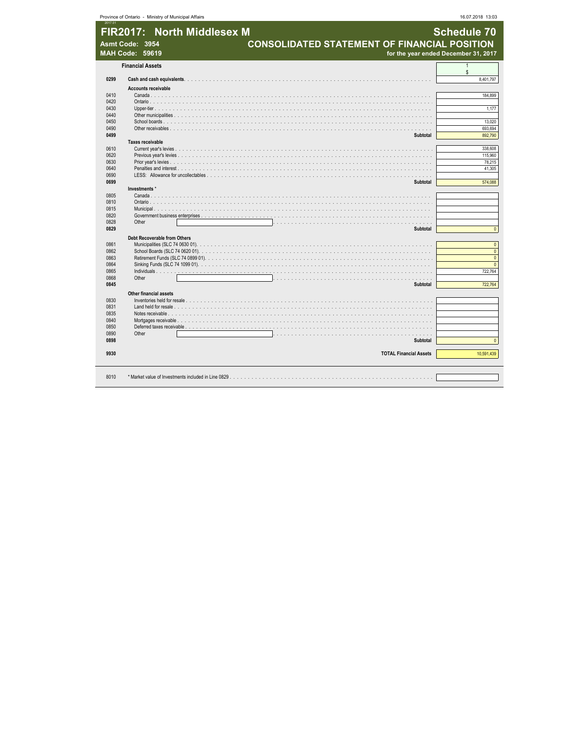Province of Ontario - Ministry of Municipal Affairs

# FIR2017: North Middlesex M

**Asmt Code: 3954**
**MAH Code: 59619**

## Schedule 70
## CONSOLIDATED STATEMENT OF FINANCIAL POSITION
**for the year ended December 31, 2017**

| Line | Financial Assets | 1 $ |
|---|---|---|
| **0299** | **Cash and cash equivalents** | 8,401,797 |
| | **Accounts receivable** | |
| 0410 | Canada | 184,899 |
| 0420 | Ontario | |
| 0430 | Upper-tier | 1,177 |
| 0440 | Other municipalities | |
| 0450 | School boards | 13,020 |
| 0490 | Other receivables | 693,694 |
| **0499** | **Subtotal** | 892,790 |
| | **Taxes receivable** | |
| 0610 | Current year's levies | 338,608 |
| 0620 | Previous year's levies | 115,960 |
| 0630 | Prior year's levies | 78,215 |
| 0640 | Penalties and interest | 41,305 |
| 0690 | LESS: Allowance for uncollectables | |
| **0699** | **Subtotal** | 574,088 |
| | **Investments** * | |
| 0805 | Canada | |
| 0810 | Ontario | |
| 0815 | Municipal | |
| 0820 | Government business enterprises | |
| 0828 | Other | |
| **0829** | **Subtotal** | 0 |
| | **Debt Recoverable from Others** | |
| 0861 | Municipalities (SLC 74 0630 01) | 0 |
| 0862 | School Boards (SLC 74 0620 01) | 0 |
| 0863 | Retirement Funds (SLC 74 0899 01) | 0 |
| 0864 | Sinking Funds (SLC 74 1099 01) | 0 |
| 0865 | Individuals | 722,764 |
| 0868 | Other | |
| **0845** | **Subtotal** | 722,764 |
| | **Other financial assets** | |
| 0830 | Inventories held for resale | |
| 0831 | Land held for resale | |
| 0835 | Notes receivable | |
| 0840 | Mortgages receivable | |
| 0850 | Deferred taxes receivable | |
| 0890 | Other | |
| **0898** | **Subtotal** | 0 |
| **9930** | **TOTAL Financial Assets** | 10,591,439 |
| 8010 | * Market value of Investments included in Line 0829 | |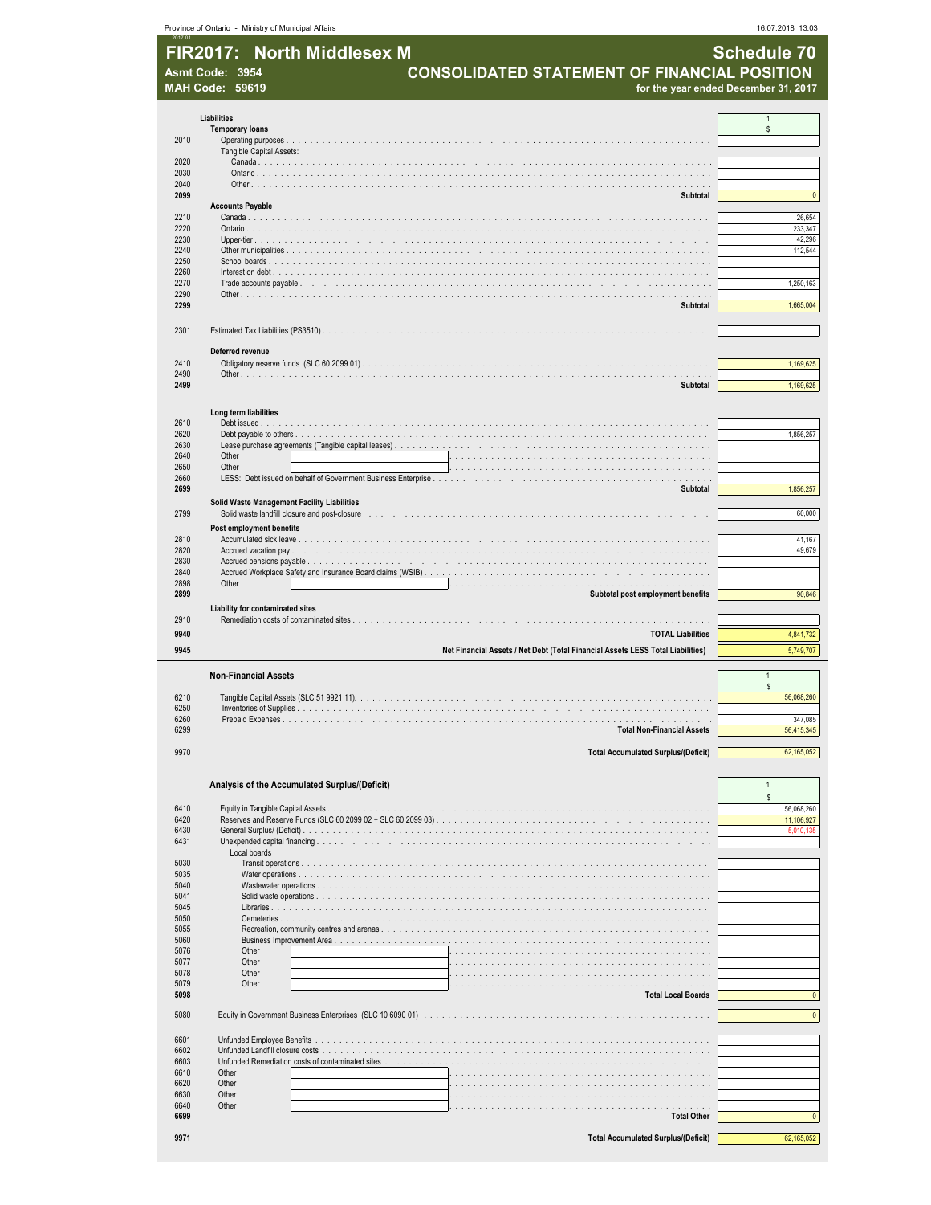# FIR2017: North Middlesex M

**Asmt Code: 3954**
**MAH Code: 59619**

## Schedule 70
## CONSOLIDATED STATEMENT OF FINANCIAL POSITION
**for the year ended December 31, 2017**

| Line | Liabilities | 1 $ |
|---|---|---|
| | **Temporary loans** | |
| 2010 | Operating purposes | |
| | Tangible Capital Assets: | |
| 2020 | Canada | |
| 2030 | Ontario | |
| 2040 | Other | |
| **2099** | **Subtotal** | 0 |
| | **Accounts Payable** | |
| 2210 | Canada | 26,654 |
| 2220 | Ontario | 233,347 |
| 2230 | Upper-tier | 42,296 |
| 2240 | Other municipalities | 112,544 |
| 2250 | School boards | |
| 2260 | Interest on debt | |
| 2270 | Trade accounts payable | 1,250,163 |
| 2290 | Other | |
| **2299** | **Subtotal** | 1,665,004 |
| 2301 | Estimated Tax Liabilities (PS3510) | |
| | **Deferred revenue** | |
| 2410 | Obligatory reserve funds (SLC 60 2099 01) | 1,169,625 |
| 2490 | Other | |
| **2499** | **Subtotal** | 1,169,625 |
| | **Long term liabilities** | |
| 2610 | Debt issued | |
| 2620 | Debt payable to others | 1,856,257 |
| 2630 | Lease purchase agreements (Tangible capital leases) | |
| 2640 | Other | |
| 2650 | Other | |
| 2660 | LESS: Debt issued on behalf of Government Business Enterprise | |
| **2699** | **Subtotal** | 1,856,257 |
| | **Solid Waste Management Facility Liabilities** | |
| 2799 | Solid waste landfill closure and post-closure | 60,000 |
| | **Post employment benefits** | |
| 2810 | Accumulated sick leave | 41,167 |
| 2820 | Accrued vacation pay | 49,679 |
| 2830 | Accrued pensions payable | |
| 2840 | Accrued Workplace Safety and Insurance Board claims (WSIB) | |
| 2898 | Other | |
| **2899** | **Subtotal post employment benefits** | 90,846 |
| | **Liability for contaminated sites** | |
| 2910 | Remediation costs of contaminated sites | |
| **9940** | **TOTAL Liabilities** | 4,841,732 |
| **9945** | **Net Financial Assets / Net Debt (Total Financial Assets LESS Total Liabilities)** | 5,749,707 |

| Line | Non-Financial Assets | 1 $ |
|---|---|---|
| 6210 | Tangible Capital Assets (SLC 51 9921 11) | 56,068,260 |
| 6250 | Inventories of Supplies | |
| 6260 | Prepaid Expenses | 347,085 |
| 6299 | **Total Non-Financial Assets** | 56,415,345 |
| 9970 | **Total Accumulated Surplus/(Deficit)** | 62,165,052 |

| Line | Analysis of the Accumulated Surplus/(Deficit) | 1 $ |
|---|---|---|
| 6410 | Equity in Tangible Capital Assets | 56,068,260 |
| 6420 | Reserves and Reserve Funds (SLC 60 2099 02 + SLC 60 2099 03) | 11,106,927 |
| 6430 | General Surplus/ (Deficit) | -5,010,135 |
| 6431 | Unexpended capital financing | |
| | Local boards | |
| 5030 | Transit operations | |
| 5035 | Water operations | |
| 5040 | Wastewater operations | |
| 5041 | Solid waste operations | |
| 5045 | Libraries | |
| 5050 | Cemeteries | |
| 5055 | Recreation, community centres and arenas | |
| 5060 | Business Improvement Area | |
| 5076 | Other | |
| 5077 | Other | |
| 5078 | Other | |
| 5079 | Other | |
| **5098** | **Total Local Boards** | 0 |
| 5080 | Equity in Government Business Enterprises (SLC 10 6090 01) | 0 |
| 6601 | Unfunded Employee Benefits | |
| 6602 | Unfunded Landfill closure costs | |
| 6603 | Unfunded Remediation costs of contaminated sites | |
| 6610 | Other | |
| 6620 | Other | |
| 6630 | Other | |
| 6640 | Other | |
| **6699** | **Total Other** | 0 |
| **9971** | **Total Accumulated Surplus/(Deficit)** | 62,165,052 |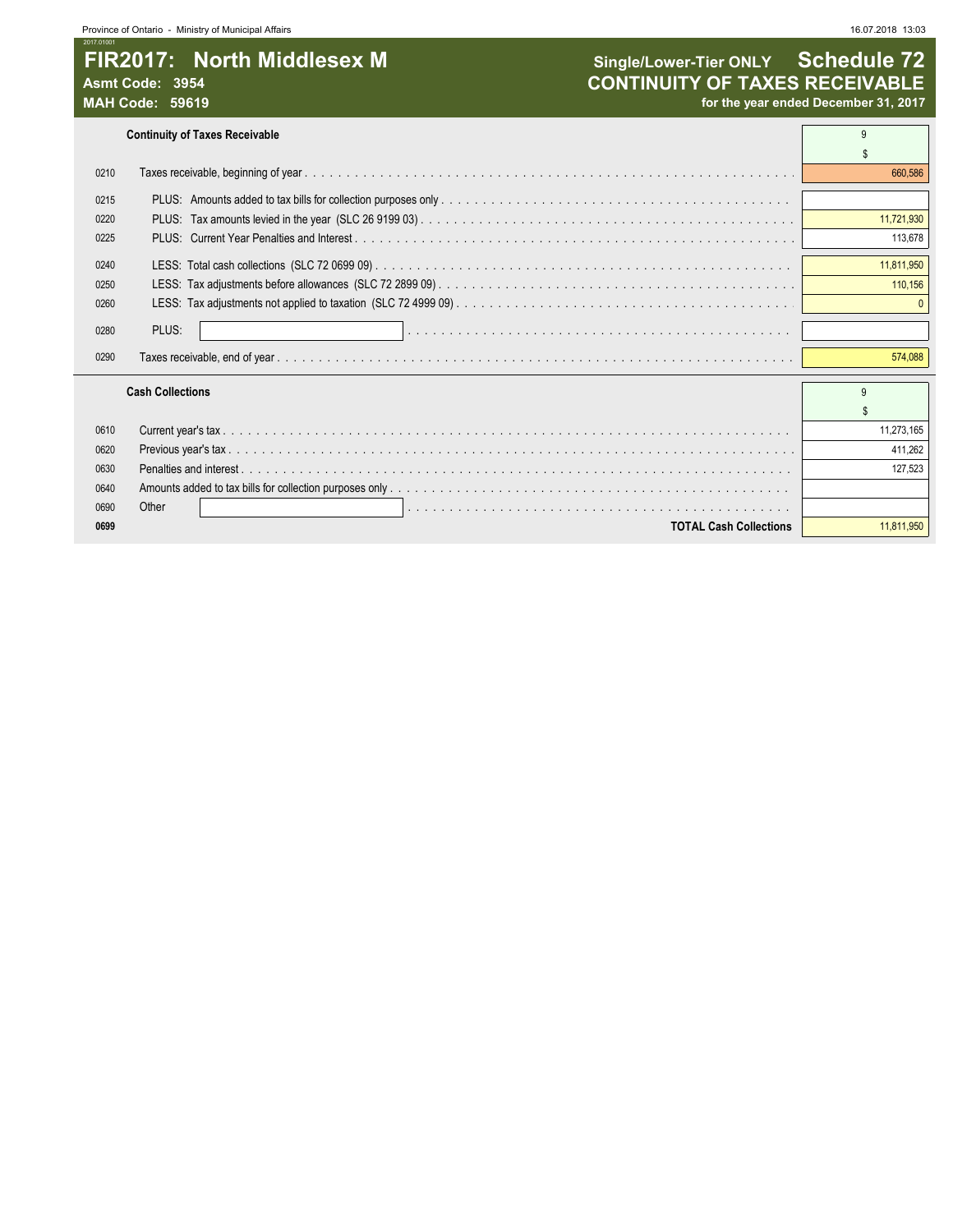# FIR2017: North Middlesex M

**Asmt Code: 3954**
**MAH Code: 59619**

**Single/Lower-Tier ONLY** **Schedule 72**

## CONTINUITY OF TAXES RECEIVABLE

**for the year ended December 31, 2017**

| | **Continuity of Taxes Receivable** | 9 |
|---|---|---|
| | | $ |
| 0210 | Taxes receivable, beginning of year | 660,586 |
| 0215 | PLUS: Amounts added to tax bills for collection purposes only | |
| 0220 | PLUS: Tax amounts levied in the year (SLC 26 9199 03) | 11,721,930 |
| 0225 | PLUS: Current Year Penalties and Interest | 113,678 |
| 0240 | LESS: Total cash collections (SLC 72 0699 09) | 11,811,950 |
| 0250 | LESS: Tax adjustments before allowances (SLC 72 2899 09) | 110,156 |
| 0260 | LESS: Tax adjustments not applied to taxation (SLC 72 4999 09) | 0 |
| 0280 | PLUS: | |
| 0290 | Taxes receivable, end of year | 574,088 |

| | **Cash Collections** | 9 |
|---|---|---|
| | | $ |
| 0610 | Current year's tax | 11,273,165 |
| 0620 | Previous year's tax | 411,262 |
| 0630 | Penalties and interest | 127,523 |
| 0640 | Amounts added to tax bills for collection purposes only | |
| 0690 | Other | |
| **0699** | **TOTAL Cash Collections** | 11,811,950 |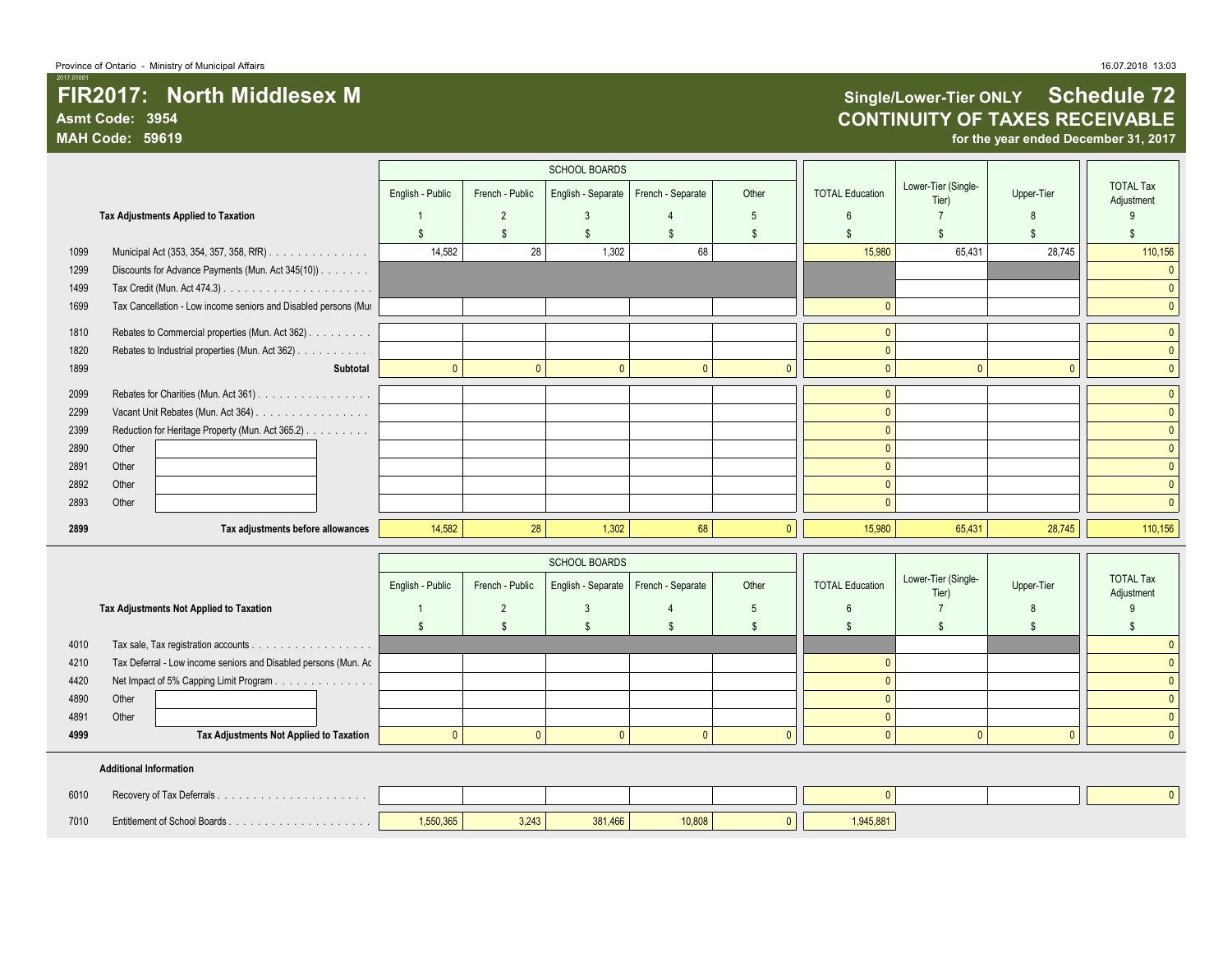# FIR2017: North Middlesex M

**Asmt Code: 3954**

**MAH Code: 59619**

## Single/Lower-Tier ONLY Schedule 72

## CONTINUITY OF TAXES RECEIVABLE

**for the year ended December 31, 2017**

| | | SCHOOL BOARDS | | | | | | | | |
|---|---|---|---|---|---|---|---|---|---|---|
| | | English - Public | French - Public | English - Separate | French - Separate | Other | TOTAL Education | Lower-Tier (Single-Tier) | Upper-Tier | TOTAL Tax Adjustment |
| | **Tax Adjustments Applied to Taxation** | 1 | 2 | 3 | 4 | 5 | 6 | 7 | 8 | 9 |
| | | $ | $ | $ | $ | $ | $ | $ | $ | $ |
| 1099 | Municipal Act (353, 354, 357, 358, RfR) | 14,582 | 28 | 1,302 | 68 | | 15,980 | 65,431 | 28,745 | 110,156 |
| 1299 | Discounts for Advance Payments (Mun. Act 345(10)) | | | | | | | | | 0 |
| 1499 | Tax Credit (Mun. Act 474.3) | | | | | | | | | 0 |
| 1699 | Tax Cancellation - Low income seniors and Disabled persons (Mun | | | | | | 0 | | | 0 |
| 1810 | Rebates to Commercial properties (Mun. Act 362) | | | | | | 0 | | | 0 |
| 1820 | Rebates to Industrial properties (Mun. Act 362) | | | | | | 0 | | | 0 |
| 1899 | **Subtotal** | 0 | 0 | 0 | 0 | 0 | 0 | 0 | 0 | 0 |
| 2099 | Rebates for Charities (Mun. Act 361) | | | | | | 0 | | | 0 |
| 2299 | Vacant Unit Rebates (Mun. Act 364) | | | | | | 0 | | | 0 |
| 2399 | Reduction for Heritage Property (Mun. Act 365.2) | | | | | | 0 | | | 0 |
| 2890 | Other | | | | | | 0 | | | 0 |
| 2891 | Other | | | | | | 0 | | | 0 |
| 2892 | Other | | | | | | 0 | | | 0 |
| 2893 | Other | | | | | | 0 | | | 0 |
| **2899** | **Tax adjustments before allowances** | 14,582 | 28 | 1,302 | 68 | 0 | 15,980 | 65,431 | 28,745 | 110,156 |

| | | SCHOOL BOARDS | | | | | | | | |
|---|---|---|---|---|---|---|---|---|---|---|
| | | English - Public | French - Public | English - Separate | French - Separate | Other | TOTAL Education | Lower-Tier (Single-Tier) | Upper-Tier | TOTAL Tax Adjustment |
| | **Tax Adjustments Not Applied to Taxation** | 1 | 2 | 3 | 4 | 5 | 6 | 7 | 8 | 9 |
| | | $ | $ | $ | $ | $ | $ | $ | $ | $ |
| 4010 | Tax sale, Tax registration accounts | | | | | | | | | 0 |
| 4210 | Tax Deferral - Low income seniors and Disabled persons (Mun. Ac | | | | | | 0 | | | 0 |
| 4420 | Net Impact of 5% Capping Limit Program | | | | | | 0 | | | 0 |
| 4890 | Other | | | | | | 0 | | | 0 |
| 4891 | Other | | | | | | 0 | | | 0 |
| **4999** | **Tax Adjustments Not Applied to Taxation** | 0 | 0 | 0 | 0 | 0 | 0 | 0 | 0 | 0 |

**Additional Information**

| | | English - Public | French - Public | English - Separate | French - Separate | Other | TOTAL Education | Lower-Tier (Single-Tier) | Upper-Tier | TOTAL Tax Adjustment |
|---|---|---|---|---|---|---|---|---|---|---|
| 6010 | Recovery of Tax Deferrals | | | | | | 0 | | | 0 |
| 7010 | Entitlement of School Boards | 1,550,365 | 3,243 | 381,466 | 10,808 | 0 | 1,945,881 | | | |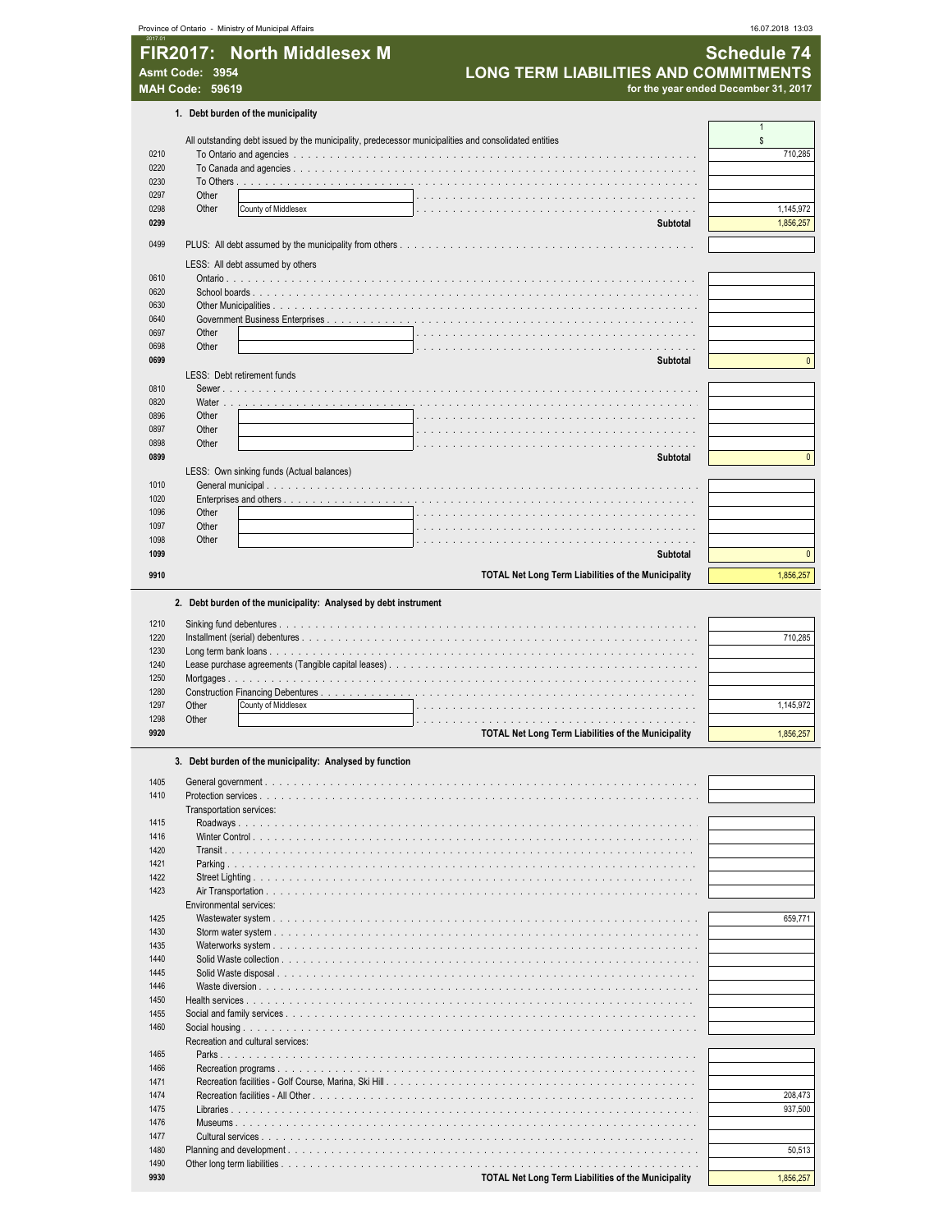Province of Ontario - Ministry of Municipal Affairs 16.07.2018 13:03

# FIR2017: North Middlesex M

**Asmt Code: 3954**
**MAH Code: 59619**

## Schedule 74
## LONG TERM LIABILITIES AND COMMITMENTS
**for the year ended December 31, 2017**

### 1. Debt burden of the municipality

| Line | Description | 1 $ |
|---|---|---|
| | All outstanding debt issued by the municipality, predecessor municipalities and consolidated entities | |
| 0210 | To Ontario and agencies | 710,285 |
| 0220 | To Canada and agencies | |
| 0230 | To Others | |
| 0297 | Other | |
| 0298 | Other County of Middlesex | 1,145,972 |
| **0299** | **Subtotal** | 1,856,257 |
| 0499 | PLUS: All debt assumed by the municipality from others | |
| | LESS: All debt assumed by others | |
| 0610 | Ontario | |
| 0620 | School boards | |
| 0630 | Other Municipalities | |
| 0640 | Government Business Enterprises | |
| 0697 | Other | |
| 0698 | Other | |
| **0699** | **Subtotal** | 0 |
| | LESS: Debt retirement funds | |
| 0810 | Sewer | |
| 0820 | Water | |
| 0896 | Other | |
| 0897 | Other | |
| 0898 | Other | |
| **0899** | **Subtotal** | 0 |
| | LESS: Own sinking funds (Actual balances) | |
| 1010 | General municipal | |
| 1020 | Enterprises and others | |
| 1096 | Other | |
| 1097 | Other | |
| 1098 | Other | |
| **1099** | **Subtotal** | 0 |
| **9910** | **TOTAL Net Long Term Liabilities of the Municipality** | 1,856,257 |

### 2. Debt burden of the municipality: Analysed by debt instrument

| Line | Description | 1 $ |
|---|---|---|
| 1210 | Sinking fund debentures | |
| 1220 | Installment (serial) debentures | 710,285 |
| 1230 | Long term bank loans | |
| 1240 | Lease purchase agreements (Tangible capital leases) | |
| 1250 | Mortgages | |
| 1280 | Construction Financing Debentures | |
| 1297 | Other County of Middlesex | 1,145,972 |
| 1298 | Other | |
| **9920** | **TOTAL Net Long Term Liabilities of the Municipality** | 1,856,257 |

### 3. Debt burden of the municipality: Analysed by function

| Line | Description | 1 $ |
|---|---|---|
| 1405 | General government | |
| 1410 | Protection services | |
| | Transportation services: | |
| 1415 | Roadways | |
| 1416 | Winter Control | |
| 1420 | Transit | |
| 1421 | Parking | |
| 1422 | Street Lighting | |
| 1423 | Air Transportation | |
| | Environmental services: | |
| 1425 | Wastewater system | 659,771 |
| 1430 | Storm water system | |
| 1435 | Waterworks system | |
| 1440 | Solid Waste collection | |
| 1445 | Solid Waste disposal | |
| 1446 | Waste diversion | |
| 1450 | Health services | |
| 1455 | Social and family services | |
| 1460 | Social housing | |
| | Recreation and cultural services: | |
| 1465 | Parks | |
| 1466 | Recreation programs | |
| 1471 | Recreation facilities - Golf Course, Marina, Ski Hill | |
| 1474 | Recreation facilities - All Other | 208,473 |
| 1475 | Libraries | 937,500 |
| 1476 | Museums | |
| 1477 | Cultural services | |
| 1480 | Planning and development | 50,513 |
| 1490 | Other long term liabilities | |
| **9930** | **TOTAL Net Long Term Liabilities of the Municipality** | 1,856,257 |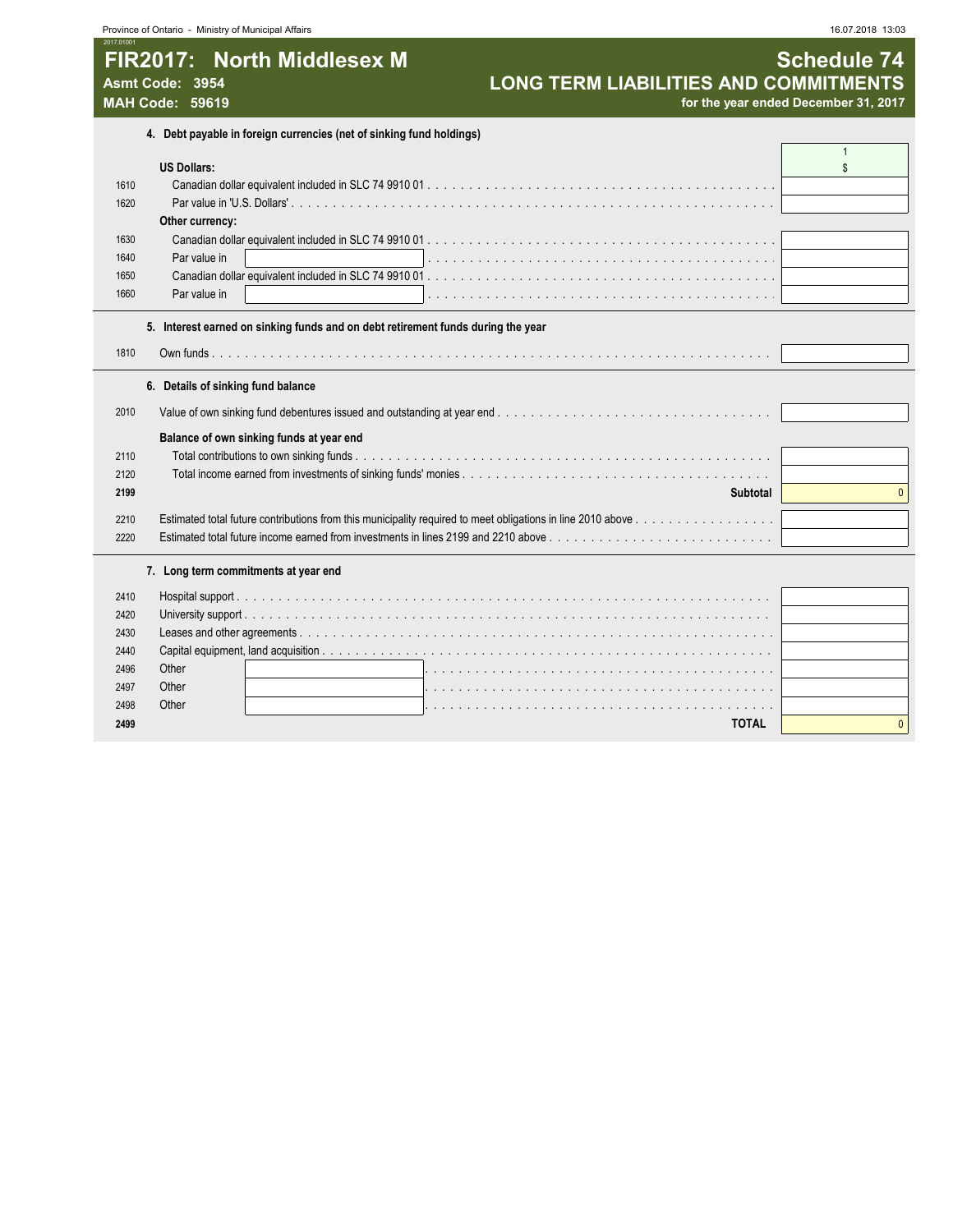# FIR2017: North Middlesex M

**Asmt Code: 3954**
**MAH Code: 59619**

## Schedule 74
## LONG TERM LIABILITIES AND COMMITMENTS
**for the year ended December 31, 2017**

### 4. Debt payable in foreign currencies (net of sinking fund holdings)

| | | 1 |
|---|---|---|
| | | $ |
| | **US Dollars:** | |
| 1610 | Canadian dollar equivalent included in SLC 74 9910 01 | |
| 1620 | Par value in 'U.S. Dollars' | |
| | **Other currency:** | |
| 1630 | Canadian dollar equivalent included in SLC 74 9910 01 | |
| 1640 | Par value in | |
| 1650 | Canadian dollar equivalent included in SLC 74 9910 01 | |
| 1660 | Par value in | |

### 5. Interest earned on sinking funds and on debt retirement funds during the year

| | | |
|---|---|---|
| 1810 | Own funds | |

### 6. Details of sinking fund balance

| | | |
|---|---|---|
| 2010 | Value of own sinking fund debentures issued and outstanding at year end | |
| | **Balance of own sinking funds at year end** | |
| 2110 | Total contributions to own sinking funds | |
| 2120 | Total income earned from investments of sinking funds' monies | |
| **2199** | **Subtotal** | 0 |
| 2210 | Estimated total future contributions from this municipality required to meet obligations in line 2010 above | |
| 2220 | Estimated total future income earned from investments in lines 2199 and 2210 above | |

### 7. Long term commitments at year end

| | | |
|---|---|---|
| 2410 | Hospital support | |
| 2420 | University support | |
| 2430 | Leases and other agreements | |
| 2440 | Capital equipment, land acquisition | |
| 2496 | Other | |
| 2497 | Other | |
| 2498 | Other | |
| **2499** | **TOTAL** | 0 |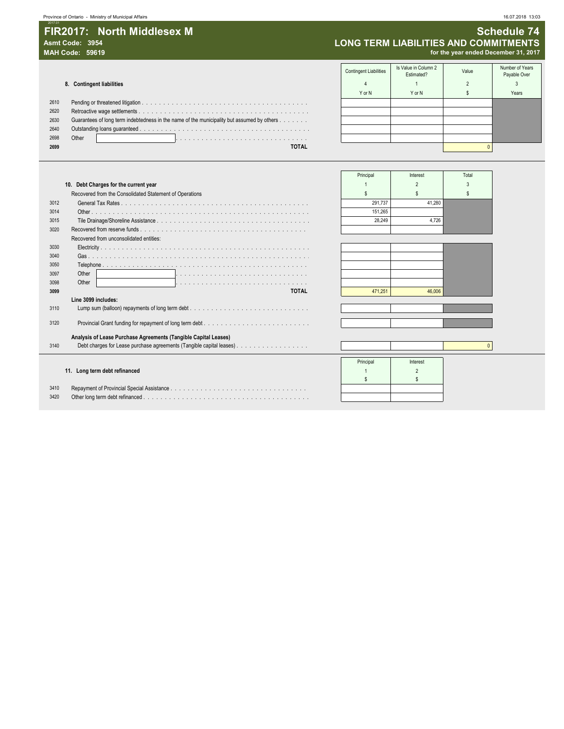# FIR2017: North Middlesex M

**Asmt Code: 3954**
**MAH Code: 59619**

## Schedule 74
## LONG TERM LIABILITIES AND COMMITMENTS
**for the year ended December 31, 2017**

### 8. Contingent liabilities

| | | Contingent Liabilities | Is Value in Column 2 Estimated? | Value | Number of Years Payable Over |
|---|---|---|---|---|---|
| | | 4 | 1 | 2 | 3 |
| | | Y or N | Y or N | $ | Years |
| 2610 | Pending or threatened litigation | | | | |
| 2620 | Retroactive wage settlements | | | | |
| 2630 | Guarantees of long term indebtedness in the name of the municipality but assumed by others | | | | |
| 2640 | Outstanding loans guaranteed | | | | |
| 2698 | Other | | | | |
| **2699** | **TOTAL** | | | 0 | |

### 10. Debt Charges for the current year

| | | Principal | Interest | Total |
|---|---|---|---|---|
| | | 1 | 2 | 3 |
| | | $ | $ | $ |
| | Recovered from the Consolidated Statement of Operations | | | |
| 3012 | General Tax Rates | 291,737 | 41,280 | |
| 3014 | Other | 151,265 | | |
| 3015 | Tile Drainage/Shoreline Assistance | 28,249 | 4,726 | |
| 3020 | Recovered from reserve funds | | | |
| | Recovered from unconsolidated entities: | | | |
| 3030 | Electricity | | | |
| 3040 | Gas | | | |
| 3050 | Telephone | | | |
| 3097 | Other | | | |
| 3098 | Other | | | |
| **3099** | **TOTAL** | 471,251 | 46,006 | |
| | **Line 3099 includes:** | | | |
| 3110 | Lump sum (balloon) repayments of long term debt | | | |
| 3120 | Provincial Grant funding for repayment of long term debt | | | |
| | **Analysis of Lease Purchase Agreements (Tangible Capital Leases)** | | | |
| 3140 | Debt charges for Lease purchase agreements (Tangible capital leases) | | | 0 |

### 11. Long term debt refinanced

| | | Principal | Interest |
|---|---|---|---|
| | | 1 | 2 |
| | | $ | $ |
| 3410 | Repayment of Provincial Special Assistance | | |
| 3420 | Other long term debt refinanced | | |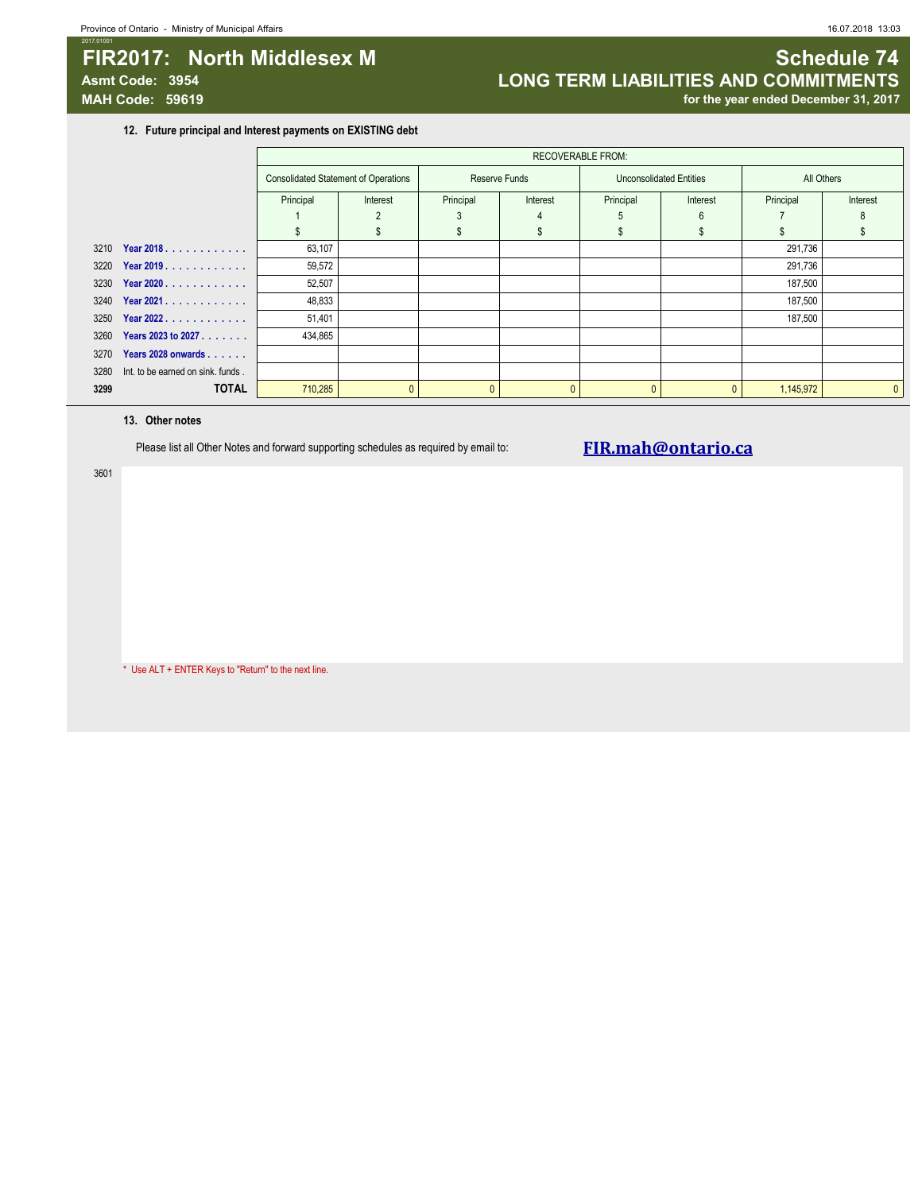# FIR2017: North Middlesex M

**Asmt Code: 3954**
**MAH Code: 59619**

## Schedule 74
## LONG TERM LIABILITIES AND COMMITMENTS
**for the year ended December 31, 2017**

### 12. Future principal and Interest payments on EXISTING debt

| | | RECOVERABLE FROM: | | | | | | | |
|---|---|---|---|---|---|---|---|---|---|
| | | Consolidated Statement of Operations | | Reserve Funds | | Unconsolidated Entities | | All Others | |
| | | Principal 1 $ | Interest 2 $ | Principal 3 $ | Interest 4 $ | Principal 5 $ | Interest 6 $ | Principal 7 $ | Interest 8 $ |
| 3210 | Year 2018 | 63,107 | | | | | | 291,736 | |
| 3220 | Year 2019 | 59,572 | | | | | | 291,736 | |
| 3230 | Year 2020 | 52,507 | | | | | | 187,500 | |
| 3240 | Year 2021 | 48,833 | | | | | | 187,500 | |
| 3250 | Year 2022 | 51,401 | | | | | | 187,500 | |
| 3260 | Years 2023 to 2027 | 434,865 | | | | | | | |
| 3270 | Years 2028 onwards | | | | | | | | |
| 3280 | Int. to be earned on sink. funds | | | | | | | | |
| **3299** | **TOTAL** | 710,285 | 0 | 0 | 0 | 0 | 0 | 1,145,972 | 0 |

### 13. Other notes

Please list all Other Notes and forward supporting schedules as required by email to: **FIR.mah@ontario.ca**

3601

\* Use ALT + ENTER Keys to "Return" to the next line.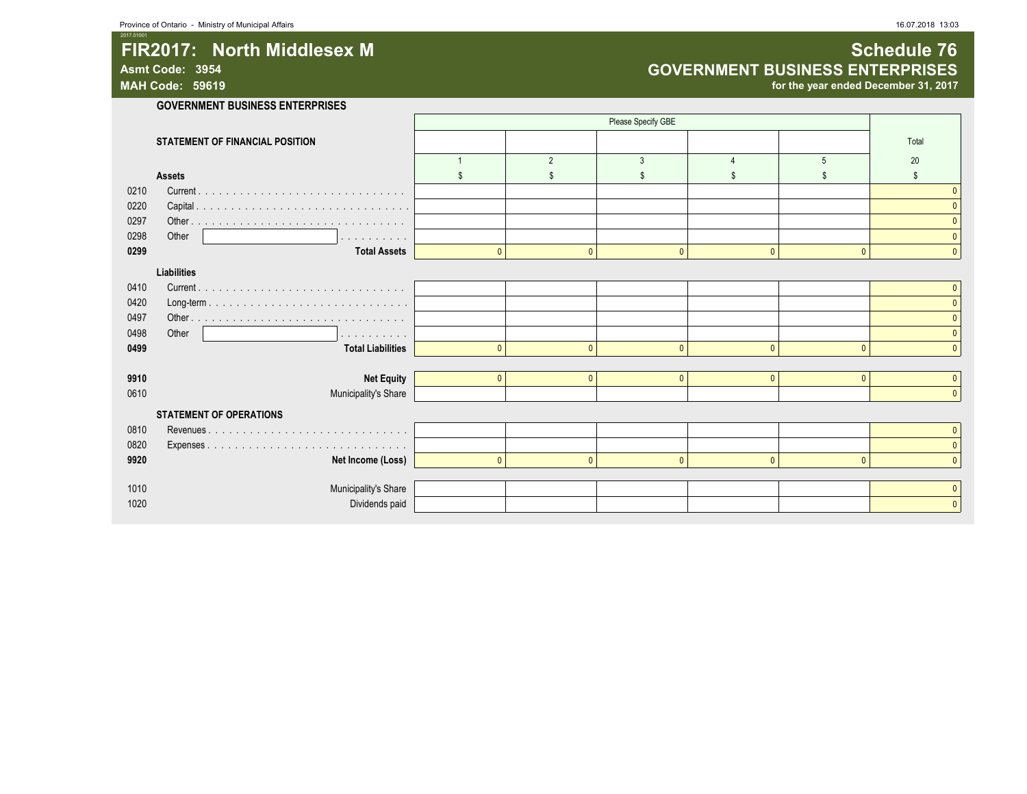# FIR2017: North Middlesex M

**Asmt Code: 3954**
**MAH Code: 59619**

## Schedule 76
## GOVERNMENT BUSINESS ENTERPRISES

**for the year ended December 31, 2017**

### GOVERNMENT BUSINESS ENTERPRISES

| | | Please Specify GBE | | | | | |
|---|---|---|---|---|---|---|---|
| | **STATEMENT OF FINANCIAL POSITION** | | | | | | Total |
| | | 1 | 2 | 3 | 4 | 5 | 20 |
| | **Assets** | $ | $ | $ | $ | $ | $ |
| 0210 | Current | | | | | | 0 |
| 0220 | Capital | | | | | | 0 |
| 0297 | Other | | | | | | 0 |
| 0298 | Other | | | | | | 0 |
| **0299** | **Total Assets** | 0 | 0 | 0 | 0 | 0 | 0 |
| | **Liabilities** | | | | | | |
| 0410 | Current | | | | | | 0 |
| 0420 | Long-term | | | | | | 0 |
| 0497 | Other | | | | | | 0 |
| 0498 | Other | | | | | | 0 |
| **0499** | **Total Liabilities** | 0 | 0 | 0 | 0 | 0 | 0 |
| **9910** | **Net Equity** | 0 | 0 | 0 | 0 | 0 | 0 |
| 0610 | Municipality's Share | | | | | | 0 |
| | **STATEMENT OF OPERATIONS** | | | | | | |
| 0810 | Revenues | | | | | | 0 |
| 0820 | Expenses | | | | | | 0 |
| **9920** | **Net Income (Loss)** | 0 | 0 | 0 | 0 | 0 | 0 |
| 1010 | Municipality's Share | | | | | | 0 |
| 1020 | Dividends paid | | | | | | 0 |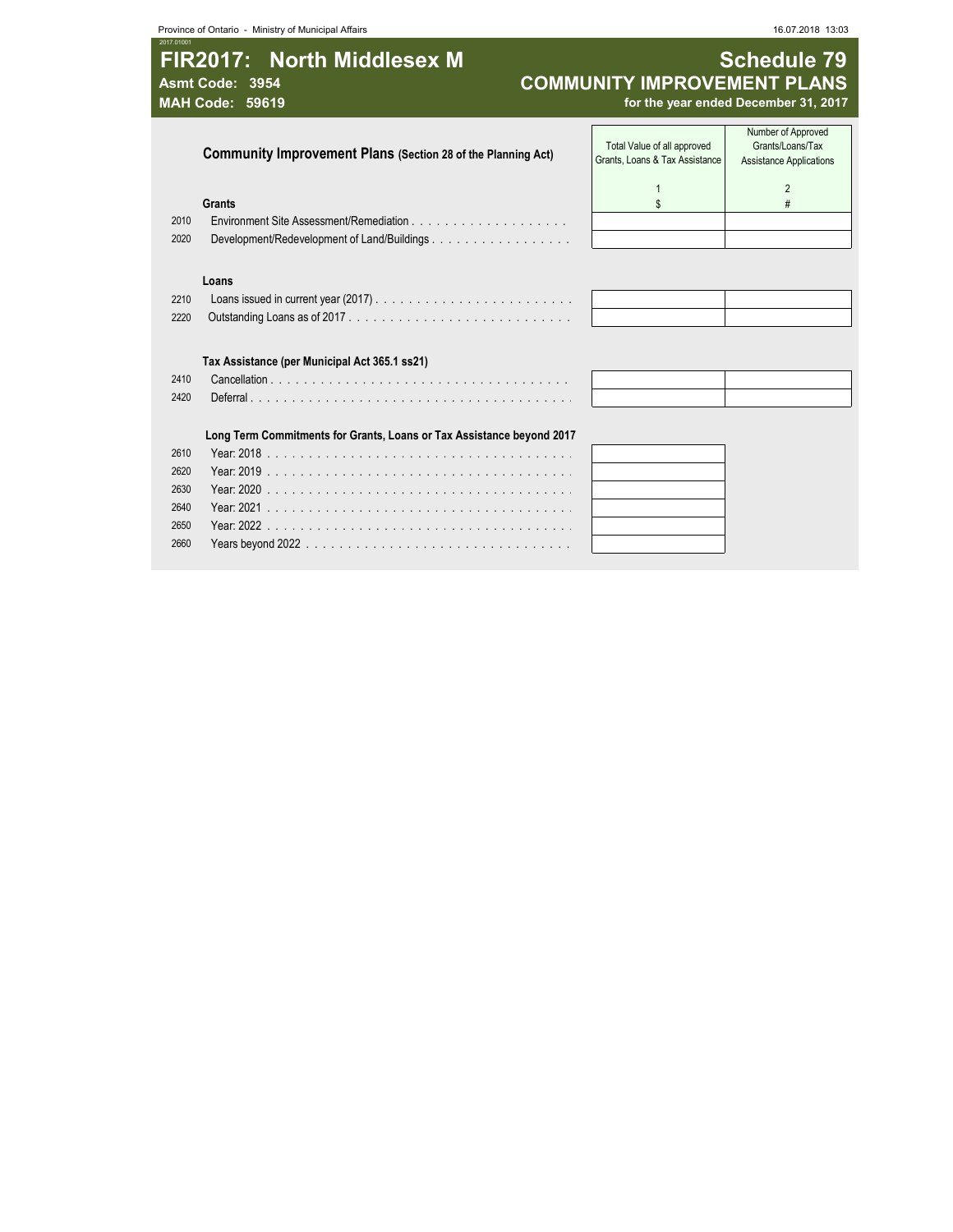# FIR2017: North Middlesex M

**Asmt Code: 3954**
**MAH Code: 59619**

## Schedule 79
## COMMUNITY IMPROVEMENT PLANS
**for the year ended December 31, 2017**

| | **Community Improvement Plans (Section 28 of the Planning Act)** | Total Value of all approved Grants, Loans & Tax Assistance | Number of Approved Grants/Loans/Tax Assistance Applications |
|---|---|---|---|
| | | 1 | 2 |
| | **Grants** | $ | # |
| 2010 | Environment Site Assessment/Remediation | | |
| 2020 | Development/Redevelopment of Land/Buildings | | |
| | **Loans** | | |
| 2210 | Loans issued in current year (2017) | | |
| 2220 | Outstanding Loans as of 2017 | | |
| | **Tax Assistance (per Municipal Act 365.1 ss21)** | | |
| 2410 | Cancellation | | |
| 2420 | Deferral | | |
| | **Long Term Commitments for Grants, Loans or Tax Assistance beyond 2017** | | |
| 2610 | Year: 2018 | | |
| 2620 | Year: 2019 | | |
| 2630 | Year: 2020 | | |
| 2640 | Year: 2021 | | |
| 2650 | Year: 2022 | | |
| 2660 | Years beyond 2022 | | |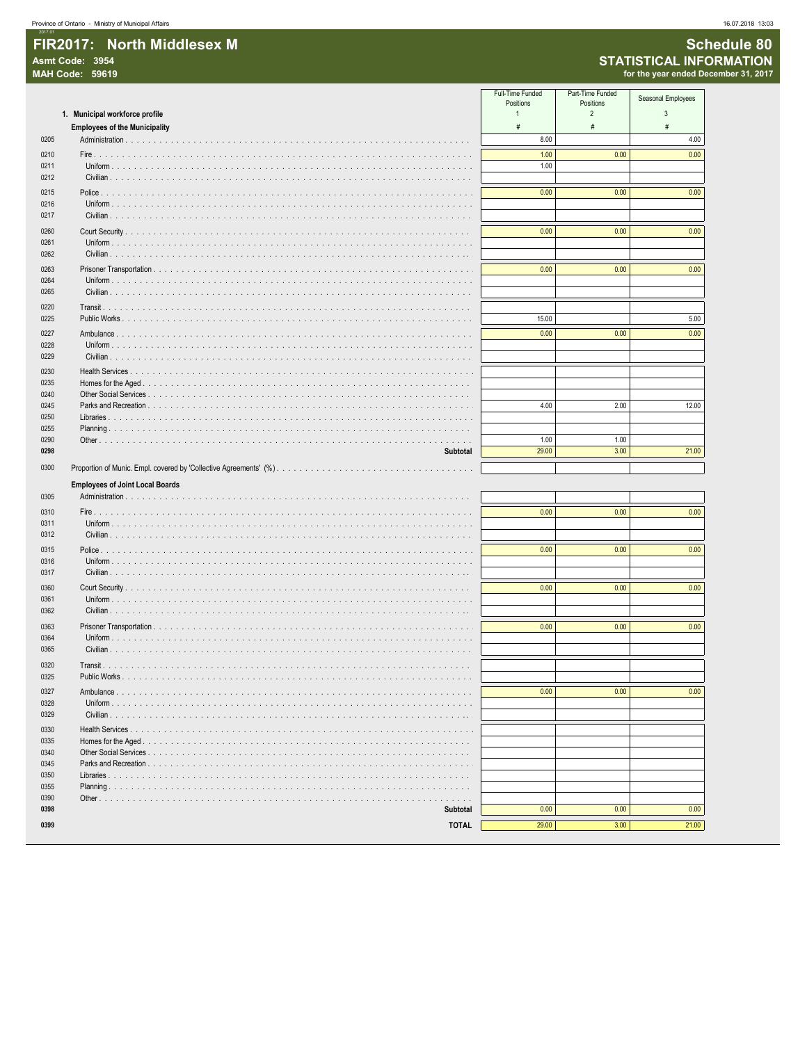Province of Ontario - Ministry of Municipal Affairs

# FIR2017: North Middlesex M

**Asmt Code: 3954**
**MAH Code: 59619**

## Schedule 80
## STATISTICAL INFORMATION
**for the year ended December 31, 2017**

| | | Full-Time Funded Positions | Part-Time Funded Positions | Seasonal Employees |
|---|---|---|---|---|
| | **1. Municipal workforce profile** | 1 | 2 | 3 |
| | **Employees of the Municipality** | # | # | # |
| 0205 | Administration | 8.00 | | 4.00 |
| 0210 | Fire | 1.00 | 0.00 | 0.00 |
| 0211 | Uniform | 1.00 | | |
| 0212 | Civilian | | | |
| 0215 | Police | 0.00 | 0.00 | 0.00 |
| 0216 | Uniform | | | |
| 0217 | Civilian | | | |
| 0260 | Court Security | 0.00 | 0.00 | 0.00 |
| 0261 | Uniform | | | |
| 0262 | Civilian | | | |
| 0263 | Prisoner Transportation | 0.00 | 0.00 | 0.00 |
| 0264 | Uniform | | | |
| 0265 | Civilian | | | |
| 0220 | Transit | | | |
| 0225 | Public Works | 15.00 | | 5.00 |
| 0227 | Ambulance | 0.00 | 0.00 | 0.00 |
| 0228 | Uniform | | | |
| 0229 | Civilian | | | |
| 0230 | Health Services | | | |
| 0235 | Homes for the Aged | | | |
| 0240 | Other Social Services | | | |
| 0245 | Parks and Recreation | 4.00 | 2.00 | 12.00 |
| 0250 | Libraries | | | |
| 0255 | Planning | | | |
| 0290 | Other | 1.00 | 1.00 | |
| **0298** | **Subtotal** | 29.00 | 3.00 | 21.00 |
| 0300 | Proportion of Munic. Empl. covered by 'Collective Agreements' (%) | | | |
| | **Employees of Joint Local Boards** | | | |
| 0305 | Administration | | | |
| 0310 | Fire | 0.00 | 0.00 | 0.00 |
| 0311 | Uniform | | | |
| 0312 | Civilian | | | |
| 0315 | Police | 0.00 | 0.00 | 0.00 |
| 0316 | Uniform | | | |
| 0317 | Civilian | | | |
| 0360 | Court Security | 0.00 | 0.00 | 0.00 |
| 0361 | Uniform | | | |
| 0362 | Civilian | | | |
| 0363 | Prisoner Transportation | 0.00 | 0.00 | 0.00 |
| 0364 | Uniform | | | |
| 0365 | Civilian | | | |
| 0320 | Transit | | | |
| 0325 | Public Works | | | |
| 0327 | Ambulance | 0.00 | 0.00 | 0.00 |
| 0328 | Uniform | | | |
| 0329 | Civilian | | | |
| 0330 | Health Services | | | |
| 0335 | Homes for the Aged | | | |
| 0340 | Other Social Services | | | |
| 0345 | Parks and Recreation | | | |
| 0350 | Libraries | | | |
| 0355 | Planning | | | |
| 0390 | Other | | | |
| **0398** | **Subtotal** | 0.00 | 0.00 | 0.00 |
| **0399** | **TOTAL** | 29.00 | 3.00 | 21.00 |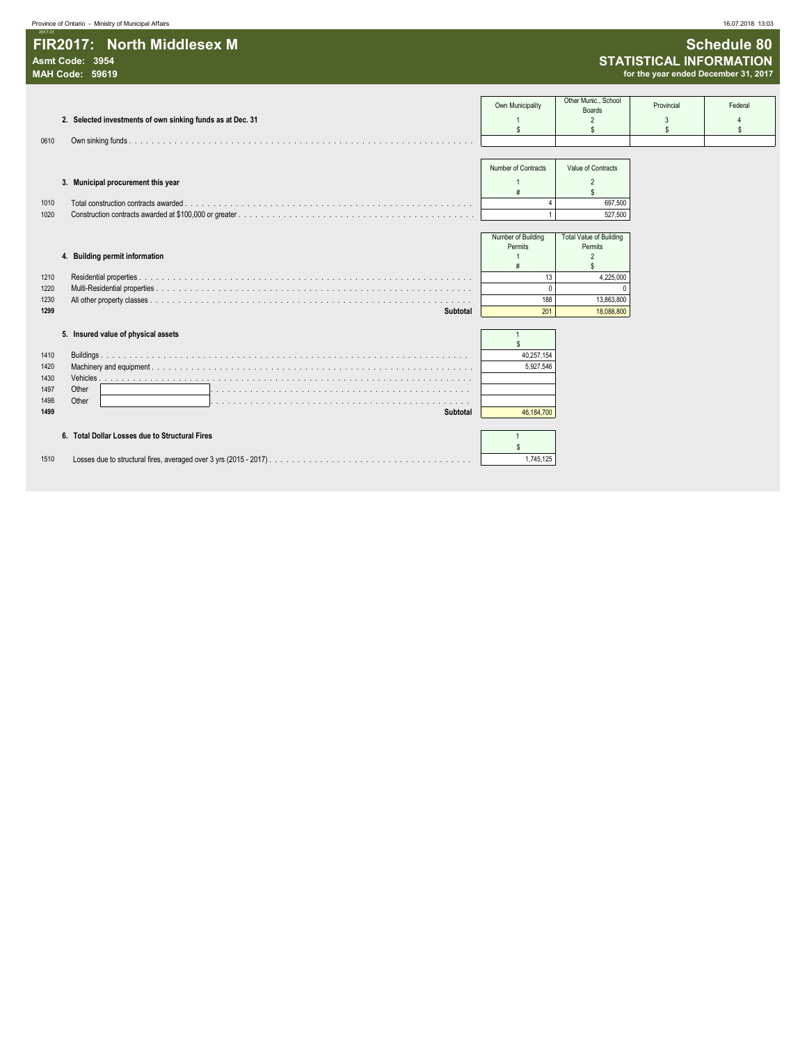# FIR2017: North Middlesex M

**Asmt Code: 3954**
**MAH Code: 59619**

## Schedule 80
## STATISTICAL INFORMATION
**for the year ended December 31, 2017**

### 2. Selected investments of own sinking funds as at Dec. 31

| | | Own Municipality | Other Munic., School Boards | Provincial | Federal |
|---|---|---|---|---|---|
| | | 1 | 2 | 3 | 4 |
| | | $ | $ | $ | $ |
| 0610 | Own sinking funds | | | | |

### 3. Municipal procurement this year

| | | Number of Contracts | Value of Contracts |
|---|---|---|---|
| | | 1 | 2 |
| | | # | $ |
| 1010 | Total construction contracts awarded | 4 | 697,500 |
| 1020 | Construction contracts awarded at $100,000 or greater | 1 | 527,500 |

### 4. Building permit information

| | | Number of Building Permits | Total Value of Building Permits |
|---|---|---|---|
| | | 1 | 2 |
| | | # | $ |
| 1210 | Residential properties | 13 | 4,225,000 |
| 1220 | Multi-Residential properties | 0 | 0 |
| 1230 | All other property classes | 188 | 13,863,800 |
| **1299** | **Subtotal** | 201 | 18,088,800 |

### 5. Insured value of physical assets

| | | 1 |
|---|---|---|
| | | $ |
| 1410 | Buildings | 40,257,154 |
| 1420 | Machinery and equipment | 5,927,546 |
| 1430 | Vehicles | |
| 1497 | Other | |
| 1498 | Other | |
| **1499** | **Subtotal** | 46,184,700 |

### 6. Total Dollar Losses due to Structural Fires

| | | 1 |
|---|---|---|
| | | $ |
| 1510 | Losses due to structural fires, averaged over 3 yrs (2015 - 2017) | 1,745,125 |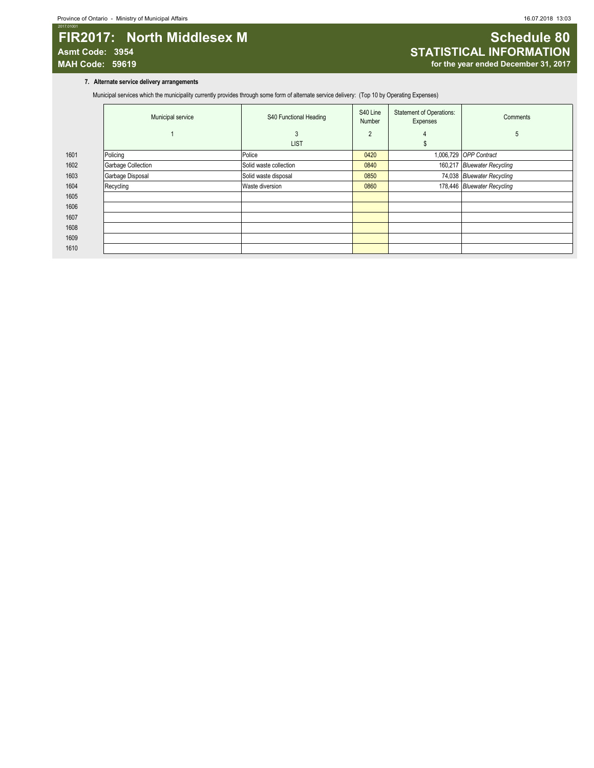# FIR2017: North Middlesex M

**Asmt Code: 3954**
**MAH Code: 59619**

## Schedule 80
## STATISTICAL INFORMATION
**for the year ended December 31, 2017**

### 7. Alternate service delivery arrangements

Municipal services which the municipality currently provides through some form of alternate service delivery: (Top 10 by Operating Expenses)

| | Municipal service | S40 Functional Heading | S40 Line Number | Statement of Operations: Expenses | Comments |
|---|---|---|---|---|---|
| | 1 | 3<br>LIST | 2 | 4<br>$ | 5 |
| 1601 | Policing | Police | 0420 | 1,006,729 | *OPP Contract* |
| 1602 | Garbage Collection | Solid waste collection | 0840 | 160,217 | *Bluewater Recycling* |
| 1603 | Garbage Disposal | Solid waste disposal | 0850 | 74,038 | *Bluewater Recycling* |
| 1604 | Recycling | Waste diversion | 0860 | 178,446 | *Bluewater Recycling* |
| 1605 | | | | | |
| 1606 | | | | | |
| 1607 | | | | | |
| 1608 | | | | | |
| 1609 | | | | | |
| 1610 | | | | | |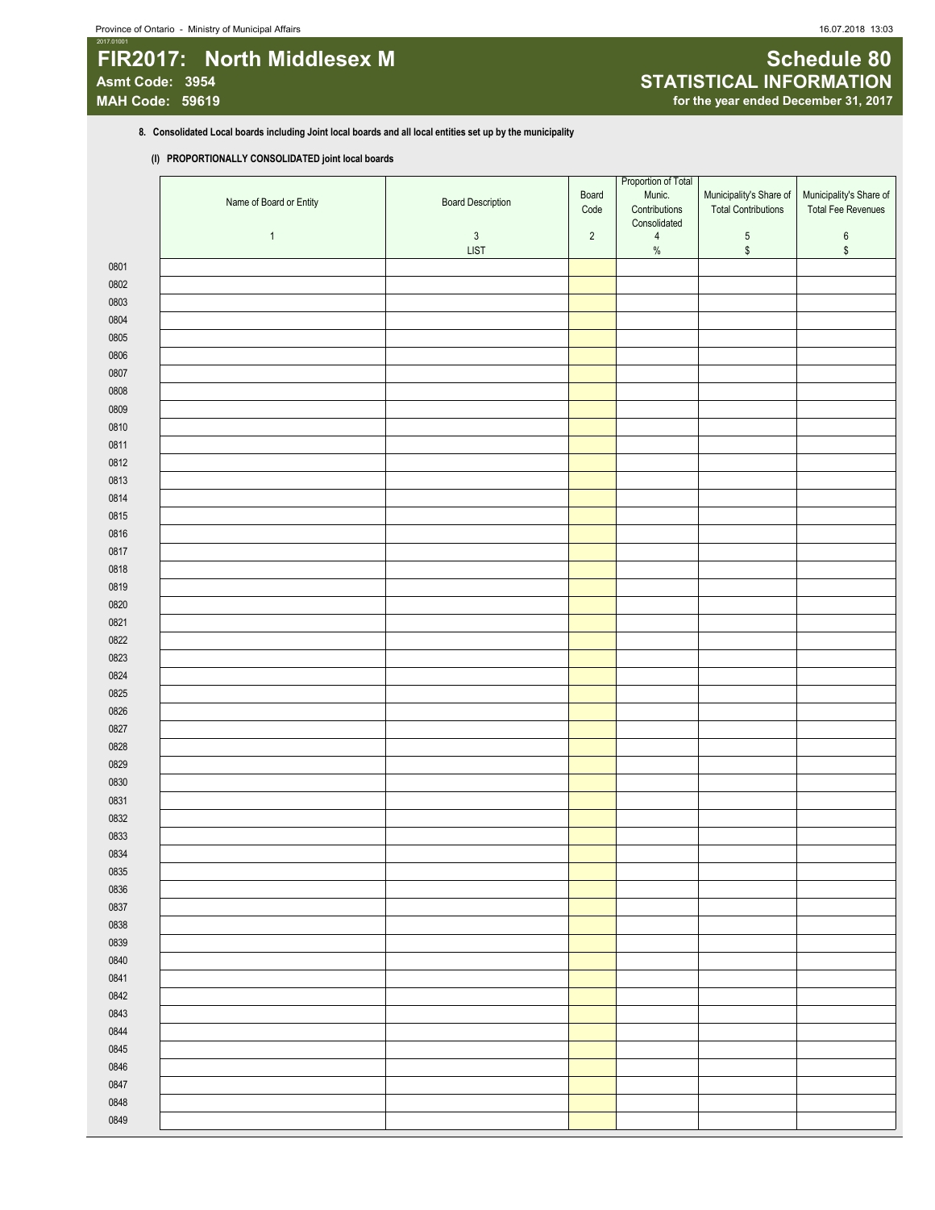# FIR2017: North Middlesex M

**Asmt Code: 3954**
**MAH Code: 59619**

## Schedule 80
## STATISTICAL INFORMATION
**for the year ended December 31, 2017**

**8. Consolidated Local boards including Joint local boards and all local entities set up by the municipality**

**(I) PROPORTIONALLY CONSOLIDATED joint local boards**

| | Name of Board or Entity | Board Description | Board Code | Proportion of Total Munic. Contributions Consolidated | Municipality's Share of Total Contributions | Municipality's Share of Total Fee Revenues |
|---|---|---|---|---|---|---|
| | 1 | 3 | 2 | 4 | 5 | 6 |
| | | LIST | | % | $ | $ |
| 0801 | | | | | | |
| 0802 | | | | | | |
| 0803 | | | | | | |
| 0804 | | | | | | |
| 0805 | | | | | | |
| 0806 | | | | | | |
| 0807 | | | | | | |
| 0808 | | | | | | |
| 0809 | | | | | | |
| 0810 | | | | | | |
| 0811 | | | | | | |
| 0812 | | | | | | |
| 0813 | | | | | | |
| 0814 | | | | | | |
| 0815 | | | | | | |
| 0816 | | | | | | |
| 0817 | | | | | | |
| 0818 | | | | | | |
| 0819 | | | | | | |
| 0820 | | | | | | |
| 0821 | | | | | | |
| 0822 | | | | | | |
| 0823 | | | | | | |
| 0824 | | | | | | |
| 0825 | | | | | | |
| 0826 | | | | | | |
| 0827 | | | | | | |
| 0828 | | | | | | |
| 0829 | | | | | | |
| 0830 | | | | | | |
| 0831 | | | | | | |
| 0832 | | | | | | |
| 0833 | | | | | | |
| 0834 | | | | | | |
| 0835 | | | | | | |
| 0836 | | | | | | |
| 0837 | | | | | | |
| 0838 | | | | | | |
| 0839 | | | | | | |
| 0840 | | | | | | |
| 0841 | | | | | | |
| 0842 | | | | | | |
| 0843 | | | | | | |
| 0844 | | | | | | |
| 0845 | | | | | | |
| 0846 | | | | | | |
| 0847 | | | | | | |
| 0848 | | | | | | |
| 0849 | | | | | | |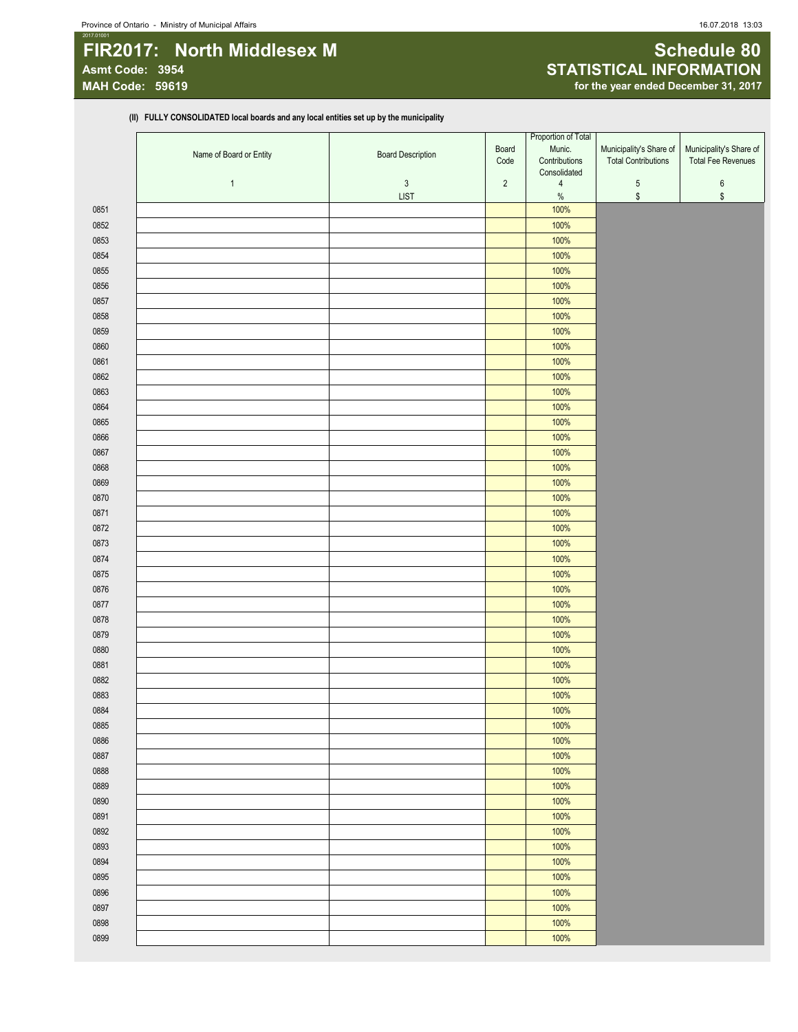# FIR2017: North Middlesex M

**Asmt Code: 3954**
**MAH Code: 59619**

## Schedule 80
## STATISTICAL INFORMATION
**for the year ended December 31, 2017**

**(II) FULLY CONSOLIDATED local boards and any local entities set up by the municipality**

| | Name of Board or Entity | Board Description | Board Code | Proportion of Total Munic. Contributions Consolidated | Municipality's Share of Total Contributions | Municipality's Share of Total Fee Revenues |
|---|---|---|---|---|---|---|
| | 1 | 3 | 2 | 4 | 5 | 6 |
| | | LIST | | % | $ | $ |
| 0851 | | | | 100% | | |
| 0852 | | | | 100% | | |
| 0853 | | | | 100% | | |
| 0854 | | | | 100% | | |
| 0855 | | | | 100% | | |
| 0856 | | | | 100% | | |
| 0857 | | | | 100% | | |
| 0858 | | | | 100% | | |
| 0859 | | | | 100% | | |
| 0860 | | | | 100% | | |
| 0861 | | | | 100% | | |
| 0862 | | | | 100% | | |
| 0863 | | | | 100% | | |
| 0864 | | | | 100% | | |
| 0865 | | | | 100% | | |
| 0866 | | | | 100% | | |
| 0867 | | | | 100% | | |
| 0868 | | | | 100% | | |
| 0869 | | | | 100% | | |
| 0870 | | | | 100% | | |
| 0871 | | | | 100% | | |
| 0872 | | | | 100% | | |
| 0873 | | | | 100% | | |
| 0874 | | | | 100% | | |
| 0875 | | | | 100% | | |
| 0876 | | | | 100% | | |
| 0877 | | | | 100% | | |
| 0878 | | | | 100% | | |
| 0879 | | | | 100% | | |
| 0880 | | | | 100% | | |
| 0881 | | | | 100% | | |
| 0882 | | | | 100% | | |
| 0883 | | | | 100% | | |
| 0884 | | | | 100% | | |
| 0885 | | | | 100% | | |
| 0886 | | | | 100% | | |
| 0887 | | | | 100% | | |
| 0888 | | | | 100% | | |
| 0889 | | | | 100% | | |
| 0890 | | | | 100% | | |
| 0891 | | | | 100% | | |
| 0892 | | | | 100% | | |
| 0893 | | | | 100% | | |
| 0894 | | | | 100% | | |
| 0895 | | | | 100% | | |
| 0896 | | | | 100% | | |
| 0897 | | | | 100% | | |
| 0898 | | | | 100% | | |
| 0899 | | | | 100% | | |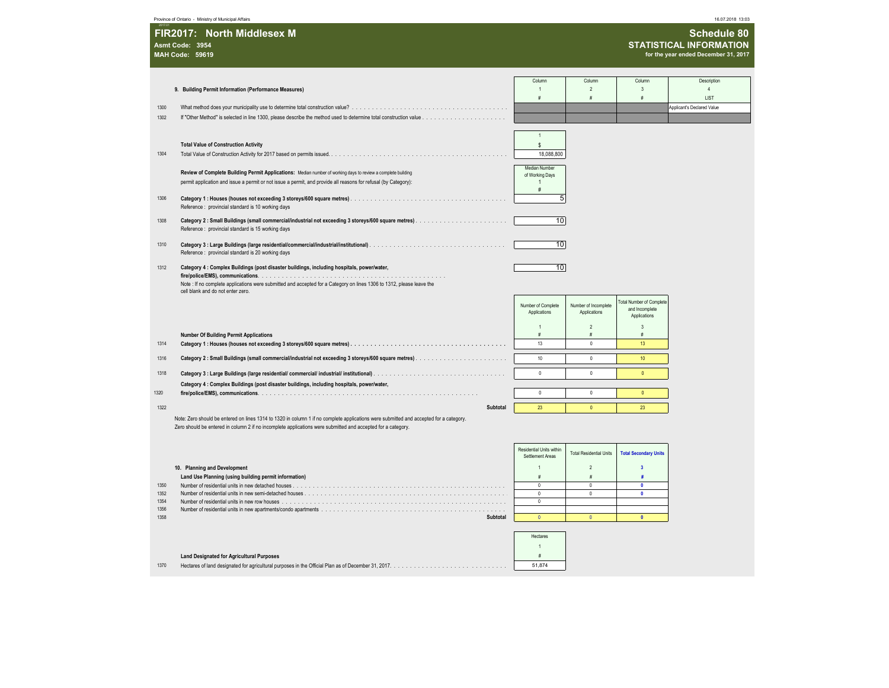# FIR2017: North Middlesex M

**Asmt Code: 3954**
**MAH Code: 59619**

## Schedule 80
### STATISTICAL INFORMATION
**for the year ended December 31, 2017**

| | 9. Building Permit Information (Performance Measures) | Column 1 # | Column 2 # | Column 3 # | Description 4 LIST |
|---|---|---|---|---|---|
| 1300 | What method does your municipality use to determine total construction value? | | | | Applicant's Declared Value |
| 1302 | If "Other Method" is selected in line 1300, please describe the method used to determine total construction value | | | | |

| | Total Value of Construction Activity | 1 $ |
|---|---|---|
| 1304 | Total Value of Construction Activity for 2017 based on permits issued. | 18,088,800 |

| | **Review of Complete Building Permit Applications:** Median number of working days to review a complete building permit application and issue a permit or not issue a permit, and provide all reasons for refusal (by Category): | Median Number of Working Days 1 # |
|---|---|---|
| 1306 | **Category 1 : Houses (houses not exceeding 3 storeys/600 square metres)** Reference : provincial standard is 10 working days | 5 |
| 1308 | **Category 2 : Small Buildings (small commercial/industrial not exceeding 3 storeys/600 square metres)** Reference : provincial standard is 15 working days | 10 |
| 1310 | **Category 3 : Large Buildings (large residential/commercial/industrial/institutional)** Reference : provincial standard is 20 working days | 10 |
| 1312 | **Category 4 : Complex Buildings (post disaster buildings, including hospitals, power/water, fire/police/EMS), communications** | 10 |

Note : If no complete applications were submitted and accepted for a Category on lines 1306 to 1312, please leave the cell blank and do not enter zero.

| | Number Of Building Permit Applications | Number of Complete Applications 1 # | Number of Incomplete Applications 2 # | Total Number of Complete and Incomplete Applications 3 # |
|---|---|---|---|---|
| 1314 | **Category 1 : Houses (houses not exceeding 3 storeys/600 square metres)** | 13 | 0 | 13 |
| 1316 | **Category 2 : Small Buildings (small commercial/industrial not exceeding 3 storeys/600 square metres)** | 10 | 0 | 10 |
| 1318 | **Category 3 : Large Buildings (large residential/ commercial/ industrial/ institutional)** | 0 | 0 | 0 |
| 1320 | **Category 4 : Complex Buildings (post disaster buildings, including hospitals, power/water, fire/police/EMS), communications** | 0 | 0 | 0 |
| 1322 | **Subtotal** | 23 | 0 | 23 |

Note: Zero should be entered on lines 1314 to 1320 in column 1 if no complete applications were submitted and accepted for a category.
Zero should be entered in column 2 if no incomplete applications were submitted and accepted for a category.

| | 10. Planning and Development<br>Land Use Planning (using building permit information) | Residential Units within Settlement Areas 1 # | Total Residential Units 2 # | Total Secondary Units 3 # |
|---|---|---|---|---|
| 1350 | Number of residential units in new detached houses | 0 | 0 | 0 |
| 1352 | Number of residential units in new semi-detached houses | 0 | 0 | 0 |
| 1354 | Number of residential units in new row houses | 0 | | |
| 1356 | Number of residential units in new apartments/condo apartments | | | |
| 1358 | **Subtotal** | 0 | 0 | 0 |

| | Land Designated for Agricultural Purposes | Hectares 1 # |
|---|---|---|
| 1370 | Hectares of land designated for agricultural purposes in the Official Plan as of December 31, 2017. | 51,874 |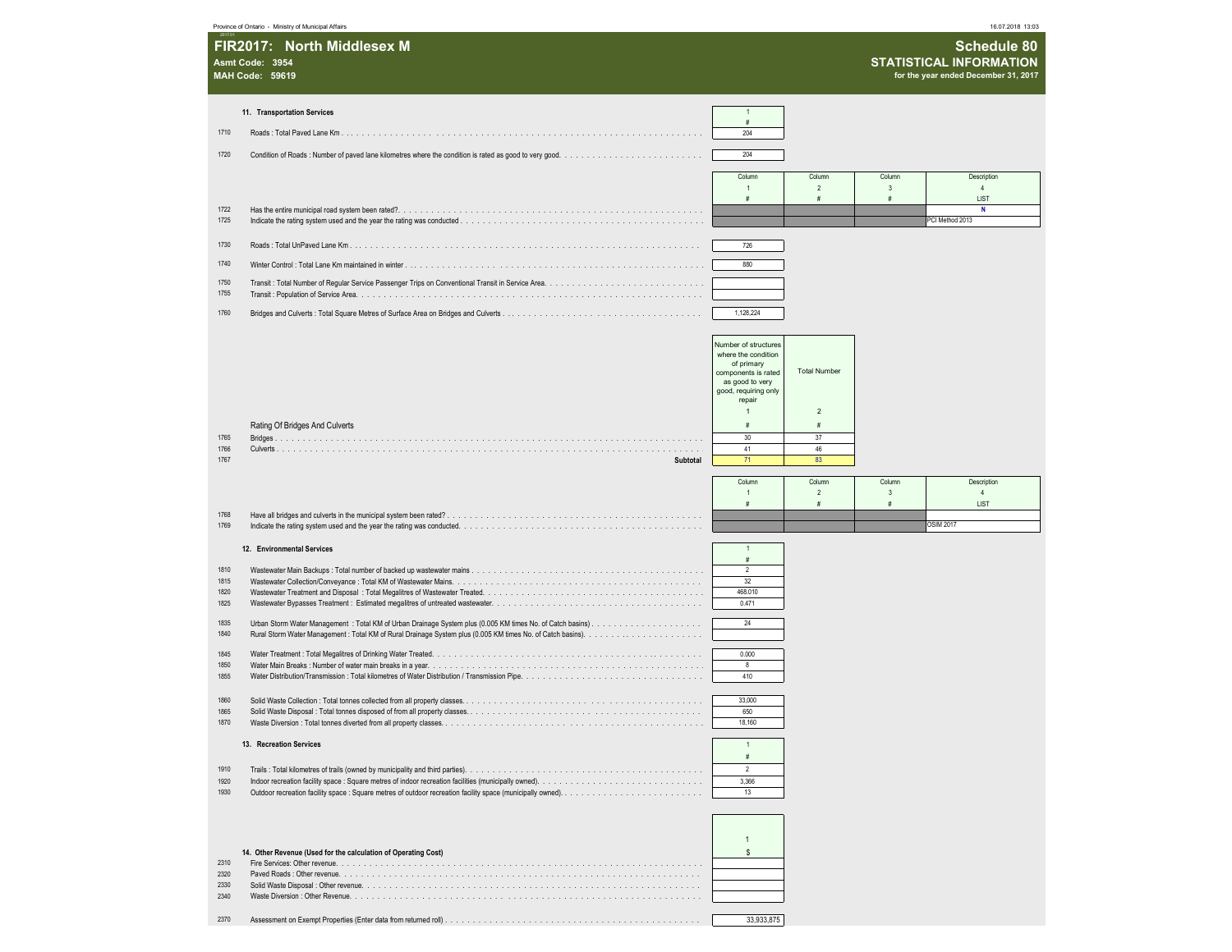# FIR2017: North Middlesex M

**Asmt Code: 3954**
**MAH Code: 59619**

## Schedule 80
### STATISTICAL INFORMATION
**for the year ended December 31, 2017**

### 11. Transportation Services

| Line | Description | 1 # |
|---|---|---|
| 1710 | Roads : Total Paved Lane Km | 204 |
| 1720 | Condition of Roads : Number of paved lane kilometres where the condition is rated as good to very good. | 204 |

| Line | Description | Column 1 # | Column 2 # | Column 3 # | Description 4 LIST |
|---|---|---|---|---|---|
| 1722 | Has the entire municipal road system been rated? | | | | N |
| 1725 | Indicate the rating system used and the year the rating was conducted | | | | PCI Method 2013 |

| Line | Description | 1 # |
|---|---|---|
| 1730 | Roads : Total UnPaved Lane Km | 726 |
| 1740 | Winter Control : Total Lane Km maintained in winter | 880 |
| 1750 | Transit : Total Number of Regular Service Passenger Trips on Conventional Transit in Service Area. | |
| 1755 | Transit : Population of Service Area. | |
| 1760 | Bridges and Culverts : Total Square Metres of Surface Area on Bridges and Culverts | 1,128,224 |

| Line | Rating Of Bridges And Culverts | Number of structures where the condition of primary components is rated as good to very good, requiring only repair 1 # | Total Number 2 # |
|---|---|---|---|
| 1765 | Bridges | 30 | 37 |
| 1766 | Culverts | 41 | 46 |
| 1767 | Subtotal | 71 | 83 |

| Line | Description | Column 1 # | Column 2 # | Column 3 # | Description 4 LIST |
|---|---|---|---|---|---|
| 1768 | Have all bridges and culverts in the municipal system been rated? | | | | |
| 1769 | Indicate the rating system used and the year the rating was conducted. | | | | OSIM 2017 |

### 12. Environmental Services

| Line | Description | 1 # |
|---|---|---|
| 1810 | Wastewater Main Backups : Total number of backed up wastewater mains | 2 |
| 1815 | Wastewater Collection/Conveyance : Total KM of Wastewater Mains. | 32 |
| 1820 | Wastewater Treatment and Disposal : Total Megalitres of Wastewater Treated. | 468.010 |
| 1825 | Wastewater Bypasses Treatment : Estimated megalitres of untreated wastewater. | 0.471 |
| 1835 | Urban Storm Water Management : Total KM of Urban Drainage System plus (0.005 KM times No. of Catch basins) | 24 |
| 1840 | Rural Storm Water Management : Total KM of Rural Drainage System plus (0.005 KM times No. of Catch basins). | |
| 1845 | Water Treatment : Total Megalitres of Drinking Water Treated. | 0.000 |
| 1850 | Water Main Breaks : Number of water main breaks in a year. | 8 |
| 1855 | Water Distribution/Transmission : Total kilometres of Water Distribution / Transmission Pipe. | 410 |
| 1860 | Solid Waste Collection : Total tonnes collected from all property classes. | 33,000 |
| 1865 | Solid Waste Disposal : Total tonnes disposed of from all property classes. | 650 |
| 1870 | Waste Diversion : Total tonnes diverted from all property classes. | 18,160 |

### 13. Recreation Services

| Line | Description | 1 # |
|---|---|---|
| 1910 | Trails : Total kilometres of trails (owned by municipality and third parties). | 2 |
| 1920 | Indoor recreation facility space : Square metres of indoor recreation facilities (municipally owned). | 3,366 |
| 1930 | Outdoor recreation facility space : Square metres of outdoor recreation facility space (municipally owned). | 13 |

### 14. Other Revenue (Used for the calculation of Operating Cost)

| Line | Description | 1 $ |
|---|---|---|
| 2310 | Fire Services: Other revenue. | |
| 2320 | Paved Roads : Other revenue. | |
| 2330 | Solid Waste Disposal : Other revenue. | |
| 2340 | Waste Diversion : Other Revenue. | |
| 2370 | Assessment on Exempt Properties (Enter data from returned roll) | 33,933,875 |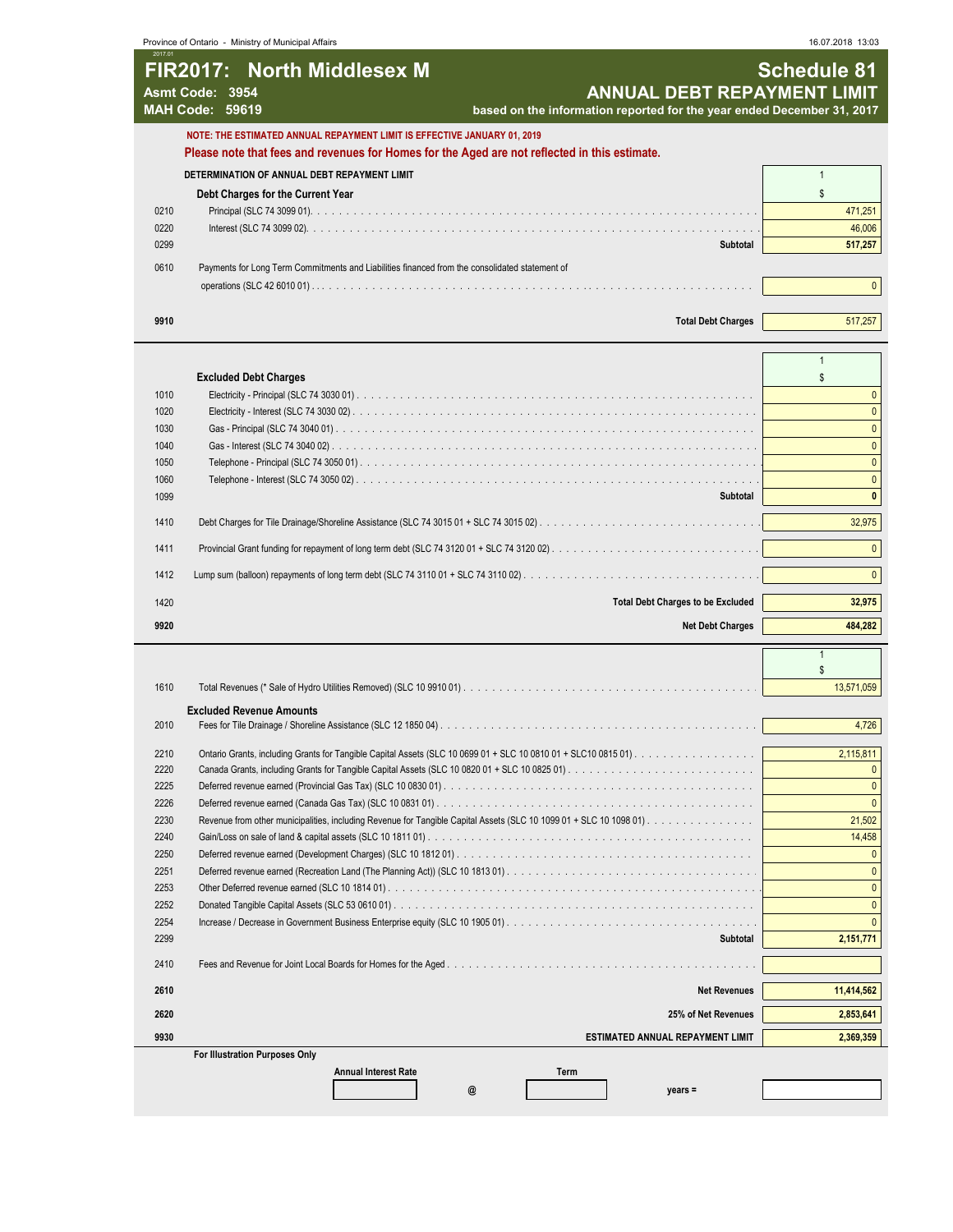# FIR2017: North Middlesex M

**Asmt Code: 3954**
**MAH Code: 59619**

## Schedule 81
## ANNUAL DEBT REPAYMENT LIMIT

**based on the information reported for the year ended December 31, 2017**

**NOTE: THE ESTIMATED ANNUAL REPAYMENT LIMIT IS EFFECTIVE JANUARY 01, 2019**

**Please note that fees and revenues for Homes for the Aged are not reflected in this estimate.**

**DETERMINATION OF ANNUAL DEBT REPAYMENT LIMIT**

| | | 1 |
|---|---|---|
| | **Debt Charges for the Current Year** | $ |
| 0210 | Principal (SLC 74 3099 01) | 471,251 |
| 0220 | Interest (SLC 74 3099 02) | 46,006 |
| 0299 | **Subtotal** | **517,257** |
| 0610 | Payments for Long Term Commitments and Liabilities financed from the consolidated statement of operations (SLC 42 6010 01) | 0 |
| **9910** | **Total Debt Charges** | 517,257 |

| | | 1 |
|---|---|---|
| | **Excluded Debt Charges** | $ |
| 1010 | Electricity - Principal (SLC 74 3030 01) | 0 |
| 1020 | Electricity - Interest (SLC 74 3030 02) | 0 |
| 1030 | Gas - Principal (SLC 74 3040 01) | 0 |
| 1040 | Gas - Interest (SLC 74 3040 02) | 0 |
| 1050 | Telephone - Principal (SLC 74 3050 01) | 0 |
| 1060 | Telephone - Interest (SLC 74 3050 02) | 0 |
| 1099 | **Subtotal** | **0** |
| 1410 | Debt Charges for Tile Drainage/Shoreline Assistance (SLC 74 3015 01 + SLC 74 3015 02) | 32,975 |
| 1411 | Provincial Grant funding for repayment of long term debt (SLC 74 3120 01 + SLC 74 3120 02) | 0 |
| 1412 | Lump sum (balloon) repayments of long term debt (SLC 74 3110 01 + SLC 74 3110 02) | 0 |
| 1420 | **Total Debt Charges to be Excluded** | **32,975** |
| **9920** | **Net Debt Charges** | **484,282** |

| | | 1 |
|---|---|---|
| | | $ |
| 1610 | Total Revenues (* Sale of Hydro Utilities Removed) (SLC 10 9910 01) | 13,571,059 |
| | **Excluded Revenue Amounts** | |
| 2010 | Fees for Tile Drainage / Shoreline Assistance (SLC 12 1850 04) | 4,726 |
| 2210 | Ontario Grants, including Grants for Tangible Capital Assets (SLC 10 0699 01 + SLC 10 0810 01 + SLC10 0815 01) | 2,115,811 |
| 2220 | Canada Grants, including Grants for Tangible Capital Assets (SLC 10 0820 01 + SLC 10 0825 01) | 0 |
| 2225 | Deferred revenue earned (Provincial Gas Tax) (SLC 10 0830 01) | 0 |
| 2226 | Deferred revenue earned (Canada Gas Tax) (SLC 10 0831 01) | 0 |
| 2230 | Revenue from other municipalities, including Revenue for Tangible Capital Assets (SLC 10 1099 01 + SLC 10 1098 01) | 21,502 |
| 2240 | Gain/Loss on sale of land & capital assets (SLC 10 1811 01) | 14,458 |
| 2250 | Deferred revenue earned (Development Charges) (SLC 10 1812 01) | 0 |
| 2251 | Deferred revenue earned (Recreation Land (The Planning Act)) (SLC 10 1813 01) | 0 |
| 2253 | Other Deferred revenue earned (SLC 10 1814 01) | 0 |
| 2252 | Donated Tangible Capital Assets (SLC 53 0610 01) | 0 |
| 2254 | Increase / Decrease in Government Business Enterprise equity (SLC 10 1905 01) | 0 |
| 2299 | **Subtotal** | **2,151,771** |
| 2410 | Fees and Revenue for Joint Local Boards for Homes for the Aged | |
| **2610** | **Net Revenues** | **11,414,562** |
| **2620** | **25% of Net Revenues** | **2,853,641** |
| **9930** | **ESTIMATED ANNUAL REPAYMENT LIMIT** | **2,369,359** |

**For Illustration Purposes Only**

| Annual Interest Rate | | Term | | |
|---|---|---|---|---|
| | @ | | years = | |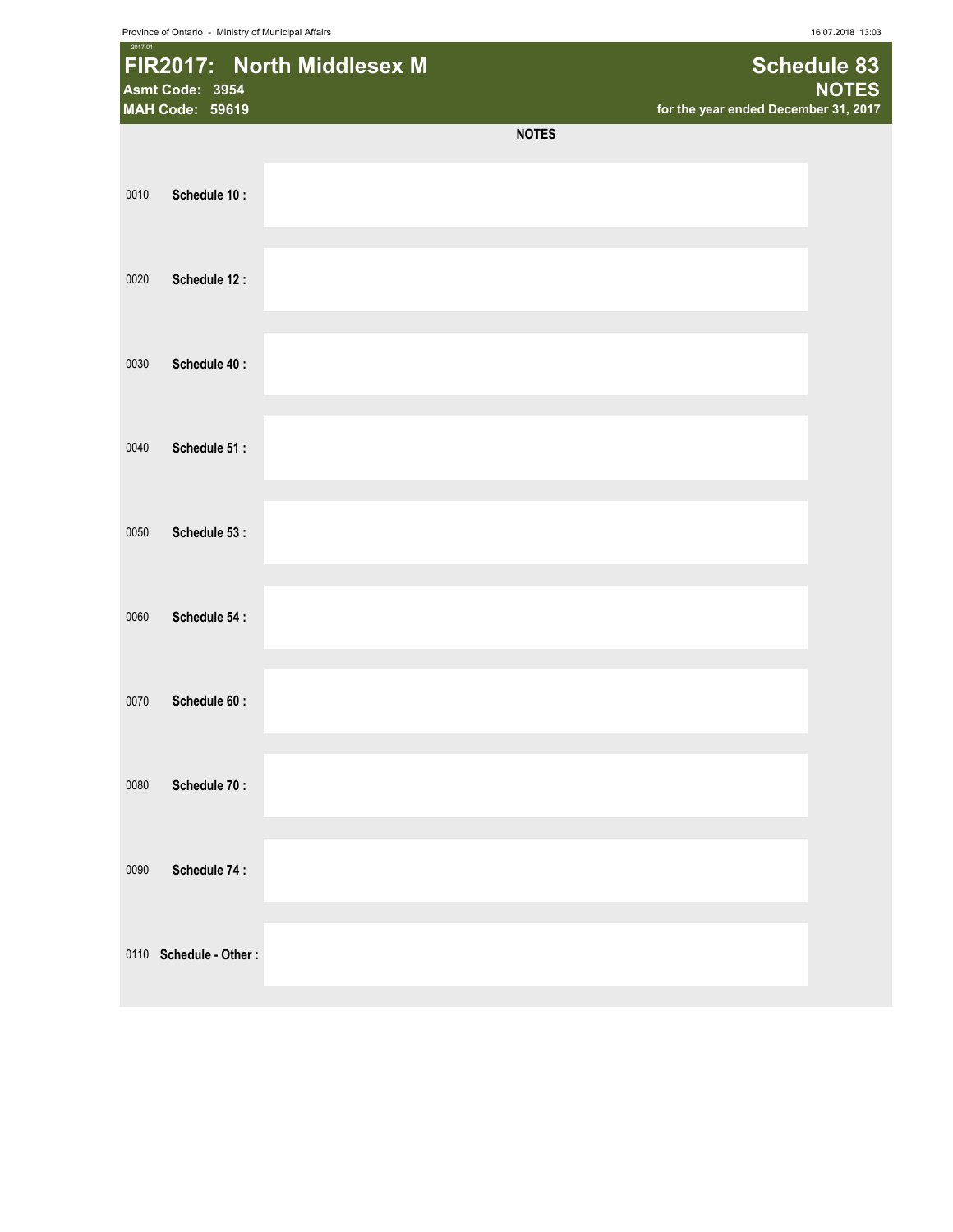# FIR2017: North Middlesex M

**Asmt Code: 3954**
**MAH Code: 59619**

## Schedule 83
## NOTES

**for the year ended December 31, 2017**

**NOTES**

| | | |
|---|---|---|
| 0010 | **Schedule 10 :** | |
| 0020 | **Schedule 12 :** | |
| 0030 | **Schedule 40 :** | |
| 0040 | **Schedule 51 :** | |
| 0050 | **Schedule 53 :** | |
| 0060 | **Schedule 54 :** | |
| 0070 | **Schedule 60 :** | |
| 0080 | **Schedule 70 :** | |
| 0090 | **Schedule 74 :** | |
| 0110 | **Schedule - Other :** | |